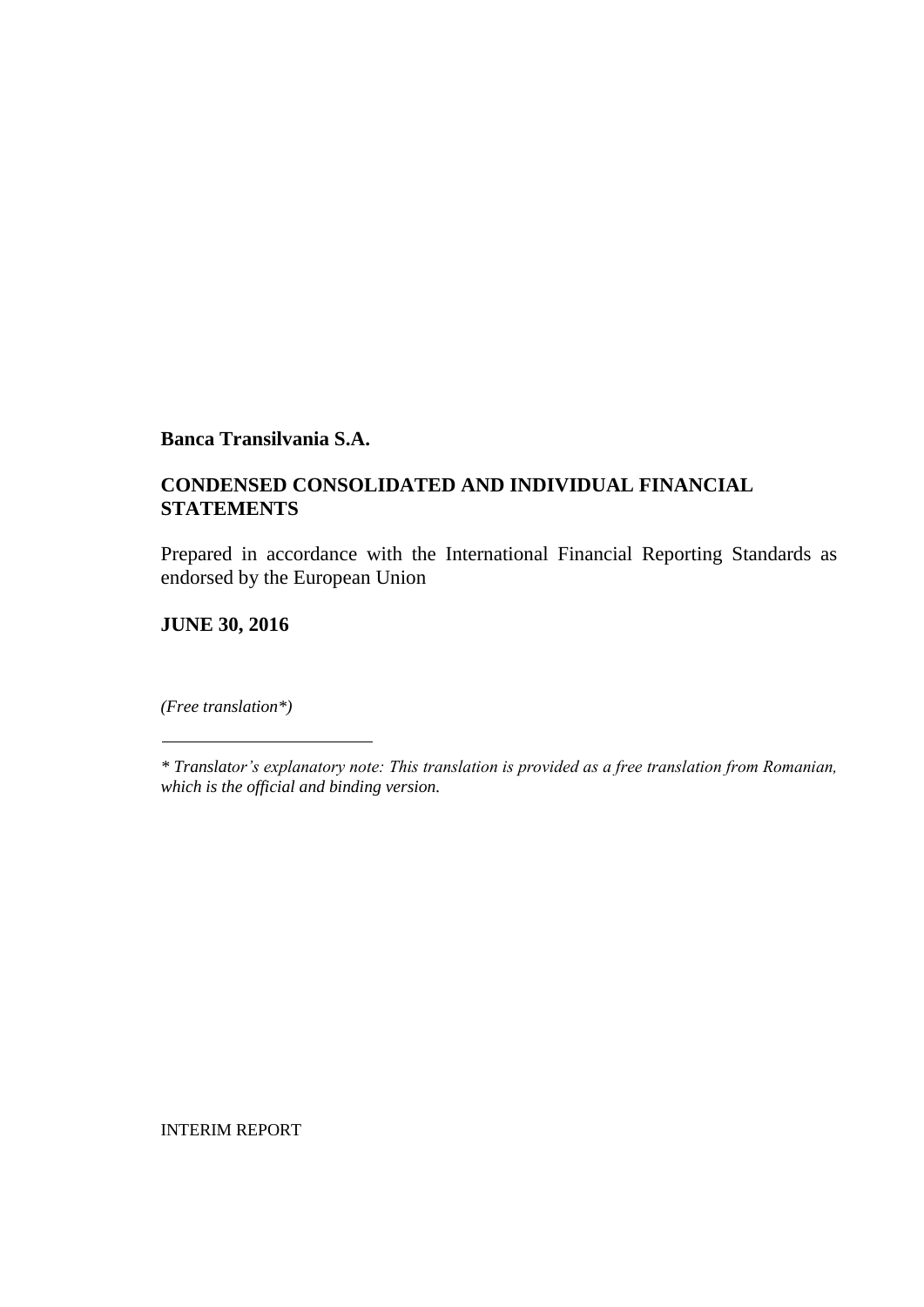**Banca Transilvania S.A.**

**CONDENSED CONSOLIDATED AND INDIVIDUAL FINANCIAL STATEMENTS**

Prepared in accordance with the International Financial Reporting Standards as endorsed by the European Union

**JUNE 30, 2016**

*(Free translation\*)*

---

*\* Translator's explanatory note: This translation is provided as a free translation from Romanian, which is the official and binding version.*

INTERIM REPORT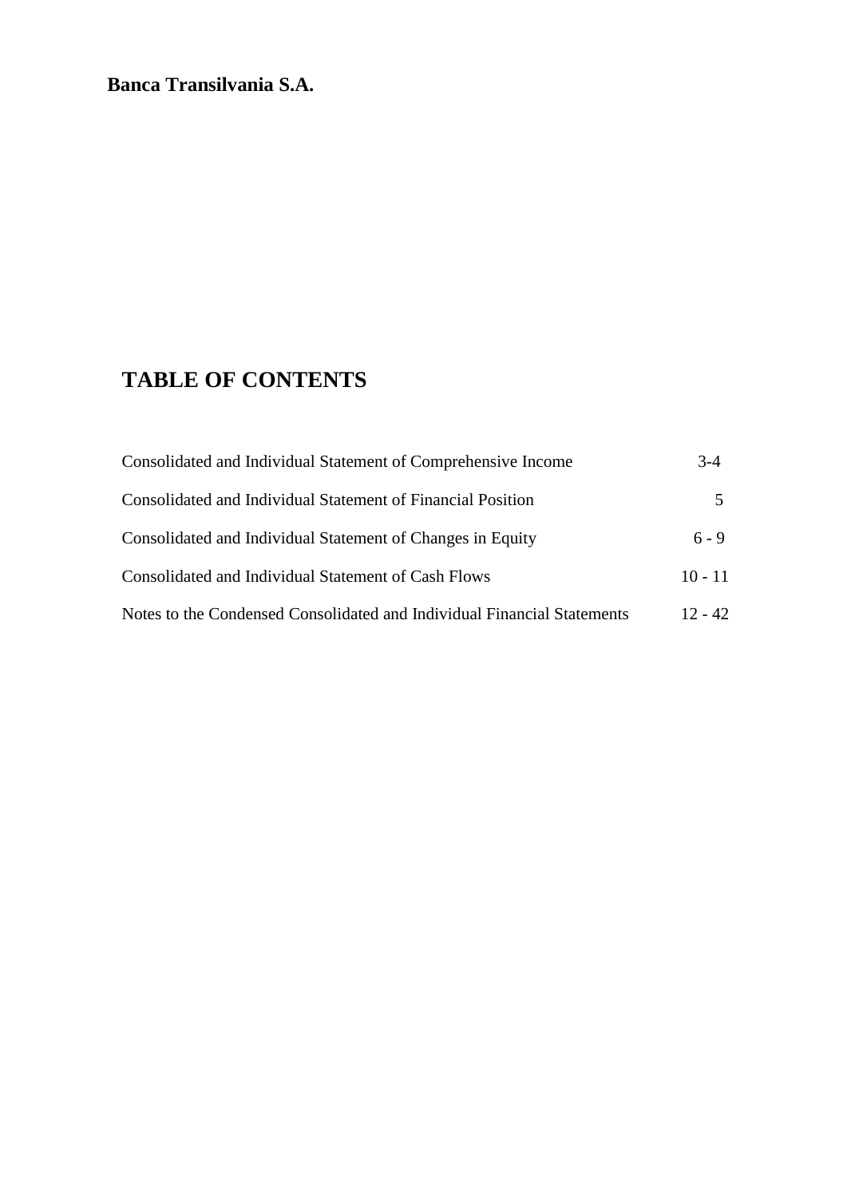**Banca Transilvania S.A.**

# TABLE OF CONTENTS

| | |
|---|---|
| Consolidated and Individual Statement of Comprehensive Income | 3-4 |
| Consolidated and Individual Statement of Financial Position | 5 |
| Consolidated and Individual Statement of Changes in Equity | 6 - 9 |
| Consolidated and Individual Statement of Cash Flows | 10 - 11 |
| Notes to the Condensed Consolidated and Individual Financial Statements | 12 - 42 |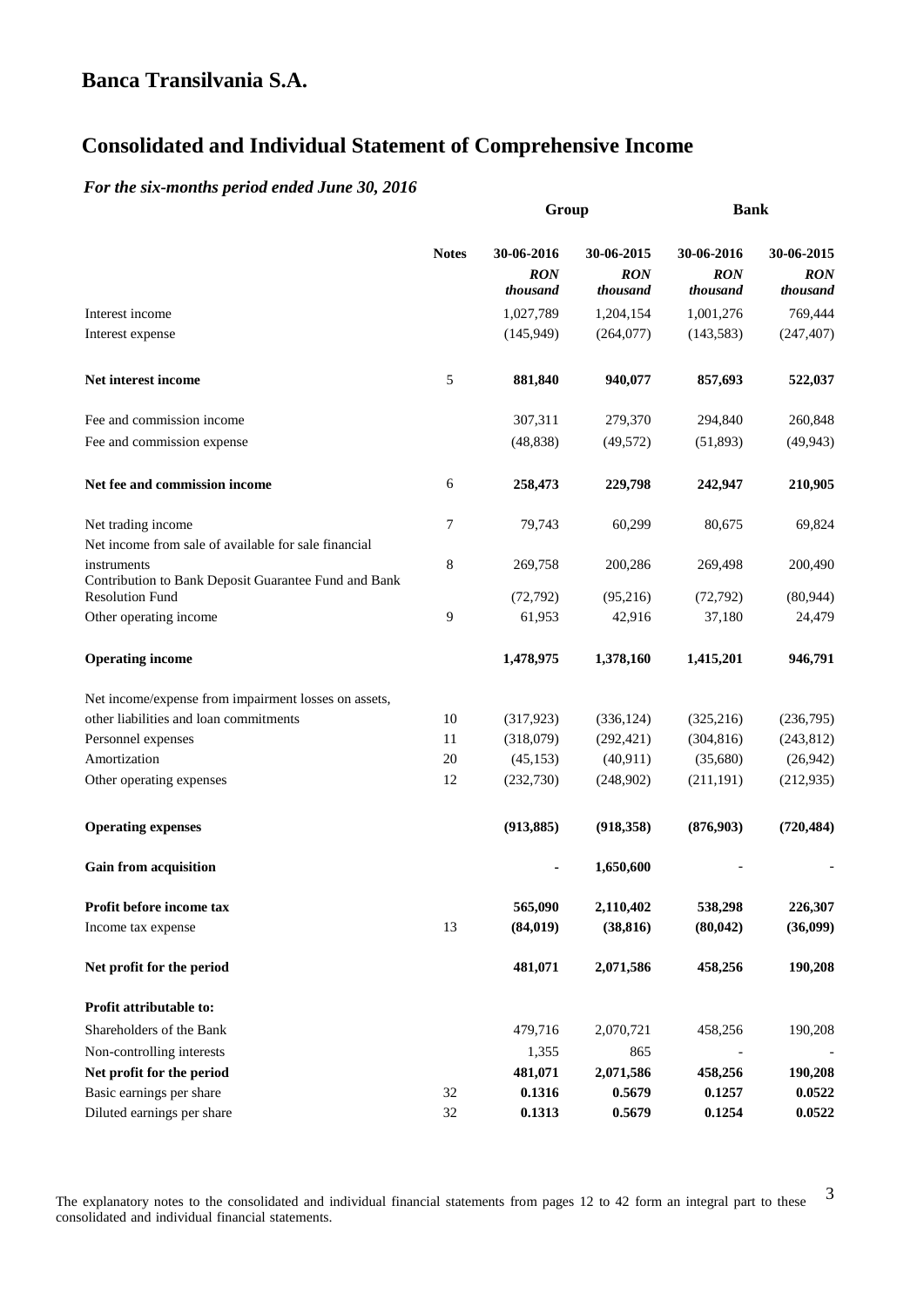# Banca Transilvania S.A.

## Consolidated and Individual Statement of Comprehensive Income

### *For the six-months period ended June 30, 2016*

| | Notes | Group | | Bank | |
|---|---|---|---|---|---|
| | | 30-06-2016 | 30-06-2015 | 30-06-2016 | 30-06-2015 |
| | | *RON thousand* | *RON thousand* | *RON thousand* | *RON thousand* |
| Interest income | | 1,027,789 | 1,204,154 | 1,001,276 | 769,444 |
| Interest expense | | (145,949) | (264,077) | (143,583) | (247,407) |
| **Net interest income** | 5 | **881,840** | **940,077** | **857,693** | **522,037** |
| Fee and commission income | | 307,311 | 279,370 | 294,840 | 260,848 |
| Fee and commission expense | | (48,838) | (49,572) | (51,893) | (49,943) |
| **Net fee and commission income** | 6 | **258,473** | **229,798** | **242,947** | **210,905** |
| Net trading income | 7 | 79,743 | 60,299 | 80,675 | 69,824 |
| Net income from sale of available for sale financial instruments | 8 | 269,758 | 200,286 | 269,498 | 200,490 |
| Contribution to Bank Deposit Guarantee Fund and Bank Resolution Fund | | (72,792) | (95,216) | (72,792) | (80,944) |
| Other operating income | 9 | 61,953 | 42,916 | 37,180 | 24,479 |
| **Operating income** | | **1,478,975** | **1,378,160** | **1,415,201** | **946,791** |
| Net income/expense from impairment losses on assets, other liabilities and loan commitments | 10 | (317,923) | (336,124) | (325,216) | (236,795) |
| Personnel expenses | 11 | (318,079) | (292,421) | (304,816) | (243,812) |
| Amortization | 20 | (45,153) | (40,911) | (35,680) | (26,942) |
| Other operating expenses | 12 | (232,730) | (248,902) | (211,191) | (212,935) |
| **Operating expenses** | | **(913,885)** | **(918,358)** | **(876,903)** | **(720,484)** |
| **Gain from acquisition** | | **-** | **1,650,600** | - | - |
| **Profit before income tax** | | **565,090** | **2,110,402** | **538,298** | **226,307** |
| Income tax expense | 13 | **(84,019)** | **(38,816)** | **(80,042)** | **(36,099)** |
| **Net profit for the period** | | **481,071** | **2,071,586** | **458,256** | **190,208** |
| **Profit attributable to:** | | | | | |
| Shareholders of the Bank | | 479,716 | 2,070,721 | 458,256 | 190,208 |
| Non-controlling interests | | 1,355 | 865 | - | - |
| **Net profit for the period** | | **481,071** | **2,071,586** | **458,256** | **190,208** |
| Basic earnings per share | 32 | **0.1316** | **0.5679** | **0.1257** | **0.0522** |
| Diluted earnings per share | 32 | **0.1313** | **0.5679** | **0.1254** | **0.0522** |

The explanatory notes to the consolidated and individual financial statements from pages 12 to 42 form an integral part to these consolidated and individual financial statements.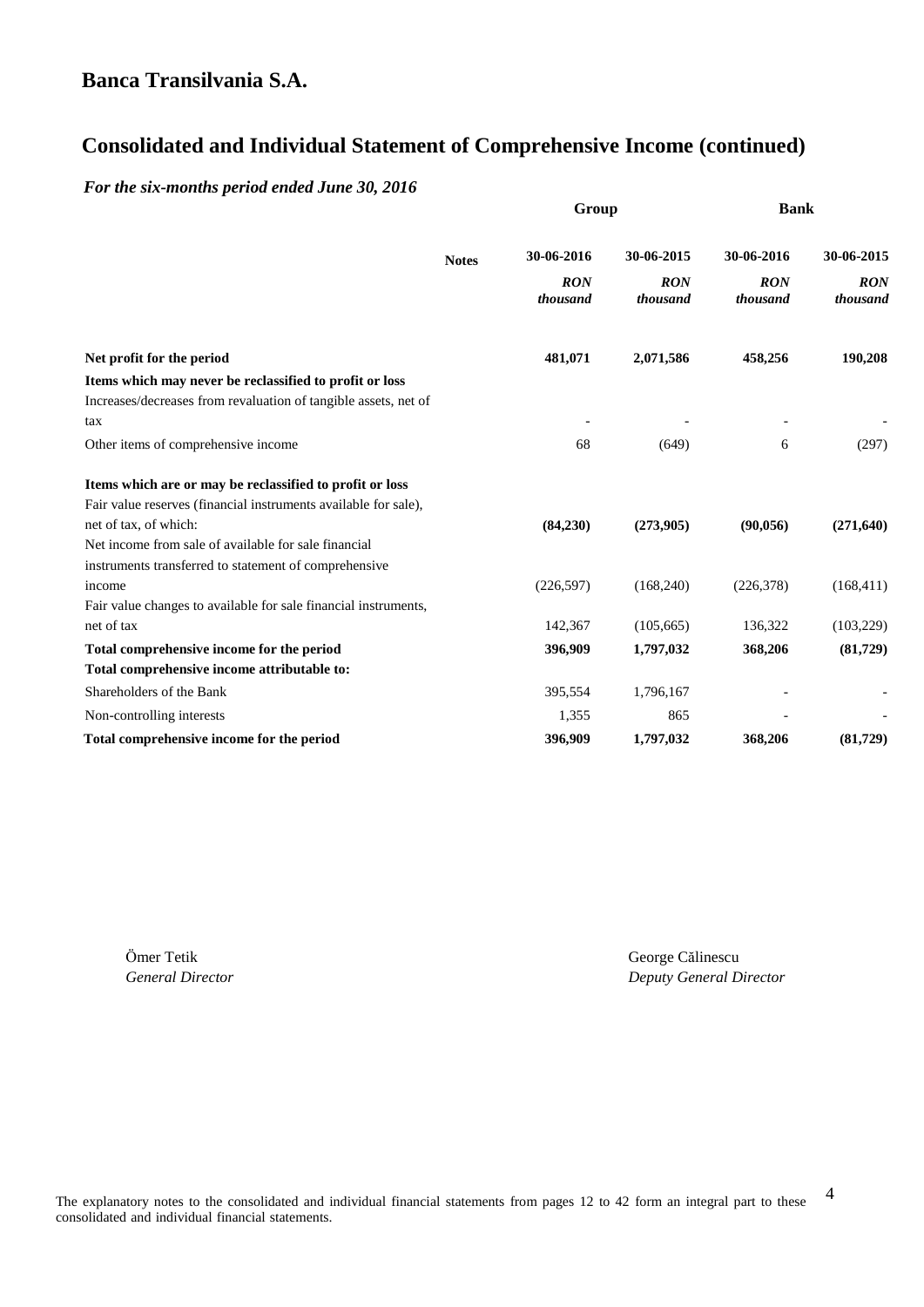# Banca Transilvania S.A.

## Consolidated and Individual Statement of Comprehensive Income (continued)

*For the six-months period ended June 30, 2016*

| | Notes | Group | | Bank | |
|---|---|---|---|---|---|
| | | 30-06-2016 | 30-06-2015 | 30-06-2016 | 30-06-2015 |
| | | *RON thousand* | *RON thousand* | *RON thousand* | *RON thousand* |
| **Net profit for the period** | | **481,071** | **2,071,586** | **458,256** | **190,208** |
| **Items which may never be reclassified to profit or loss** | | | | | |
| Increases/decreases from revaluation of tangible assets, net of tax | | - | - | - | - |
| Other items of comprehensive income | | 68 | (649) | 6 | (297) |
| **Items which are or may be reclassified to profit or loss** | | | | | |
| Fair value reserves (financial instruments available for sale), net of tax, of which: | | **(84,230)** | **(273,905)** | **(90,056)** | **(271,640)** |
| Net income from sale of available for sale financial instruments transferred to statement of comprehensive income | | (226,597) | (168,240) | (226,378) | (168,411) |
| Fair value changes to available for sale financial instruments, net of tax | | 142,367 | (105,665) | 136,322 | (103,229) |
| **Total comprehensive income for the period** | | **396,909** | **1,797,032** | **368,206** | **(81,729)** |
| **Total comprehensive income attributable to:** | | | | | |
| Shareholders of the Bank | | 395,554 | 1,796,167 | - | - |
| Non-controlling interests | | 1,355 | 865 | - | - |
| **Total comprehensive income for the period** | | **396,909** | **1,797,032** | **368,206** | **(81,729)** |

Ömer Tetik
*General Director*

George Călinescu
*Deputy General Director*

The explanatory notes to the consolidated and individual financial statements from pages 12 to 42 form an integral part to these consolidated and individual financial statements.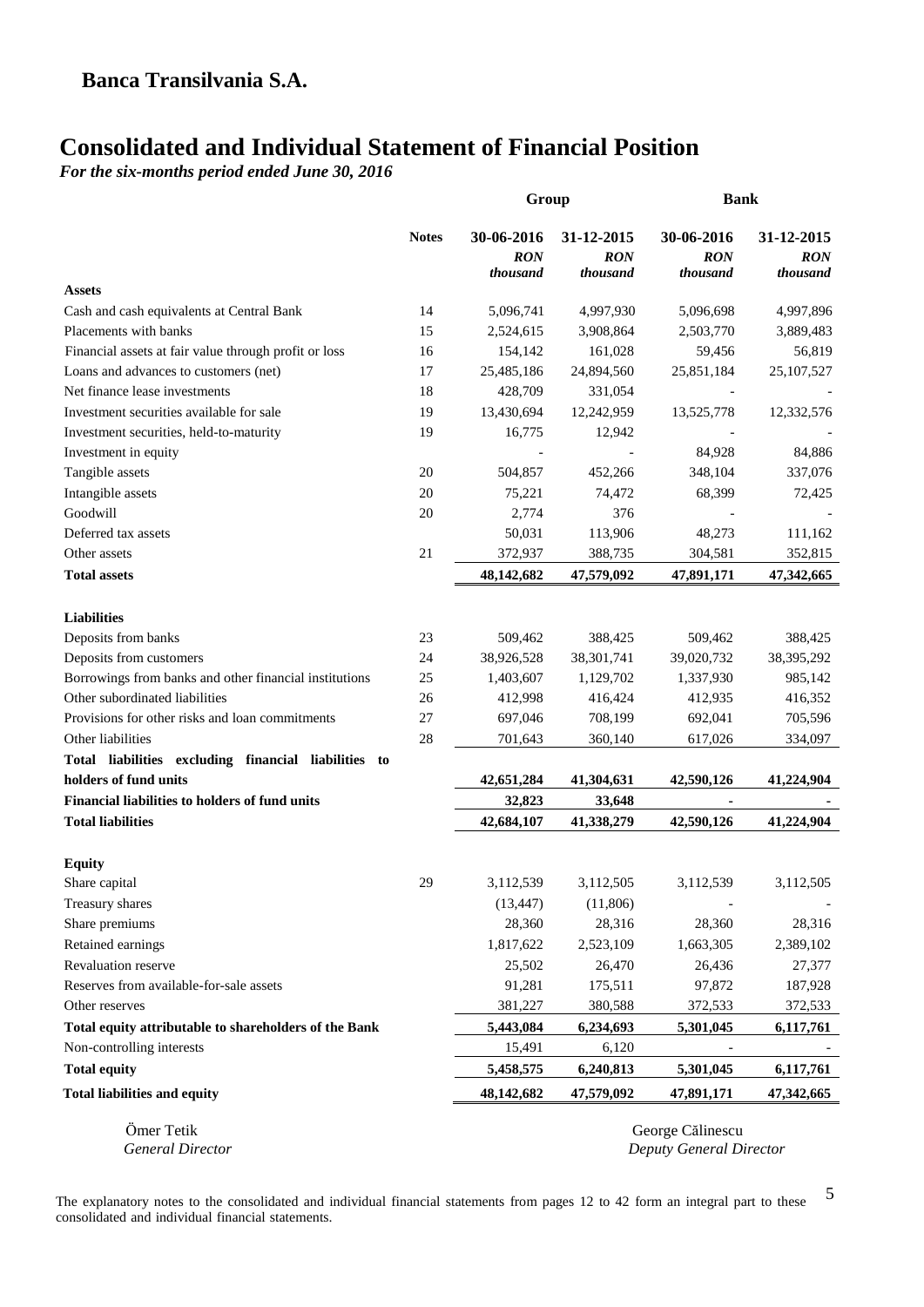## Banca Transilvania S.A.

# Consolidated and Individual Statement of Financial Position

*For the six-months period ended June 30, 2016*

| | | Group | | Bank | |
|---|---|---|---|---|---|
| | Notes | 30-06-2016 *RON thousand* | 31-12-2015 *RON thousand* | 30-06-2016 *RON thousand* | 31-12-2015 *RON thousand* |
| **Assets** | | | | | |
| Cash and cash equivalents at Central Bank | 14 | 5,096,741 | 4,997,930 | 5,096,698 | 4,997,896 |
| Placements with banks | 15 | 2,524,615 | 3,908,864 | 2,503,770 | 3,889,483 |
| Financial assets at fair value through profit or loss | 16 | 154,142 | 161,028 | 59,456 | 56,819 |
| Loans and advances to customers (net) | 17 | 25,485,186 | 24,894,560 | 25,851,184 | 25,107,527 |
| Net finance lease investments | 18 | 428,709 | 331,054 | - | - |
| Investment securities available for sale | 19 | 13,430,694 | 12,242,959 | 13,525,778 | 12,332,576 |
| Investment securities, held-to-maturity | 19 | 16,775 | 12,942 | - | - |
| Investment in equity | | - | - | 84,928 | 84,886 |
| Tangible assets | 20 | 504,857 | 452,266 | 348,104 | 337,076 |
| Intangible assets | 20 | 75,221 | 74,472 | 68,399 | 72,425 |
| Goodwill | 20 | 2,774 | 376 | - | - |
| Deferred tax assets | | 50,031 | 113,906 | 48,273 | 111,162 |
| Other assets | 21 | 372,937 | 388,735 | 304,581 | 352,815 |
| **Total assets** | | **48,142,682** | **47,579,092** | **47,891,171** | **47,342,665** |
| | | | | | |
| **Liabilities** | | | | | |
| Deposits from banks | 23 | 509,462 | 388,425 | 509,462 | 388,425 |
| Deposits from customers | 24 | 38,926,528 | 38,301,741 | 39,020,732 | 38,395,292 |
| Borrowings from banks and other financial institutions | 25 | 1,403,607 | 1,129,702 | 1,337,930 | 985,142 |
| Other subordinated liabilities | 26 | 412,998 | 416,424 | 412,935 | 416,352 |
| Provisions for other risks and loan commitments | 27 | 697,046 | 708,199 | 692,041 | 705,596 |
| Other liabilities | 28 | 701,643 | 360,140 | 617,026 | 334,097 |
| **Total liabilities excluding financial liabilities to holders of fund units** | | **42,651,284** | **41,304,631** | **42,590,126** | **41,224,904** |
| **Financial liabilities to holders of fund units** | | **32,823** | **33,648** | **-** | **-** |
| **Total liabilities** | | **42,684,107** | **41,338,279** | **42,590,126** | **41,224,904** |
| | | | | | |
| **Equity** | | | | | |
| Share capital | 29 | 3,112,539 | 3,112,505 | 3,112,539 | 3,112,505 |
| Treasury shares | | (13,447) | (11,806) | - | - |
| Share premiums | | 28,360 | 28,316 | 28,360 | 28,316 |
| Retained earnings | | 1,817,622 | 2,523,109 | 1,663,305 | 2,389,102 |
| Revaluation reserve | | 25,502 | 26,470 | 26,436 | 27,377 |
| Reserves from available-for-sale assets | | 91,281 | 175,511 | 97,872 | 187,928 |
| Other reserves | | 381,227 | 380,588 | 372,533 | 372,533 |
| **Total equity attributable to shareholders of the Bank** | | **5,443,084** | **6,234,693** | **5,301,045** | **6,117,761** |
| Non-controlling interests | | 15,491 | 6,120 | - | - |
| **Total equity** | | **5,458,575** | **6,240,813** | **5,301,045** | **6,117,761** |
| **Total liabilities and equity** | | **48,142,682** | **47,579,092** | **47,891,171** | **47,342,665** |

Ömer Tetik
*General Director*

George Călinescu
*Deputy General Director*

The explanatory notes to the consolidated and individual financial statements from pages 12 to 42 form an integral part to these consolidated and individual financial statements.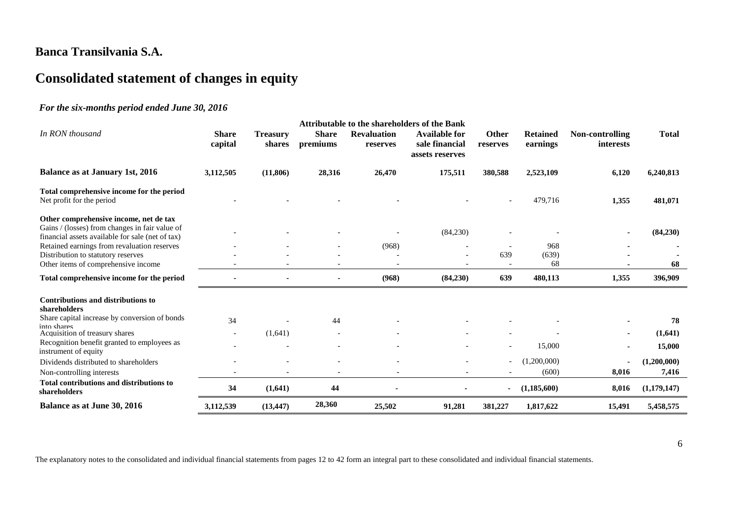## Banca Transilvania S.A.

# Consolidated statement of changes in equity

*For the six-months period ended June 30, 2016*

| *In RON thousand* | Attributable to the shareholders of the Bank | | | | | | | | |
|---|---|---|---|---|---|---|---|---|---|
| | **Share capital** | **Treasury shares** | **Share premiums** | **Revaluation reserves** | **Available for sale financial assets reserves** | **Other reserves** | **Retained earnings** | **Non-controlling interests** | **Total** |
| **Balance as at January 1st, 2016** | **3,112,505** | **(11,806)** | **28,316** | **26,470** | **175,511** | **380,588** | **2,523,109** | **6,120** | **6,240,813** |
| **Total comprehensive income for the period** | | | | | | | | | |
| Net profit for the period | - | - | - | - | - | - | 479,716 | **1,355** | **481,071** |
| **Other comprehensive income, net de tax** | | | | | | | | | |
| Gains / (losses) from changes in fair value of financial assets available for sale (net of tax) | - | - | - | - | (84,230) | - | - | **-** | **(84,230)** |
| Retained earnings from revaluation reserves | - | - | - | (968) | - | - | 968 | **-** | **-** |
| Distribution to statutory reserves | - | - | - | - | - | 639 | (639) | **-** | **-** |
| Other items of comprehensive income | - | - | - | - | - | - | 68 | **-** | **68** |
| **Total comprehensive income for the period** | **-** | **-** | **-** | **(968)** | **(84,230)** | **639** | **480,113** | **1,355** | **396,909** |
| **Contributions and distributions to shareholders** | | | | | | | | | |
| Share capital increase by conversion of bonds into shares | 34 | - | 44 | - | - | - | - | **-** | **78** |
| Acquisition of treasury shares | - | (1,641) | - | - | - | - | - | **-** | **(1,641)** |
| Recognition benefit granted to employees as instrument of equity | - | - | - | - | - | - | 15,000 | **-** | **15,000** |
| Dividends distributed to shareholders | - | - | - | - | - | - | (1,200,000) | **-** | **(1,200,000)** |
| Non-controlling interests | - | - | - | - | - | - | (600) | **8,016** | **7,416** |
| **Total contributions and distributions to shareholders** | **34** | **(1,641)** | **44** | **-** | **-** | **-** | **(1,185,600)** | **8,016** | **(1,179,147)** |
| **Balance as at June 30, 2016** | **3,112,539** | **(13,447)** | **28,360** | **25,502** | **91,281** | **381,227** | **1,817,622** | **15,491** | **5,458,575** |

The explanatory notes to the consolidated and individual financial statements from pages 12 to 42 form an integral part to these consolidated and individual financial statements.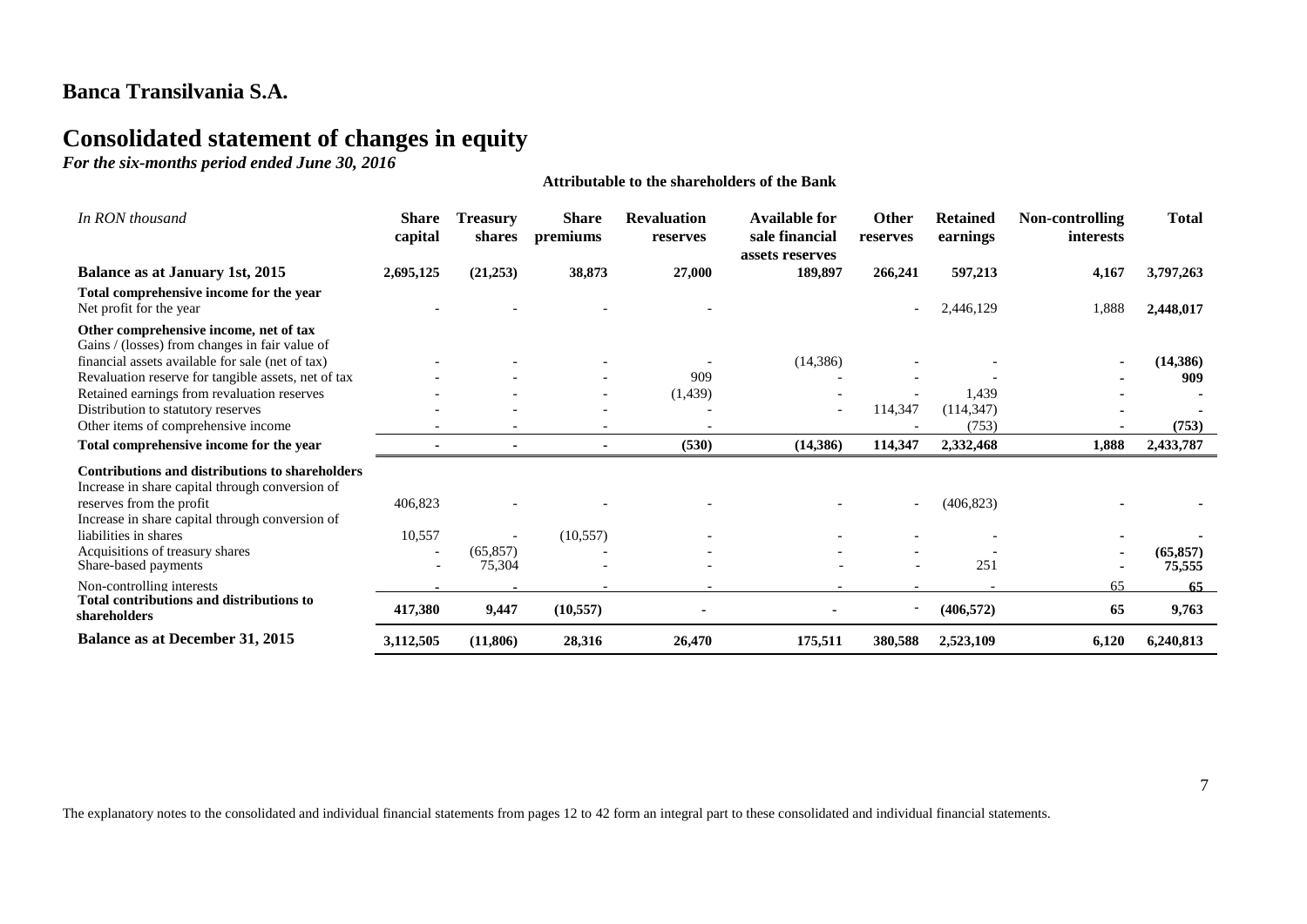# Banca Transilvania S.A.

# Consolidated statement of changes in equity

*For the six-months period ended June 30, 2016*

**Attributable to the shareholders of the Bank**

| *In RON thousand* | Share capital | Treasury shares | Share premiums | Revaluation reserves | Available for sale financial assets reserves | Other reserves | Retained earnings | Non-controlling interests | Total |
|---|---|---|---|---|---|---|---|---|---|
| **Balance as at January 1st, 2015** | **2,695,125** | **(21,253)** | **38,873** | **27,000** | **189,897** | **266,241** | **597,213** | **4,167** | **3,797,263** |
| **Total comprehensive income for the year** | | | | | | | | | |
| Net profit for the year | - | - | - | - | | - | 2,446,129 | 1,888 | **2,448,017** |
| **Other comprehensive income, net of tax** | | | | | | | | | |
| Gains / (losses) from changes in fair value of financial assets available for sale (net of tax) | - | - | - | - | (14,386) | - | - | **-** | **(14,386)** |
| Revaluation reserve for tangible assets, net of tax | - | - | - | 909 | - | - | - | **-** | **909** |
| Retained earnings from revaluation reserves | - | - | - | (1,439) | - | - | 1,439 | **-** | **-** |
| Distribution to statutory reserves | - | - | - | - | - | 114,347 | (114,347) | **-** | **-** |
| Other items of comprehensive income | - | - | - | - | | - | (753) | **-** | **(753)** |
| **Total comprehensive income for the year** | **-** | **-** | **-** | **(530)** | **(14,386)** | **114,347** | **2,332,468** | **1,888** | **2,433,787** |
| **Contributions and distributions to shareholders** | | | | | | | | | |
| Increase in share capital through conversion of reserves from the profit | 406,823 | - | - | - | - | - | (406,823) | **-** | **-** |
| Increase in share capital through conversion of liabilities in shares | 10,557 | - | (10,557) | - | - | - | - | **-** | **-** |
| Acquisitions of treasury shares | - | (65,857) | - | - | - | - | - | **-** | **(65,857)** |
| Share-based payments | - | 75,304 | - | - | - | - | 251 | **-** | **75,555** |
| Non-controlling interests | **-** | **-** | - | - | - | - | - | 65 | **65** |
| **Total contributions and distributions to shareholders** | **417,380** | **9,447** | **(10,557)** | **-** | **-** | - | **(406,572)** | **65** | **9,763** |
| **Balance as at December 31, 2015** | **3,112,505** | **(11,806)** | **28,316** | **26,470** | **175,511** | **380,588** | **2,523,109** | **6,120** | **6,240,813** |

The explanatory notes to the consolidated and individual financial statements from pages 12 to 42 form an integral part to these consolidated and individual financial statements.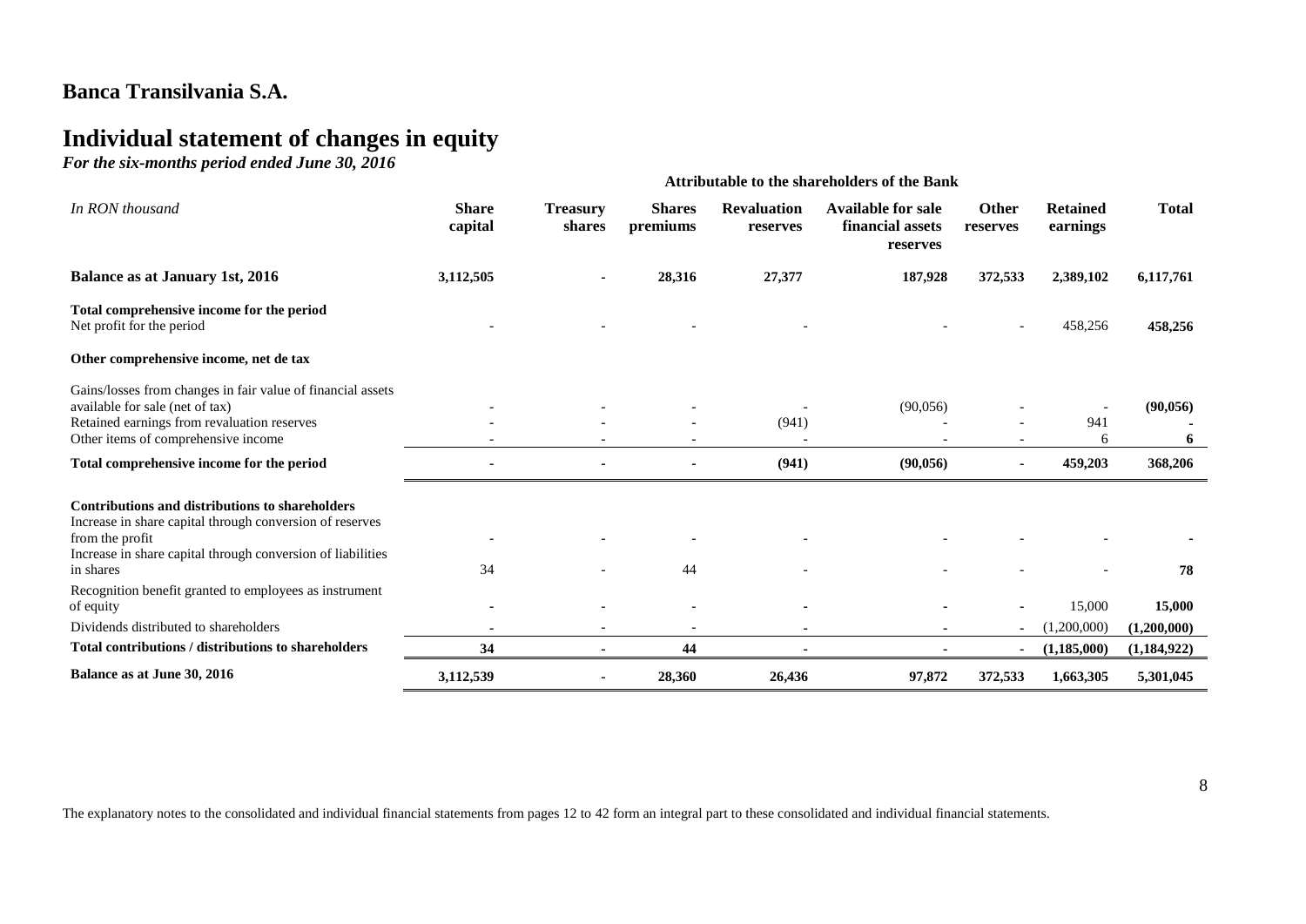# Banca Transilvania S.A.

# Individual statement of changes in equity

***For the six-months period ended June 30, 2016***

| | Attributable to the shareholders of the Bank | | | | | | | |
|---|---|---|---|---|---|---|---|---|
| *In RON thousand* | **Share capital** | **Treasury shares** | **Shares premiums** | **Revaluation reserves** | **Available for sale financial assets reserves** | **Other reserves** | **Retained earnings** | **Total** |
| **Balance as at January 1st, 2016** | **3,112,505** | **-** | **28,316** | **27,377** | **187,928** | **372,533** | **2,389,102** | **6,117,761** |
| **Total comprehensive income for the period** | | | | | | | | |
| Net profit for the period | - | - | - | - | - | - | 458,256 | **458,256** |
| **Other comprehensive income, net de tax** | | | | | | | | |
| Gains/losses from changes in fair value of financial assets available for sale (net of tax) | - | - | - | - | (90,056) | - | - | **(90,056)** |
| Retained earnings from revaluation reserves | - | - | - | (941) | - | - | 941 | **-** |
| Other items of comprehensive income | - | - | - | - | - | - | 6 | **6** |
| **Total comprehensive income for the period** | **-** | **-** | **-** | **(941)** | **(90,056)** | **-** | **459,203** | **368,206** |
| **Contributions and distributions to shareholders** | | | | | | | | |
| Increase in share capital through conversion of reserves from the profit | - | - | - | - | - | - | - | **-** |
| Increase in share capital through conversion of liabilities in shares | 34 | - | 44 | - | - | - | - | **78** |
| Recognition benefit granted to employees as instrument of equity | - | - | - | - | - | - | 15,000 | **15,000** |
| Dividends distributed to shareholders | - | - | - | - | - | - | (1,200,000) | **(1,200,000)** |
| **Total contributions / distributions to shareholders** | **34** | **-** | **44** | **-** | **-** | **-** | **(1,185,000)** | **(1,184,922)** |
| **Balance as at June 30, 2016** | **3,112,539** | **-** | **28,360** | **26,436** | **97,872** | **372,533** | **1,663,305** | **5,301,045** |

The explanatory notes to the consolidated and individual financial statements from pages 12 to 42 form an integral part to these consolidated and individual financial statements.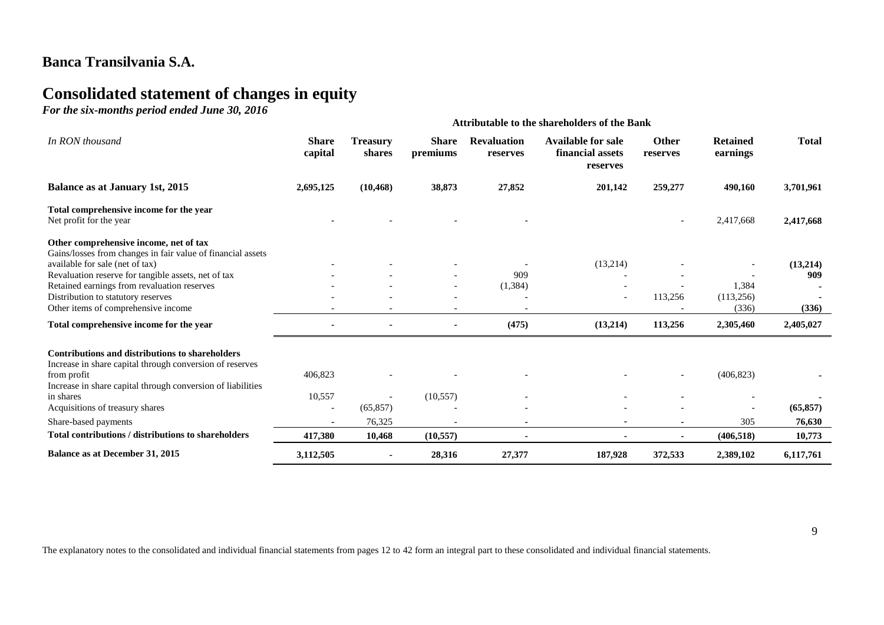## Banca Transilvania S.A.

# Consolidated statement of changes in equity

*For the six-months period ended June 30, 2016*

| *In RON thousand* | Attributable to the shareholders of the Bank | | | | | | | |
|---|---|---|---|---|---|---|---|---|
| | **Share capital** | **Treasury shares** | **Share premiums** | **Revaluation reserves** | **Available for sale financial assets reserves** | **Other reserves** | **Retained earnings** | **Total** |
| **Balance as at January 1st, 2015** | **2,695,125** | **(10,468)** | **38,873** | **27,852** | **201,142** | **259,277** | **490,160** | **3,701,961** |
| **Total comprehensive income for the year** | | | | | | | | |
| Net profit for the year | - | - | - | - | | - | 2,417,668 | **2,417,668** |
| **Other comprehensive income, net of tax** | | | | | | | | |
| Gains/losses from changes in fair value of financial assets available for sale (net of tax) | - | - | - | - | (13,214) | - | - | **(13,214)** |
| Revaluation reserve for tangible assets, net of tax | - | - | - | 909 | - | - | - | **909** |
| Retained earnings from revaluation reserves | - | - | - | (1,384) | - | - | 1,384 | **-** |
| Distribution to statutory reserves | - | - | - | - | - | 113,256 | (113,256) | **-** |
| Other items of comprehensive income | - | - | - | - | | - | (336) | **(336)** |
| **Total comprehensive income for the year** | **-** | **-** | **-** | **(475)** | **(13,214)** | **113,256** | **2,305,460** | **2,405,027** |
| **Contributions and distributions to shareholders** | | | | | | | | |
| Increase in share capital through conversion of reserves from profit | 406,823 | - | - | - | - | - | (406,823) | **-** |
| Increase in share capital through conversion of liabilities in shares | 10,557 | - | (10,557) | - | - | - | - | **-** |
| Acquisitions of treasury shares | - | (65,857) | - | - | - | - | - | **(65,857)** |
| Share-based payments | **-** | 76,325 | - | **-** | **-** | **-** | 305 | **76,630** |
| **Total contributions / distributions to shareholders** | **417,380** | **10,468** | **(10,557)** | **-** | **-** | **-** | **(406,518)** | **10,773** |
| **Balance as at December 31, 2015** | **3,112,505** | **-** | **28,316** | **27,377** | **187,928** | **372,533** | **2,389,102** | **6,117,761** |

The explanatory notes to the consolidated and individual financial statements from pages 12 to 42 form an integral part to these consolidated and individual financial statements.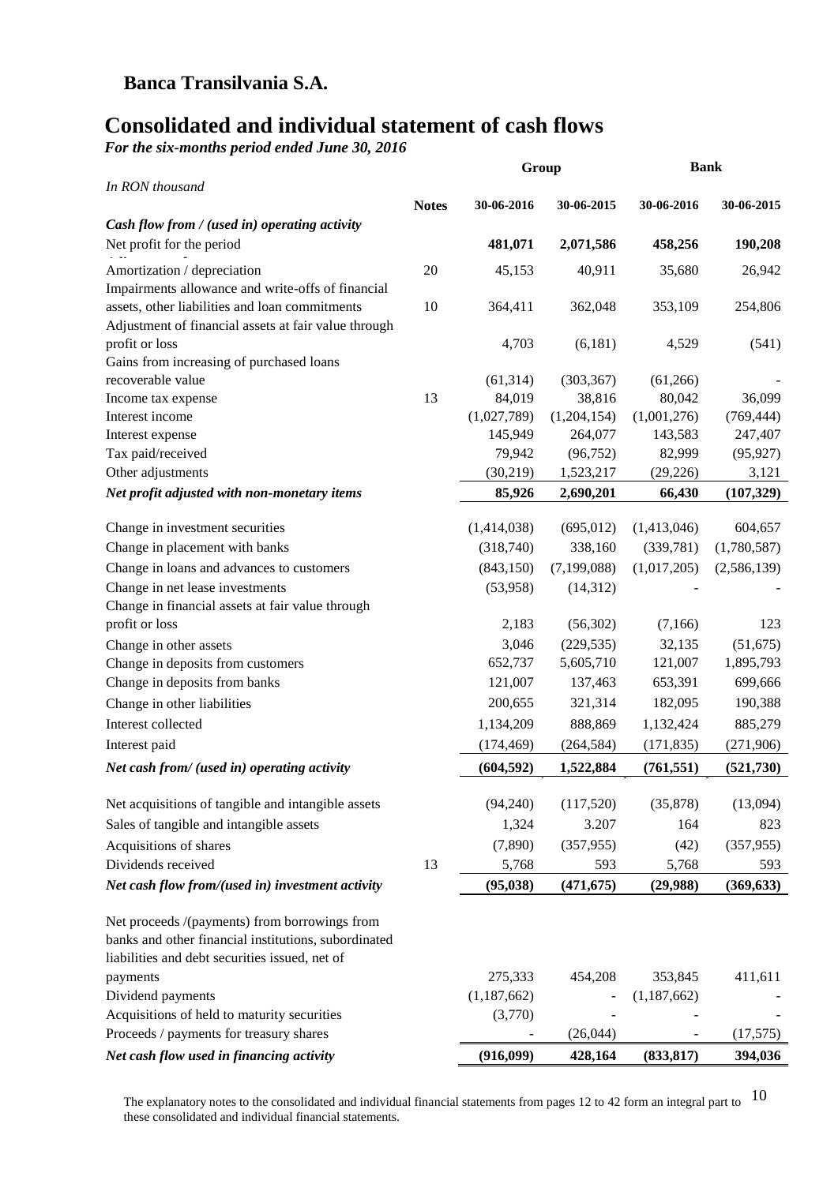## Banca Transilvania S.A.

# Consolidated and individual statement of cash flows

*For the six-months period ended June 30, 2016*

| *In RON thousand* | Notes | Group | | Bank | |
|---|---|---|---|---|---|
| | | 30-06-2016 | 30-06-2015 | 30-06-2016 | 30-06-2015 |
| ***Cash flow from / (used in) operating activity*** | | | | | |
| Net profit for the period | | **481,071** | **2,071,586** | **458,256** | **190,208** |
| Amortization / depreciation | 20 | 45,153 | 40,911 | 35,680 | 26,942 |
| Impairments allowance and write-offs of financial assets, other liabilities and loan commitments | 10 | 364,411 | 362,048 | 353,109 | 254,806 |
| Adjustment of financial assets at fair value through profit or loss | | 4,703 | (6,181) | 4,529 | (541) |
| Gains from increasing of purchased loans recoverable value | | (61,314) | (303,367) | (61,266) | - |
| Income tax expense | 13 | 84,019 | 38,816 | 80,042 | 36,099 |
| Interest income | | (1,027,789) | (1,204,154) | (1,001,276) | (769,444) |
| Interest expense | | 145,949 | 264,077 | 143,583 | 247,407 |
| Tax paid/received | | 79,942 | (96,752) | 82,999 | (95,927) |
| Other adjustments | | (30,219) | 1,523,217 | (29,226) | 3,121 |
| ***Net profit adjusted with non-monetary items*** | | **85,926** | **2,690,201** | **66,430** | **(107,329)** |
| Change in investment securities | | (1,414,038) | (695,012) | (1,413,046) | 604,657 |
| Change in placement with banks | | (318,740) | 338,160 | (339,781) | (1,780,587) |
| Change in loans and advances to customers | | (843,150) | (7,199,088) | (1,017,205) | (2,586,139) |
| Change in net lease investments | | (53,958) | (14,312) | - | - |
| Change in financial assets at fair value through profit or loss | | 2,183 | (56,302) | (7,166) | 123 |
| Change in other assets | | 3,046 | (229,535) | 32,135 | (51,675) |
| Change in deposits from customers | | 652,737 | 5,605,710 | 121,007 | 1,895,793 |
| Change in deposits from banks | | 121,007 | 137,463 | 653,391 | 699,666 |
| Change in other liabilities | | 200,655 | 321,314 | 182,095 | 190,388 |
| Interest collected | | 1,134,209 | 888,869 | 1,132,424 | 885,279 |
| Interest paid | | (174,469) | (264,584) | (171,835) | (271,906) |
| ***Net cash from/ (used in) operating activity*** | | **(604,592)** | **1,522,884** | **(761,551)** | **(521,730)** |
| Net acquisitions of tangible and intangible assets | | (94,240) | (117,520) | (35,878) | (13,094) |
| Sales of tangible and intangible assets | | 1,324 | 3.207 | 164 | 823 |
| Acquisitions of shares | | (7,890) | (357,955) | (42) | (357,955) |
| Dividends received | 13 | 5,768 | 593 | 5,768 | 593 |
| ***Net cash flow from/(used in) investment activity*** | | **(95,038)** | **(471,675)** | **(29,988)** | **(369,633)** |
| Net proceeds /(payments) from borrowings from banks and other financial institutions, subordinated liabilities and debt securities issued, net of payments | | 275,333 | 454,208 | 353,845 | 411,611 |
| Dividend payments | | (1,187,662) | - | (1,187,662) | - |
| Acquisitions of held to maturity securities | | (3,770) | - | - | - |
| Proceeds / payments for treasury shares | | - | (26,044) | - | (17,575) |
| ***Net cash flow used in financing activity*** | | **(916,099)** | **428,164** | **(833,817)** | **394,036** |

The explanatory notes to the consolidated and individual financial statements from pages 12 to 42 form an integral part to these consolidated and individual financial statements.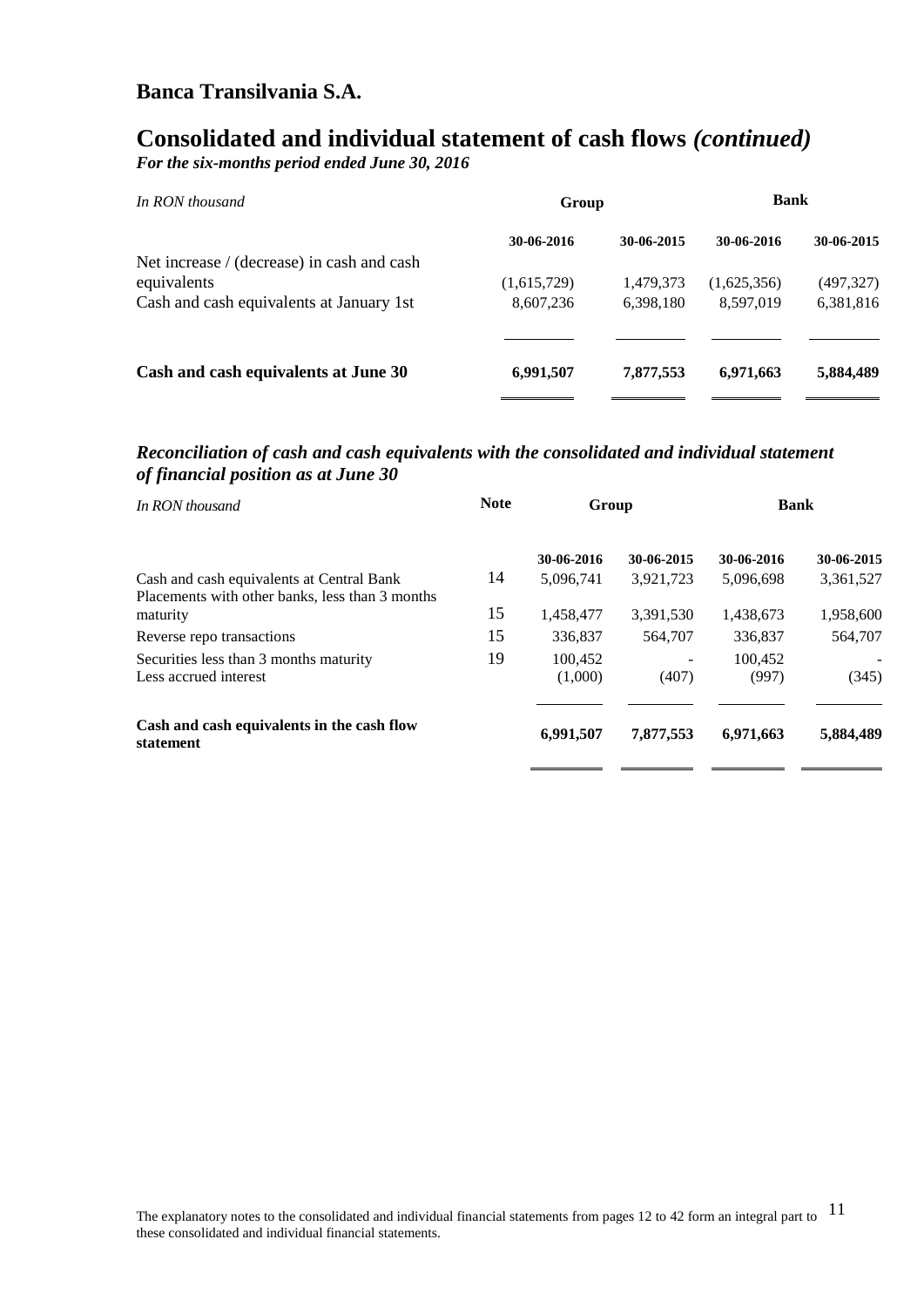# Banca Transilvania S.A.

# Consolidated and individual statement of cash flows *(continued)*

***For the six-months period ended June 30, 2016***

| *In RON thousand* | Group | | Bank | |
|---|---|---|---|---|
| | **30-06-2016** | **30-06-2015** | **30-06-2016** | **30-06-2015** |
| Net increase / (decrease) in cash and cash equivalents | (1,615,729) | 1,479,373 | (1,625,356) | (497,327) |
| Cash and cash equivalents at January 1st | 8,607,236 | 6,398,180 | 8,597,019 | 6,381,816 |
| **Cash and cash equivalents at June 30** | **6,991,507** | **7,877,553** | **6,971,663** | **5,884,489** |

## *Reconciliation of cash and cash equivalents with the consolidated and individual statement of financial position as at June 30*

| *In RON thousand* | **Note** | **Group** | | **Bank** | |
|---|---|---|---|---|---|
| | | **30-06-2016** | **30-06-2015** | **30-06-2016** | **30-06-2015** |
| Cash and cash equivalents at Central Bank | 14 | 5,096,741 | 3,921,723 | 5,096,698 | 3,361,527 |
| Placements with other banks, less than 3 months maturity | 15 | 1,458,477 | 3,391,530 | 1,438,673 | 1,958,600 |
| Reverse repo transactions | 15 | 336,837 | 564,707 | 336,837 | 564,707 |
| Securities less than 3 months maturity | 19 | 100,452 | - | 100,452 | - |
| Less accrued interest | | (1,000) | (407) | (997) | (345) |
| **Cash and cash equivalents in the cash flow statement** | | **6,991,507** | **7,877,553** | **6,971,663** | **5,884,489** |

The explanatory notes to the consolidated and individual financial statements from pages 12 to 42 form an integral part to these consolidated and individual financial statements.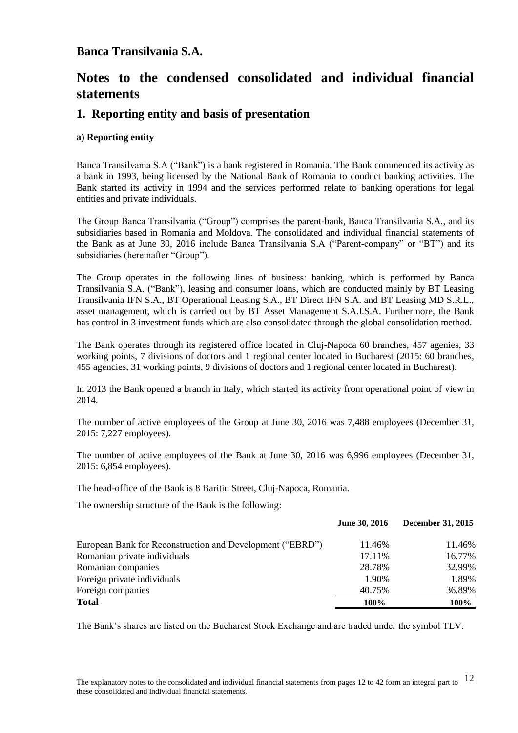# Banca Transilvania S.A.

# Notes to the condensed consolidated and individual financial statements

## 1. Reporting entity and basis of presentation

### a) Reporting entity

Banca Transilvania S.A ("Bank") is a bank registered in Romania. The Bank commenced its activity as a bank in 1993, being licensed by the National Bank of Romania to conduct banking activities. The Bank started its activity in 1994 and the services performed relate to banking operations for legal entities and private individuals.

The Group Banca Transilvania ("Group") comprises the parent-bank, Banca Transilvania S.A., and its subsidiaries based in Romania and Moldova. The consolidated and individual financial statements of the Bank as at June 30, 2016 include Banca Transilvania S.A ("Parent-company" or "BT") and its subsidiaries (hereinafter "Group").

The Group operates in the following lines of business: banking, which is performed by Banca Transilvania S.A. ("Bank"), leasing and consumer loans, which are conducted mainly by BT Leasing Transilvania IFN S.A., BT Operational Leasing S.A., BT Direct IFN S.A. and BT Leasing MD S.R.L., asset management, which is carried out by BT Asset Management S.A.I.S.A. Furthermore, the Bank has control in 3 investment funds which are also consolidated through the global consolidation method.

The Bank operates through its registered office located in Cluj-Napoca 60 branches, 457 agenies, 33 working points, 7 divisions of doctors and 1 regional center located in Bucharest (2015: 60 branches, 455 agencies, 31 working points, 9 divisions of doctors and 1 regional center located in Bucharest).

In 2013 the Bank opened a branch in Italy, which started its activity from operational point of view in 2014.

The number of active employees of the Group at June 30, 2016 was 7,488 employees (December 31, 2015: 7,227 employees).

The number of active employees of the Bank at June 30, 2016 was 6,996 employees (December 31, 2015: 6,854 employees).

The head-office of the Bank is 8 Baritiu Street, Cluj-Napoca, Romania.

The ownership structure of the Bank is the following:

| | June 30, 2016 | December 31, 2015 |
|---|---|---|
| European Bank for Reconstruction and Development ("EBRD") | 11.46% | 11.46% |
| Romanian private individuals | 17.11% | 16.77% |
| Romanian companies | 28.78% | 32.99% |
| Foreign private individuals | 1.90% | 1.89% |
| Foreign companies | 40.75% | 36.89% |
| **Total** | **100%** | **100%** |

The Bank's shares are listed on the Bucharest Stock Exchange and are traded under the symbol TLV.

The explanatory notes to the consolidated and individual financial statements from pages 12 to 42 form an integral part to these consolidated and individual financial statements.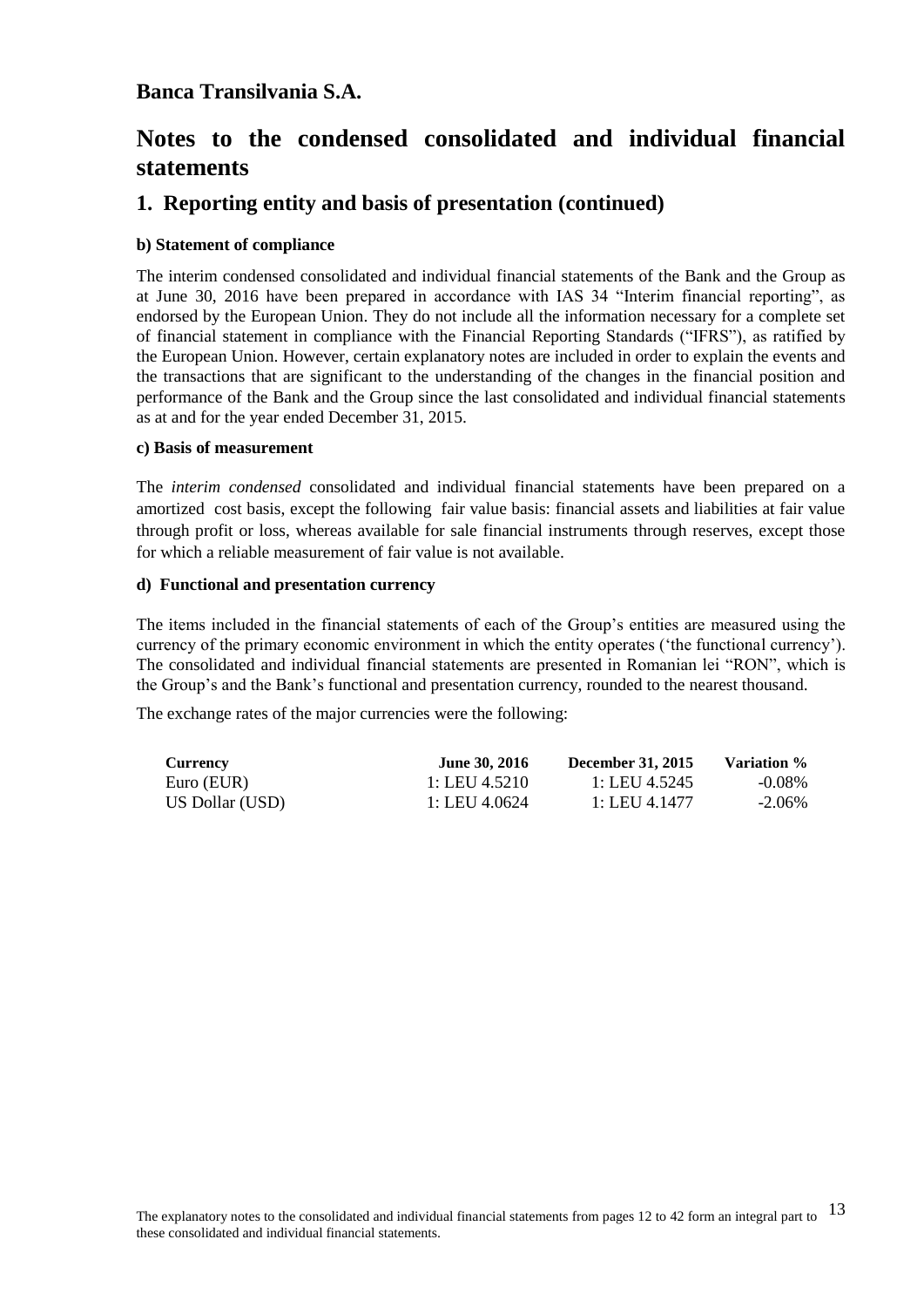## Banca Transilvania S.A.

# Notes to the condensed consolidated and individual financial statements

## 1. Reporting entity and basis of presentation (continued)

**b) Statement of compliance**

The interim condensed consolidated and individual financial statements of the Bank and the Group as at June 30, 2016 have been prepared in accordance with IAS 34 "Interim financial reporting", as endorsed by the European Union. They do not include all the information necessary for a complete set of financial statement in compliance with the Financial Reporting Standards ("IFRS"), as ratified by the European Union. However, certain explanatory notes are included in order to explain the events and the transactions that are significant to the understanding of the changes in the financial position and performance of the Bank and the Group since the last consolidated and individual financial statements as at and for the year ended December 31, 2015.

**c) Basis of measurement**

The *interim condensed* consolidated and individual financial statements have been prepared on a amortized cost basis, except the following fair value basis: financial assets and liabilities at fair value through profit or loss, whereas available for sale financial instruments through reserves, except those for which a reliable measurement of fair value is not available.

**d) Functional and presentation currency**

The items included in the financial statements of each of the Group's entities are measured using the currency of the primary economic environment in which the entity operates ('the functional currency'). The consolidated and individual financial statements are presented in Romanian lei "RON", which is the Group's and the Bank's functional and presentation currency, rounded to the nearest thousand.

The exchange rates of the major currencies were the following:

| Currency | June 30, 2016 | December 31, 2015 | Variation % |
|---|---|---|---|
| Euro (EUR) | 1: LEU 4.5210 | 1: LEU 4.5245 | -0.08% |
| US Dollar (USD) | 1: LEU 4.0624 | 1: LEU 4.1477 | -2.06% |

The explanatory notes to the consolidated and individual financial statements from pages 12 to 42 form an integral part to these consolidated and individual financial statements.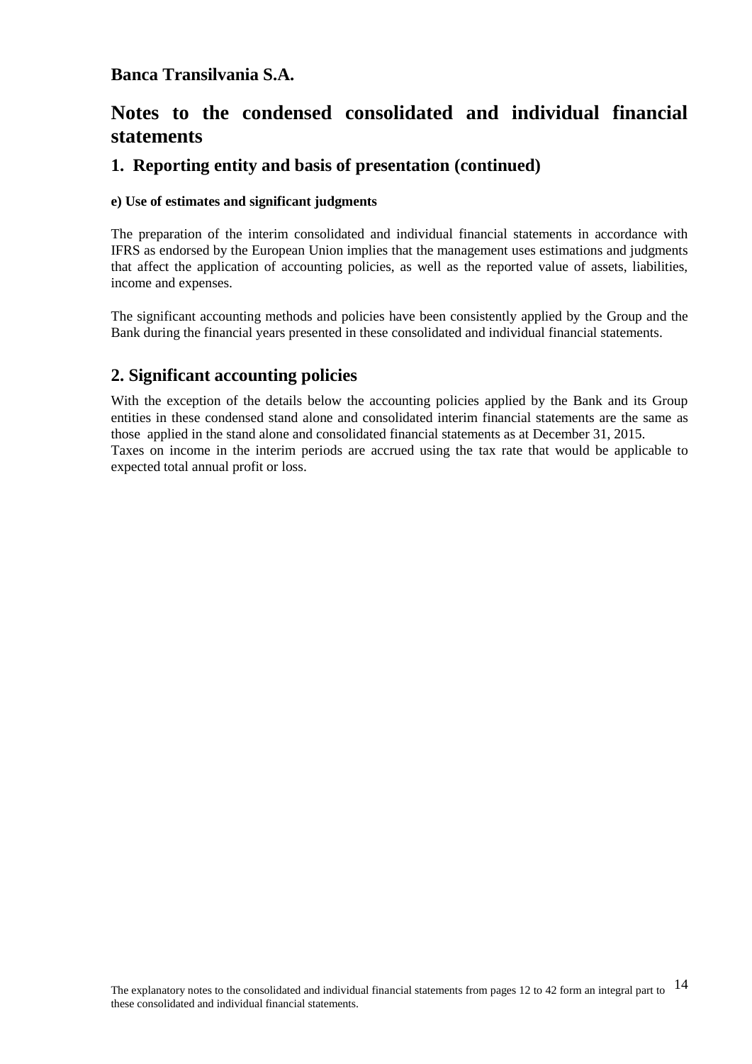**Banca Transilvania S.A.**

# Notes to the condensed consolidated and individual financial statements

## 1. Reporting entity and basis of presentation (continued)

**e) Use of estimates and significant judgments**

The preparation of the interim consolidated and individual financial statements in accordance with IFRS as endorsed by the European Union implies that the management uses estimations and judgments that affect the application of accounting policies, as well as the reported value of assets, liabilities, income and expenses.

The significant accounting methods and policies have been consistently applied by the Group and the Bank during the financial years presented in these consolidated and individual financial statements.

## 2. Significant accounting policies

With the exception of the details below the accounting policies applied by the Bank and its Group entities in these condensed stand alone and consolidated interim financial statements are the same as those applied in the stand alone and consolidated financial statements as at December 31, 2015.

Taxes on income in the interim periods are accrued using the tax rate that would be applicable to expected total annual profit or loss.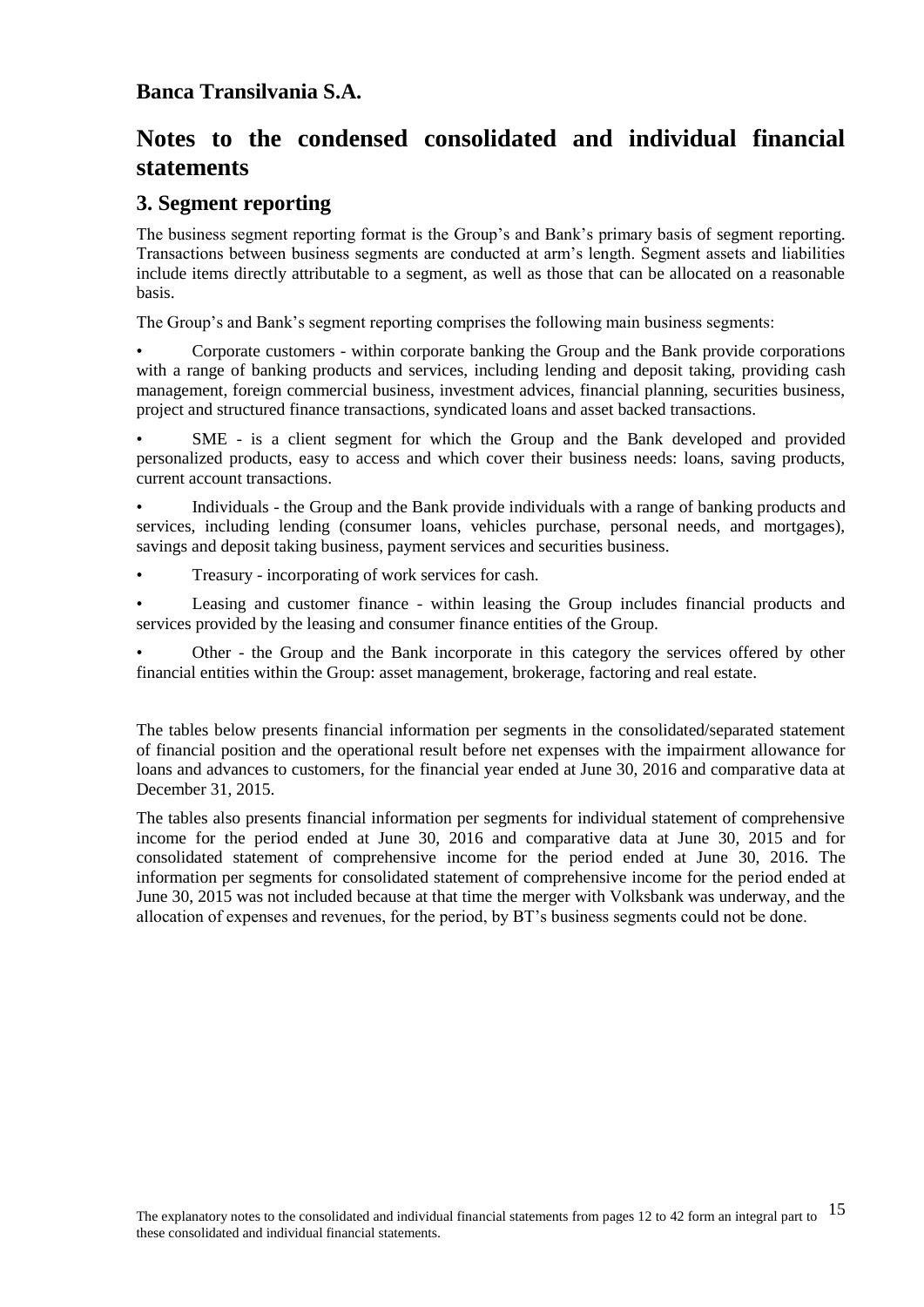**Banca Transilvania S.A.**

# Notes to the condensed consolidated and individual financial statements

## 3. Segment reporting

The business segment reporting format is the Group's and Bank's primary basis of segment reporting. Transactions between business segments are conducted at arm's length. Segment assets and liabilities include items directly attributable to a segment, as well as those that can be allocated on a reasonable basis.

The Group's and Bank's segment reporting comprises the following main business segments:

- Corporate customers - within corporate banking the Group and the Bank provide corporations with a range of banking products and services, including lending and deposit taking, providing cash management, foreign commercial business, investment advices, financial planning, securities business, project and structured finance transactions, syndicated loans and asset backed transactions.
- SME - is a client segment for which the Group and the Bank developed and provided personalized products, easy to access and which cover their business needs: loans, saving products, current account transactions.
- Individuals - the Group and the Bank provide individuals with a range of banking products and services, including lending (consumer loans, vehicles purchase, personal needs, and mortgages), savings and deposit taking business, payment services and securities business.
- Treasury - incorporating of work services for cash.
- Leasing and customer finance - within leasing the Group includes financial products and services provided by the leasing and consumer finance entities of the Group.
- Other - the Group and the Bank incorporate in this category the services offered by other financial entities within the Group: asset management, brokerage, factoring and real estate.

The tables below presents financial information per segments in the consolidated/separated statement of financial position and the operational result before net expenses with the impairment allowance for loans and advances to customers, for the financial year ended at June 30, 2016 and comparative data at December 31, 2015.

The tables also presents financial information per segments for individual statement of comprehensive income for the period ended at June 30, 2016 and comparative data at June 30, 2015 and for consolidated statement of comprehensive income for the period ended at June 30, 2016. The information per segments for consolidated statement of comprehensive income for the period ended at June 30, 2015 was not included because at that time the merger with Volksbank was underway, and the allocation of expenses and revenues, for the period, by BT's business segments could not be done.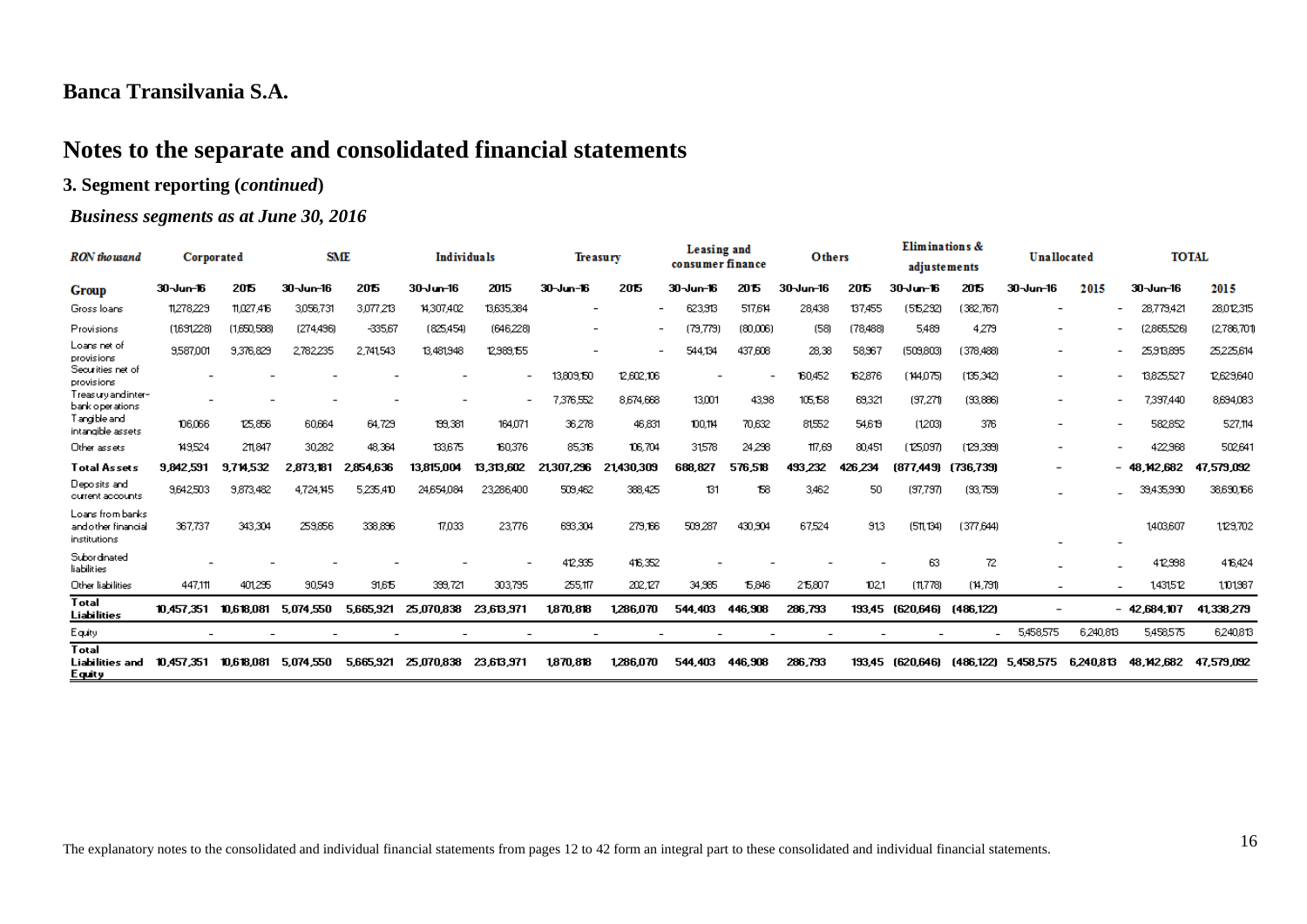## Banca Transilvania S.A.

# Notes to the separate and consolidated financial statements

### 3. Segment reporting (*continued*)

#### *Business segments as at June 30, 2016*

| *RON thousand* | Corporated | | SME | | Individuals | | Treasury | | Leasing and consumer finance | | Others | | Eliminations & adjustements | | Unallocated | | TOTAL | |
|---|---|---|---|---|---|---|---|---|---|---|---|---|---|---|---|---|---|---|
| **Group** | 30-Jun-16 | 2015 | 30-Jun-16 | 2015 | 30-Jun-16 | 2015 | 30-Jun-16 | 2015 | 30-Jun-16 | 2015 | 30-Jun-16 | 2015 | 30-Jun-16 | 2015 | 30-Jun-16 | 2015 | 30-Jun-16 | 2015 |
| Gross loans | 11,278,229 | 11,027,416 | 3,056,731 | 3,077,213 | 14,307,402 | 13,635,384 | - | - | 623,913 | 517,614 | 28,438 | 137,455 | (515,292) | (382,767) | - | - | 28,779,421 | 28,012,315 |
| Provisions | (1,691,228) | (1,650,588) | (274,496) | -335,67 | (825,454) | (646,228) | - | - | (79,779) | (80,006) | (58) | (78,488) | 5,489 | 4,279 | - | - | (2,865,526) | (2,786,701) |
| Loans net of provisions | 9,587,001 | 9,376,829 | 2,782,235 | 2,741,543 | 13,481,948 | 12,989,155 | - | - | 544,134 | 437,608 | 28,38 | 58,967 | (509,803) | (378,488) | - | - | 25,913,895 | 25,225,614 |
| Securities net of provisions | - | - | - | - | - | - | 13,809,150 | 12,602,106 | - | - | 160,452 | 162,876 | (144,075) | (135,342) | - | - | 13,825,527 | 12,629,640 |
| Treasury and inter-bank operations | - | - | - | - | - | - | 7,376,552 | 8,674,668 | 13,001 | 43,98 | 105,158 | 69,321 | (97,271) | (93,886) | - | - | 7,397,440 | 8,694,083 |
| Tangible and intangible assets | 106,066 | 125,856 | 60,664 | 64,729 | 199,381 | 164,071 | 36,278 | 46,831 | 100,114 | 70,632 | 81,552 | 54,619 | (1,203) | 376 | - | - | 582,852 | 527,114 |
| Other assets | 149,524 | 211,847 | 30,282 | 48,364 | 133,675 | 160,376 | 85,316 | 106,704 | 31,578 | 24,298 | 117,69 | 80,451 | (125,097) | (129,399) | - | - | 422,968 | 502,641 |
| **Total Assets** | **9,842,591** | **9,714,532** | **2,873,181** | **2,854,636** | **13,815,004** | **13,313,602** | **21,307,296** | **21,430,309** | **688,827** | **576,518** | **493,232** | **426,234** | **(877,449)** | **(736,739)** | **-** | **-** | **48,142,682** | **47,579,092** |
| Deposits and current accounts | 9,642,503 | 9,873,482 | 4,724,145 | 5,235,410 | 24,654,084 | 23,286,400 | 509,462 | 388,425 | 131 | 158 | 3,462 | 50 | (97,797) | (93,759) | - | - | 39,435,990 | 38,690,166 |
| Loans from banks and other financial institutions | 367,737 | 343,304 | 259,856 | 338,896 | 17,033 | 23,776 | 693,304 | 279,166 | 509,287 | 430,904 | 67,524 | 91,3 | (511,134) | (377,644) | - | - | 1,403,607 | 1,129,702 |
| Subordinated liabilities | - | - | - | - | - | - | 412,935 | 416,352 | - | - | - | - | 63 | 72 | - | - | 412,998 | 416,424 |
| Other liabilities | 447,111 | 401,295 | 90,549 | 91,615 | 399,721 | 303,795 | 255,117 | 202,127 | 34,985 | 15,846 | 215,807 | 102,1 | (11,778) | (14,791) | - | - | 1,431,512 | 1,101,987 |
| **Total Liabilities** | **10,457,351** | **10,618,081** | **5,074,550** | **5,665,921** | **25,070,838** | **23,613,971** | **1,870,818** | **1,286,070** | **544,403** | **446,908** | **286,793** | **193,45** | **(620,646)** | **(486,122)** | **-** | **-** | **42,684,107** | **41,338,279** |
| Equity | - | - | - | - | - | - | - | - | - | - | - | - | - | - | 5,458,575 | 6,240,813 | 5,458,575 | 6,240,813 |
| **Total Liabilities and Equity** | **10,457,351** | **10,618,081** | **5,074,550** | **5,665,921** | **25,070,838** | **23,613,971** | **1,870,818** | **1,286,070** | **544,403** | **446,908** | **286,793** | **193,45** | **(620,646)** | **(486,122)** | **5,458,575** | **6,240,813** | **48,142,682** | **47,579,092** |

The explanatory notes to the consolidated and individual financial statements from pages 12 to 42 form an integral part to these consolidated and individual financial statements.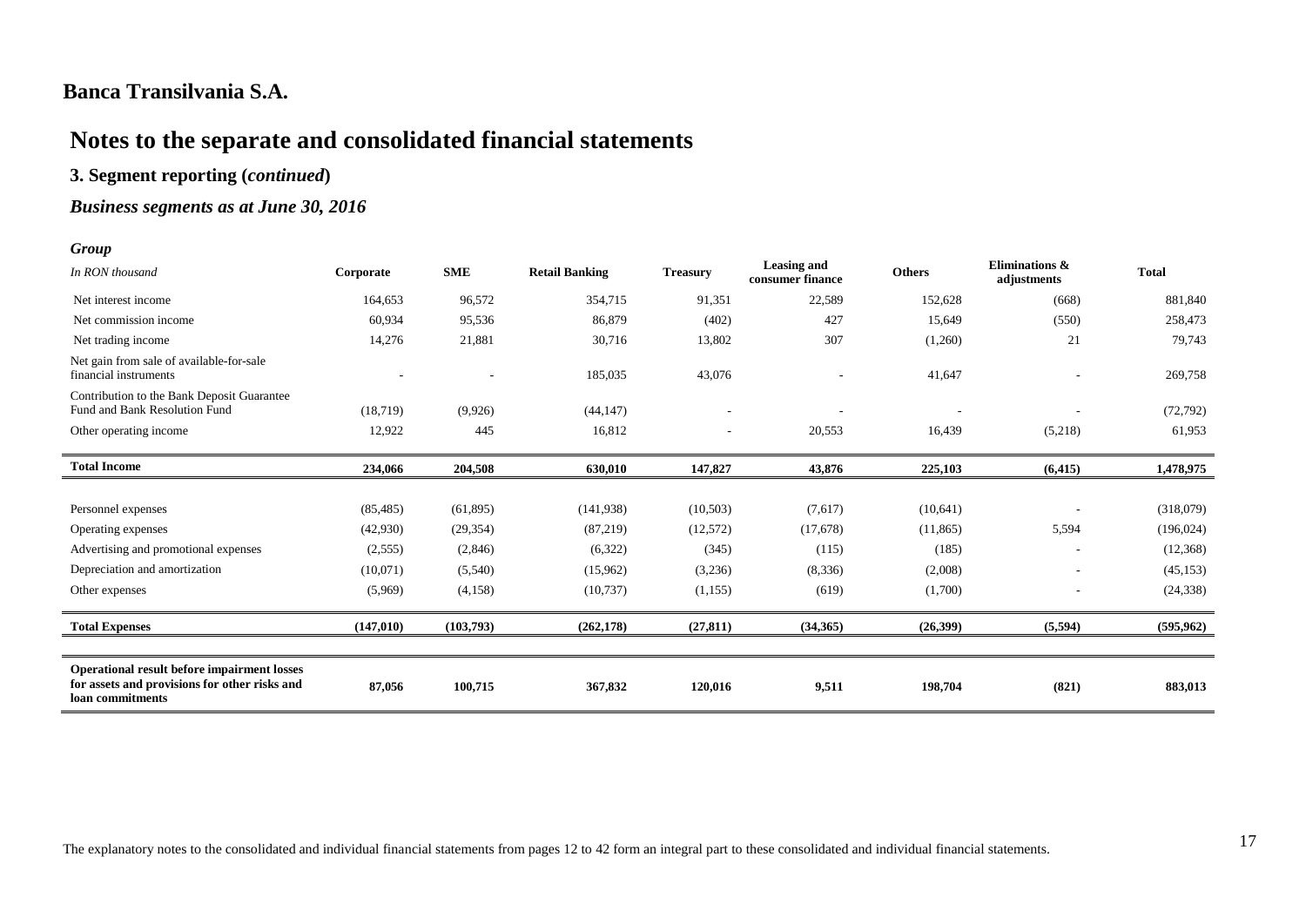## Banca Transilvania S.A.

# Notes to the separate and consolidated financial statements

### 3. Segment reporting (*continued*)

### *Business segments as at June 30, 2016*

***Group***

| *In RON thousand* | Corporate | SME | Retail Banking | Treasury | Leasing and consumer finance | Others | Eliminations & adjustments | Total |
|---|---|---|---|---|---|---|---|---|
| Net interest income | 164,653 | 96,572 | 354,715 | 91,351 | 22,589 | 152,628 | (668) | 881,840 |
| Net commission income | 60,934 | 95,536 | 86,879 | (402) | 427 | 15,649 | (550) | 258,473 |
| Net trading income | 14,276 | 21,881 | 30,716 | 13,802 | 307 | (1,260) | 21 | 79,743 |
| Net gain from sale of available-for-sale financial instruments | - | - | 185,035 | 43,076 | - | 41,647 | - | 269,758 |
| Contribution to the Bank Deposit Guarantee Fund and Bank Resolution Fund | (18,719) | (9,926) | (44,147) | - | - | - | - | (72,792) |
| Other operating income | 12,922 | 445 | 16,812 | - | 20,553 | 16,439 | (5,218) | 61,953 |
| **Total Income** | **234,066** | **204,508** | **630,010** | **147,827** | **43,876** | **225,103** | **(6,415)** | **1,478,975** |
| Personnel expenses | (85,485) | (61,895) | (141,938) | (10,503) | (7,617) | (10,641) | - | (318,079) |
| Operating expenses | (42,930) | (29,354) | (87,219) | (12,572) | (17,678) | (11,865) | 5,594 | (196,024) |
| Advertising and promotional expenses | (2,555) | (2,846) | (6,322) | (345) | (115) | (185) | - | (12,368) |
| Depreciation and amortization | (10,071) | (5,540) | (15,962) | (3,236) | (8,336) | (2,008) | - | (45,153) |
| Other expenses | (5,969) | (4,158) | (10,737) | (1,155) | (619) | (1,700) | - | (24,338) |
| **Total Expenses** | **(147,010)** | **(103,793)** | **(262,178)** | **(27,811)** | **(34,365)** | **(26,399)** | **(5,594)** | **(595,962)** |
| **Operational result before impairment losses for assets and provisions for other risks and loan commitments** | **87,056** | **100,715** | **367,832** | **120,016** | **9,511** | **198,704** | **(821)** | **883,013** |

The explanatory notes to the consolidated and individual financial statements from pages 12 to 42 form an integral part to these consolidated and individual financial statements.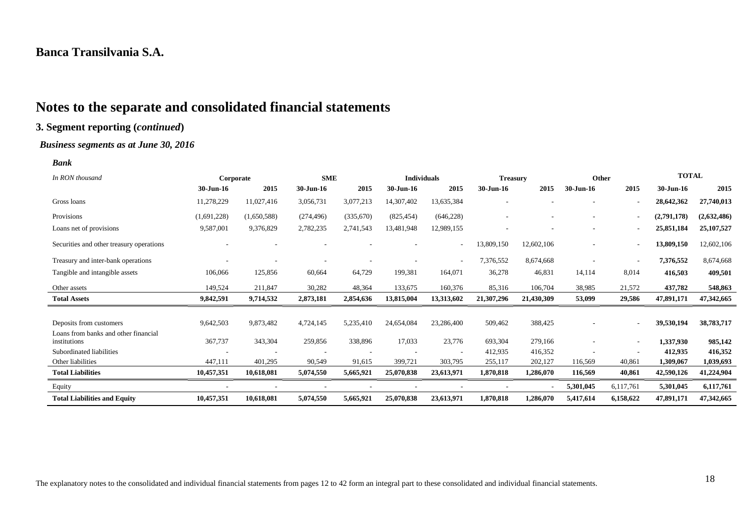# Banca Transilvania S.A.

# Notes to the separate and consolidated financial statements

## 3. Segment reporting (*continued*)

### *Business segments as at June 30, 2016*

***Bank***

| *In RON thousand* | Corporate | | SME | | Individuals | | Treasury | | Other | | TOTAL | |
|---|---|---|---|---|---|---|---|---|---|---|---|---|
| | **30-Jun-16** | **2015** | **30-Jun-16** | **2015** | **30-Jun-16** | **2015** | **30-Jun-16** | **2015** | **30-Jun-16** | **2015** | **30-Jun-16** | **2015** |
| Gross loans | 11,278,229 | 11,027,416 | 3,056,731 | 3,077,213 | 14,307,402 | 13,635,384 | - | - | - | - | **28,642,362** | **27,740,013** |
| Provisions | (1,691,228) | (1,650,588) | (274,496) | (335,670) | (825,454) | (646,228) | - | - | - | - | **(2,791,178)** | **(2,632,486)** |
| Loans net of provisions | 9,587,001 | 9,376,829 | 2,782,235 | 2,741,543 | 13,481,948 | 12,989,155 | - | - | - | - | **25,851,184** | **25,107,527** |
| Securities and other treasury operations | - | - | - | - | - | - | 13,809,150 | 12,602,106 | - | - | **13,809,150** | 12,602,106 |
| Treasury and inter-bank operations | - | - | - | - | - | - | 7,376,552 | 8,674,668 | - | - | **7,376,552** | 8,674,668 |
| Tangible and intangible assets | 106,066 | 125,856 | 60,664 | 64,729 | 199,381 | 164,071 | 36,278 | 46,831 | 14,114 | 8,014 | **416,503** | **409,501** |
| Other assets | 149,524 | 211,847 | 30,282 | 48,364 | 133,675 | 160,376 | 85,316 | 106,704 | 38,985 | 21,572 | **437,782** | **548,863** |
| **Total Assets** | **9,842,591** | **9,714,532** | **2,873,181** | **2,854,636** | **13,815,004** | **13,313,602** | **21,307,296** | **21,430,309** | **53,099** | **29,586** | **47,891,171** | **47,342,665** |
| Deposits from customers | 9,642,503 | 9,873,482 | 4,724,145 | 5,235,410 | 24,654,084 | 23,286,400 | 509,462 | 388,425 | - | - | **39,530,194** | **38,783,717** |
| Loans from banks and other financial institutions | 367,737 | 343,304 | 259,856 | 338,896 | 17,033 | 23,776 | 693,304 | 279,166 | - | - | **1,337,930** | **985,142** |
| Subordinated liabilities | - | - | - | - | - | - | 412,935 | 416,352 | - | - | **412,935** | **416,352** |
| Other liabilities | 447,111 | 401,295 | 90,549 | 91,615 | 399,721 | 303,795 | 255,117 | 202,127 | 116,569 | 40,861 | **1,309,067** | **1,039,693** |
| **Total Liabilities** | **10,457,351** | **10,618,081** | **5,074,550** | **5,665,921** | **25,070,838** | **23,613,971** | **1,870,818** | **1,286,070** | **116,569** | **40,861** | **42,590,126** | **41,224,904** |
| Equity | - | - | - | - | - | - | - | - | **5,301,045** | 6,117,761 | **5,301,045** | **6,117,761** |
| **Total Liabilities and Equity** | **10,457,351** | **10,618,081** | **5,074,550** | **5,665,921** | **25,070,838** | **23,613,971** | **1,870,818** | **1,286,070** | **5,417,614** | **6,158,622** | **47,891,171** | **47,342,665** |

The explanatory notes to the consolidated and individual financial statements from pages 12 to 42 form an integral part to these consolidated and individual financial statements.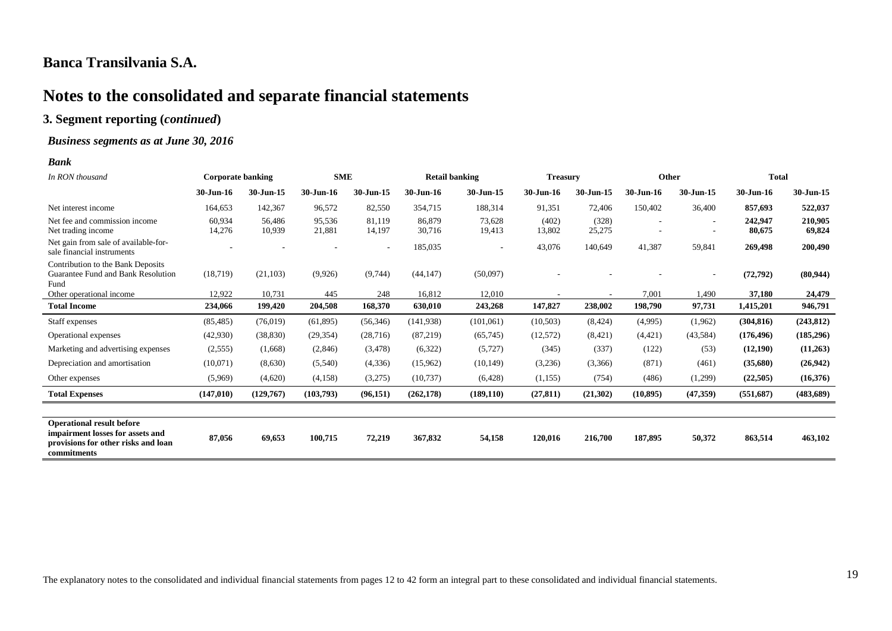# Banca Transilvania S.A.

# Notes to the consolidated and separate financial statements

### 3. Segment reporting (*continued*)

#### *Business segments as at June 30, 2016*

***Bank***

| *In RON thousand* | **Corporate banking** | | **SME** | | **Retail banking** | | **Treasury** | | **Other** | | **Total** | |
|---|---|---|---|---|---|---|---|---|---|---|---|---|
| | **30-Jun-16** | **30-Jun-15** | **30-Jun-16** | **30-Jun-15** | **30-Jun-16** | **30-Jun-15** | **30-Jun-16** | **30-Jun-15** | **30-Jun-16** | **30-Jun-15** | **30-Jun-16** | **30-Jun-15** |
| Net interest income | 164,653 | 142,367 | 96,572 | 82,550 | 354,715 | 188,314 | 91,351 | 72,406 | 150,402 | 36,400 | **857,693** | **522,037** |
| Net fee and commission income | 60,934 | 56,486 | 95,536 | 81,119 | 86,879 | 73,628 | (402) | (328) | - | - | **242,947** | **210,905** |
| Net trading income | 14,276 | 10,939 | 21,881 | 14,197 | 30,716 | 19,413 | 13,802 | 25,275 | - | - | **80,675** | **69,824** |
| Net gain from sale of available-for-sale financial instruments | - | - | - | - | 185,035 | - | 43,076 | 140,649 | 41,387 | 59,841 | **269,498** | **200,490** |
| Contribution to the Bank Deposits Guarantee Fund and Bank Resolution Fund | (18,719) | (21,103) | (9,926) | (9,744) | (44,147) | (50,097) | - | - | - | - | **(72,792)** | **(80,944)** |
| Other operational income | 12,922 | 10,731 | 445 | 248 | 16,812 | 12,010 | - | - | 7,001 | 1,490 | **37,180** | **24,479** |
| **Total Income** | **234,066** | **199,420** | **204,508** | **168,370** | **630,010** | **243,268** | **147,827** | **238,002** | **198,790** | **97,731** | **1,415,201** | **946,791** |
| Staff expenses | (85,485) | (76,019) | (61,895) | (56,346) | (141,938) | (101,061) | (10,503) | (8,424) | (4,995) | (1,962) | **(304,816)** | **(243,812)** |
| Operational expenses | (42,930) | (38,830) | (29,354) | (28,716) | (87,219) | (65,745) | (12,572) | (8,421) | (4,421) | (43,584) | **(176,496)** | **(185,296)** |
| Marketing and advertising expenses | (2,555) | (1,668) | (2,846) | (3,478) | (6,322) | (5,727) | (345) | (337) | (122) | (53) | **(12,190)** | **(11,263)** |
| Depreciation and amortisation | (10,071) | (8,630) | (5,540) | (4,336) | (15,962) | (10,149) | (3,236) | (3,366) | (871) | (461) | **(35,680)** | **(26,942)** |
| Other expenses | (5,969) | (4,620) | (4,158) | (3,275) | (10,737) | (6,428) | (1,155) | (754) | (486) | (1,299) | **(22,505)** | **(16,376)** |
| **Total Expenses** | **(147,010)** | **(129,767)** | **(103,793)** | **(96,151)** | **(262,178)** | **(189,110)** | **(27,811)** | **(21,302)** | **(10,895)** | **(47,359)** | **(551,687)** | **(483,689)** |
| **Operational result before impairment losses for assets and provisions for other risks and loan commitments** | **87,056** | **69,653** | **100,715** | **72,219** | **367,832** | **54,158** | **120,016** | **216,700** | **187,895** | **50,372** | **863,514** | **463,102** |

The explanatory notes to the consolidated and individual financial statements from pages 12 to 42 form an integral part to these consolidated and individual financial statements.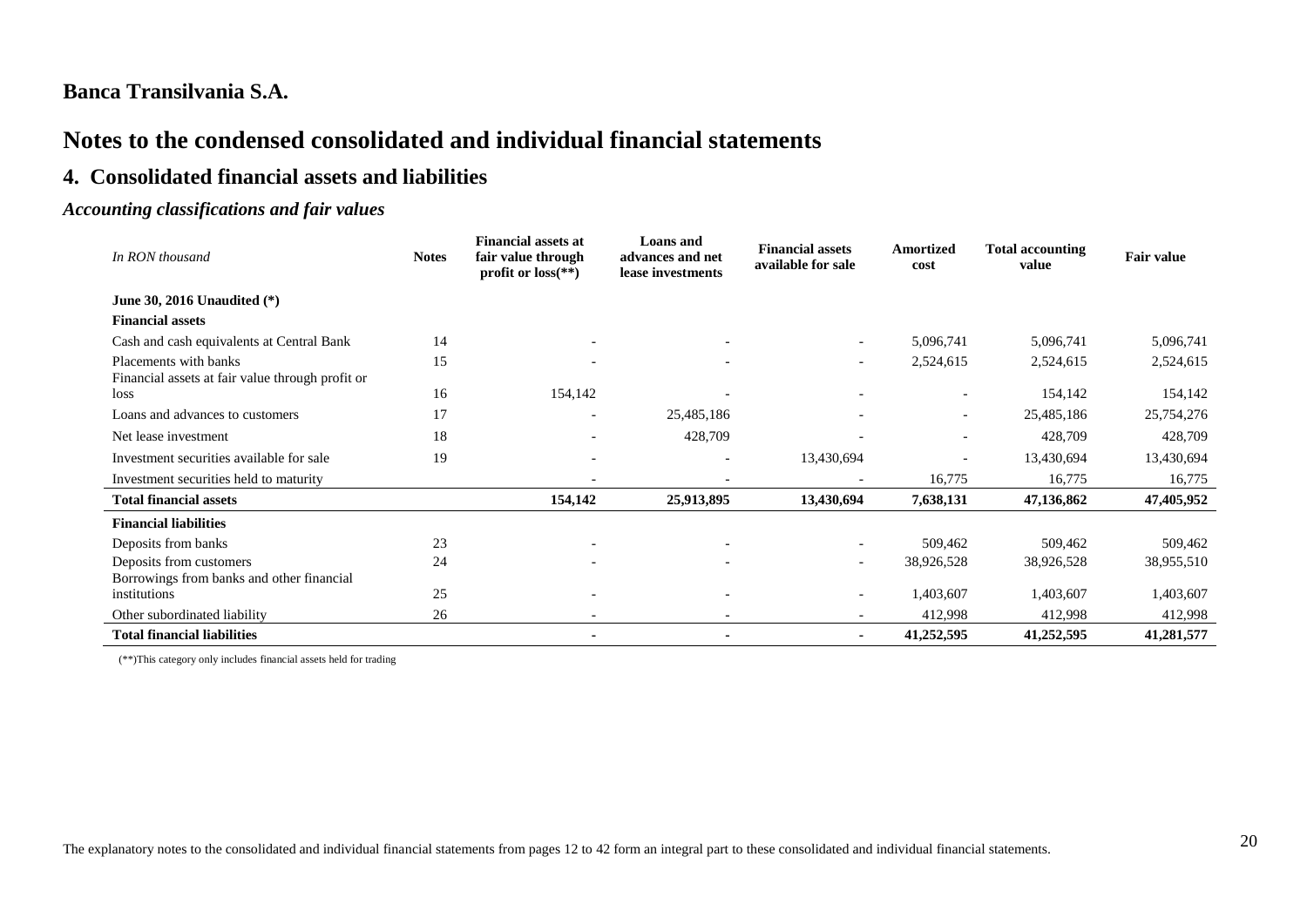## Banca Transilvania S.A.

# Notes to the condensed consolidated and individual financial statements

## 4. Consolidated financial assets and liabilities

### *Accounting classifications and fair values*

| *In RON thousand* | Notes | Financial assets at fair value through profit or loss(**) | Loans and advances and net lease investments | Financial assets available for sale | Amortized cost | Total accounting value | Fair value |
|---|---|---|---|---|---|---|---|
| **June 30, 2016 Unaudited (*)** | | | | | | | |
| **Financial assets** | | | | | | | |
| Cash and cash equivalents at Central Bank | 14 | - | - | - | 5,096,741 | 5,096,741 | 5,096,741 |
| Placements with banks | 15 | - | - | - | 2,524,615 | 2,524,615 | 2,524,615 |
| Financial assets at fair value through profit or loss | 16 | 154,142 | - | - | - | 154,142 | 154,142 |
| Loans and advances to customers | 17 | - | 25,485,186 | - | - | 25,485,186 | 25,754,276 |
| Net lease investment | 18 | - | 428,709 | - | - | 428,709 | 428,709 |
| Investment securities available for sale | 19 | - | - | 13,430,694 | - | 13,430,694 | 13,430,694 |
| Investment securities held to maturity | | - | - | - | 16,775 | 16,775 | 16,775 |
| **Total financial assets** | | **154,142** | **25,913,895** | **13,430,694** | **7,638,131** | **47,136,862** | **47,405,952** |
| **Financial liabilities** | | | | | | | |
| Deposits from banks | 23 | - | - | - | 509,462 | 509,462 | 509,462 |
| Deposits from customers | 24 | - | - | - | 38,926,528 | 38,926,528 | 38,955,510 |
| Borrowings from banks and other financial institutions | 25 | - | - | - | 1,403,607 | 1,403,607 | 1,403,607 |
| Other subordinated liability | 26 | - | - | - | 412,998 | 412,998 | 412,998 |
| **Total financial liabilities** | | **-** | **-** | **-** | **41,252,595** | **41,252,595** | **41,281,577** |

(**)This category only includes financial assets held for trading

The explanatory notes to the consolidated and individual financial statements from pages 12 to 42 form an integral part to these consolidated and individual financial statements.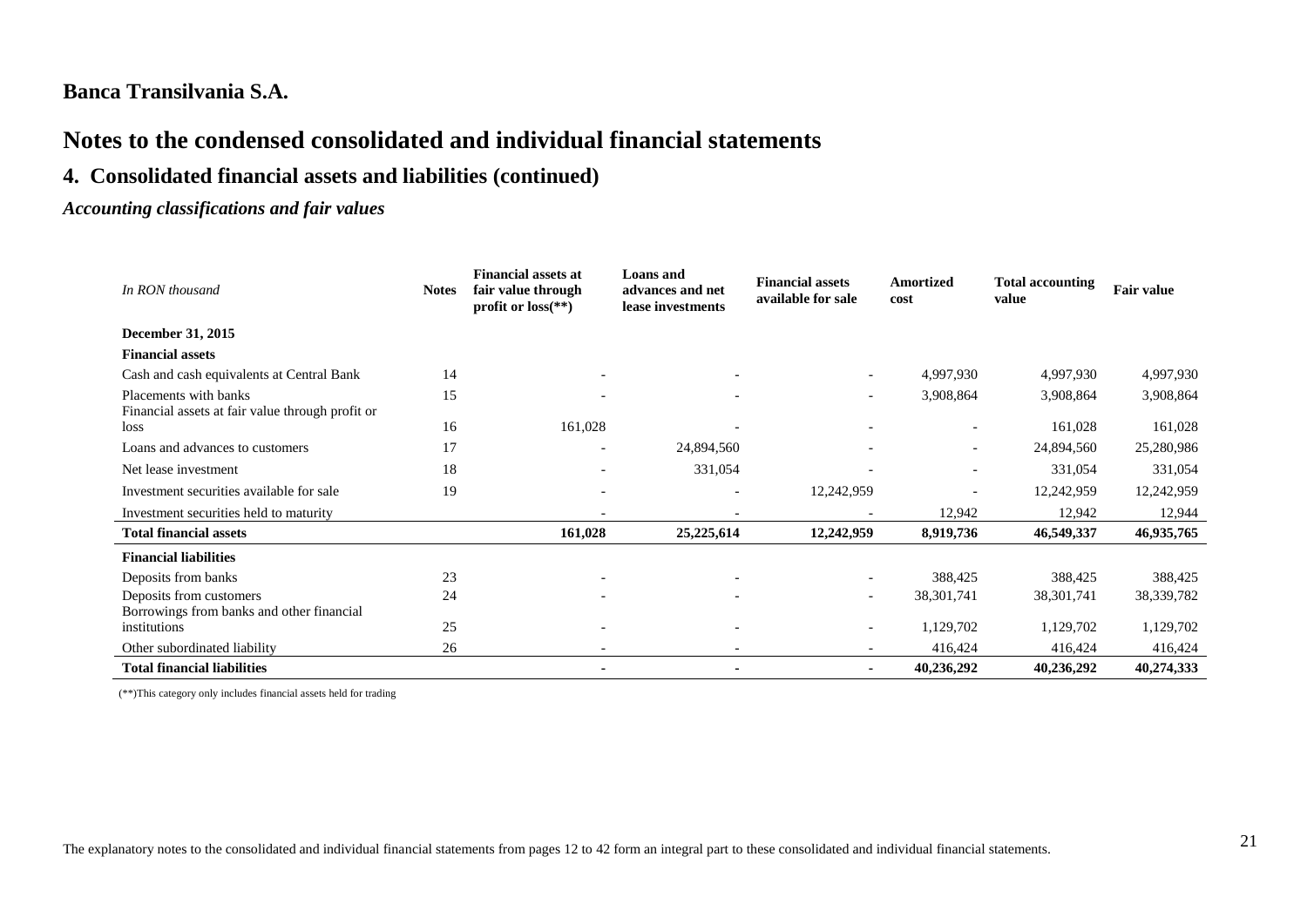# Banca Transilvania S.A.

# Notes to the condensed consolidated and individual financial statements

## 4. Consolidated financial assets and liabilities (continued)

### *Accounting classifications and fair values*

| *In RON thousand* | Notes | Financial assets at fair value through profit or loss(**) | Loans and advances and net lease investments | Financial assets available for sale | Amortized cost | Total accounting value | Fair value |
|---|---|---|---|---|---|---|---|
| **December 31, 2015** | | | | | | | |
| **Financial assets** | | | | | | | |
| Cash and cash equivalents at Central Bank | 14 | - | - | - | 4,997,930 | 4,997,930 | 4,997,930 |
| Placements with banks | 15 | - | - | - | 3,908,864 | 3,908,864 | 3,908,864 |
| Financial assets at fair value through profit or loss | 16 | 161,028 | - | - | - | 161,028 | 161,028 |
| Loans and advances to customers | 17 | - | 24,894,560 | - | - | 24,894,560 | 25,280,986 |
| Net lease investment | 18 | - | 331,054 | - | - | 331,054 | 331,054 |
| Investment securities available for sale | 19 | - | - | 12,242,959 | - | 12,242,959 | 12,242,959 |
| Investment securities held to maturity | | - | - | - | 12,942 | 12,942 | 12,944 |
| **Total financial assets** | | **161,028** | **25,225,614** | **12,242,959** | **8,919,736** | **46,549,337** | **46,935,765** |
| **Financial liabilities** | | | | | | | |
| Deposits from banks | 23 | - | - | - | 388,425 | 388,425 | 388,425 |
| Deposits from customers | 24 | - | - | - | 38,301,741 | 38,301,741 | 38,339,782 |
| Borrowings from banks and other financial institutions | 25 | - | - | - | 1,129,702 | 1,129,702 | 1,129,702 |
| Other subordinated liability | 26 | - | - | - | 416,424 | 416,424 | 416,424 |
| **Total financial liabilities** | | **-** | **-** | **-** | **40,236,292** | **40,236,292** | **40,274,333** |

(**)This category only includes financial assets held for trading

The explanatory notes to the consolidated and individual financial statements from pages 12 to 42 form an integral part to these consolidated and individual financial statements.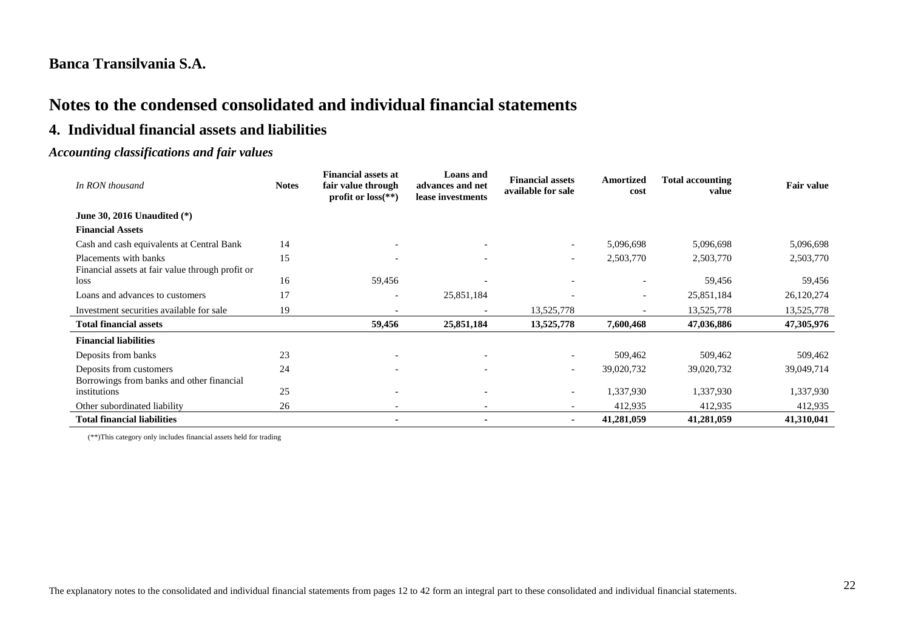# Banca Transilvania S.A.

# Notes to the condensed consolidated and individual financial statements

## 4. Individual financial assets and liabilities

### *Accounting classifications and fair values*

| *In RON thousand* | Notes | Financial assets at fair value through profit or loss(**) | Loans and advances and net lease investments | Financial assets available for sale | Amortized cost | Total accounting value | Fair value |
|---|---|---|---|---|---|---|---|
| **June 30, 2016 Unaudited (*)** | | | | | | | |
| **Financial Assets** | | | | | | | |
| Cash and cash equivalents at Central Bank | 14 | - | - | - | 5,096,698 | 5,096,698 | 5,096,698 |
| Placements with banks | 15 | - | - | - | 2,503,770 | 2,503,770 | 2,503,770 |
| Financial assets at fair value through profit or loss | 16 | 59,456 | - | - | - | 59,456 | 59,456 |
| Loans and advances to customers | 17 | - | 25,851,184 | - | - | 25,851,184 | 26,120,274 |
| Investment securities available for sale | 19 | - | - | 13,525,778 | - | 13,525,778 | 13,525,778 |
| **Total financial assets** | | **59,456** | **25,851,184** | **13,525,778** | **7,600,468** | **47,036,886** | **47,305,976** |
| **Financial liabilities** | | | | | | | |
| Deposits from banks | 23 | - | - | - | 509,462 | 509,462 | 509,462 |
| Deposits from customers | 24 | - | - | - | 39,020,732 | 39,020,732 | 39,049,714 |
| Borrowings from banks and other financial institutions | 25 | - | - | - | 1,337,930 | 1,337,930 | 1,337,930 |
| Other subordinated liability | 26 | - | - | - | 412,935 | 412,935 | 412,935 |
| **Total financial liabilities** | | **-** | **-** | **-** | **41,281,059** | **41,281,059** | **41,310,041** |

(**)This category only includes financial assets held for trading

The explanatory notes to the consolidated and individual financial statements from pages 12 to 42 form an integral part to these consolidated and individual financial statements.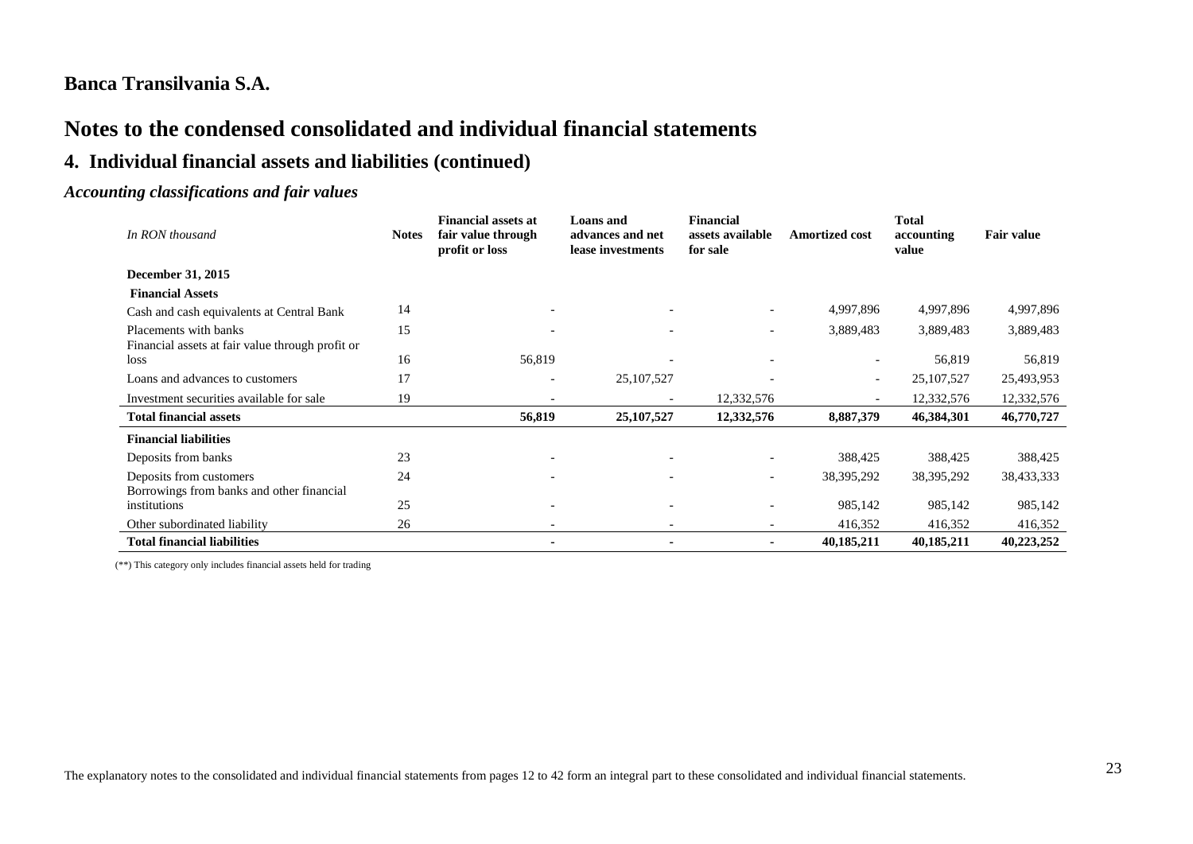## Banca Transilvania S.A.

# Notes to the condensed consolidated and individual financial statements

## 4. Individual financial assets and liabilities (continued)

### *Accounting classifications and fair values*

| *In RON thousand* | Notes | Financial assets at fair value through profit or loss | Loans and advances and net lease investments | Financial assets available for sale | Amortized cost | Total accounting value | Fair value |
|---|---|---|---|---|---|---|---|
| **December 31, 2015** | | | | | | | |
| **Financial Assets** | | | | | | | |
| Cash and cash equivalents at Central Bank | 14 | - | - | - | 4,997,896 | 4,997,896 | 4,997,896 |
| Placements with banks | 15 | - | - | - | 3,889,483 | 3,889,483 | 3,889,483 |
| Financial assets at fair value through profit or loss | 16 | 56,819 | - | - | - | 56,819 | 56,819 |
| Loans and advances to customers | 17 | - | 25,107,527 | - | - | 25,107,527 | 25,493,953 |
| Investment securities available for sale | 19 | - | - | 12,332,576 | - | 12,332,576 | 12,332,576 |
| **Total financial assets** | | **56,819** | **25,107,527** | **12,332,576** | **8,887,379** | **46,384,301** | **46,770,727** |
| **Financial liabilities** | | | | | | | |
| Deposits from banks | 23 | - | - | - | 388,425 | 388,425 | 388,425 |
| Deposits from customers | 24 | - | - | - | 38,395,292 | 38,395,292 | 38,433,333 |
| Borrowings from banks and other financial institutions | 25 | - | - | - | 985,142 | 985,142 | 985,142 |
| Other subordinated liability | 26 | - | - | - | 416,352 | 416,352 | 416,352 |
| **Total financial liabilities** | | **-** | **-** | **-** | **40,185,211** | **40,185,211** | **40,223,252** |

(**) This category only includes financial assets held for trading

The explanatory notes to the consolidated and individual financial statements from pages 12 to 42 form an integral part to these consolidated and individual financial statements.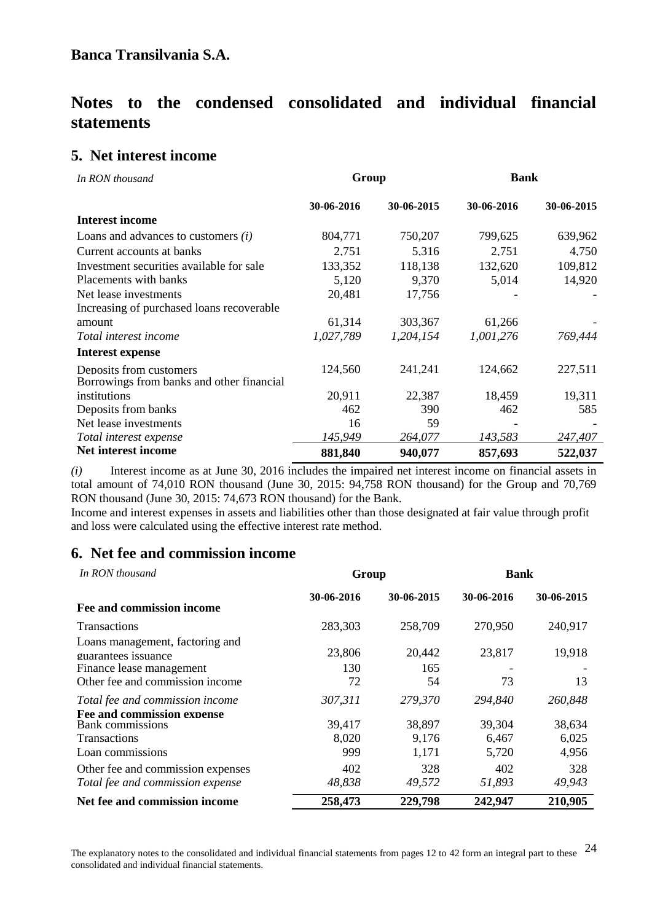Banca Transilvania S.A.

# Notes to the condensed consolidated and individual financial statements

## 5. Net interest income

| *In RON thousand* | Group | | Bank | |
|---|---|---|---|---|
| | **30-06-2016** | **30-06-2015** | **30-06-2016** | **30-06-2015** |
| **Interest income** | | | | |
| Loans and advances to customers *(i)* | 804,771 | 750,207 | 799,625 | 639,962 |
| Current accounts at banks | 2,751 | 5,316 | 2,751 | 4,750 |
| Investment securities available for sale | 133,352 | 118,138 | 132,620 | 109,812 |
| Placements with banks | 5,120 | 9,370 | 5,014 | 14,920 |
| Net lease investments | 20,481 | 17,756 | - | - |
| Increasing of purchased loans recoverable amount | 61,314 | 303,367 | 61,266 | - |
| *Total interest income* | *1,027,789* | *1,204,154* | *1,001,276* | *769,444* |
| **Interest expense** | | | | |
| Deposits from customers | 124,560 | 241,241 | 124,662 | 227,511 |
| Borrowings from banks and other financial institutions | 20,911 | 22,387 | 18,459 | 19,311 |
| Deposits from banks | 462 | 390 | 462 | 585 |
| Net lease investments | 16 | 59 | - | - |
| *Total interest expense* | *145,949* | *264,077* | *143,583* | *247,407* |
| **Net interest income** | **881,840** | **940,077** | **857,693** | **522,037** |

*(i)* Interest income as at June 30, 2016 includes the impaired net interest income on financial assets in total amount of 74,010 RON thousand (June 30, 2015: 94,758 RON thousand) for the Group and 70,769 RON thousand (June 30, 2015: 74,673 RON thousand) for the Bank.

Income and interest expenses in assets and liabilities other than those designated at fair value through profit and loss were calculated using the effective interest rate method.

## 6. Net fee and commission income

| *In RON thousand* | Group | | Bank | |
|---|---|---|---|---|
| **Fee and commission income** | **30-06-2016** | **30-06-2015** | **30-06-2016** | **30-06-2015** |
| Transactions | 283,303 | 258,709 | 270,950 | 240,917 |
| Loans management, factoring and guarantees issuance | 23,806 | 20,442 | 23,817 | 19,918 |
| Finance lease management | 130 | 165 | - | - |
| Other fee and commission income | 72 | 54 | 73 | 13 |
| *Total fee and commission income* | *307,311* | *279,370* | *294,840* | *260,848* |
| **Fee and commission expense** | | | | |
| Bank commissions | 39,417 | 38,897 | 39,304 | 38,634 |
| Transactions | 8,020 | 9,176 | 6,467 | 6,025 |
| Loan commissions | 999 | 1,171 | 5,720 | 4,956 |
| Other fee and commission expenses | 402 | 328 | 402 | 328 |
| *Total fee and commission expense* | *48,838* | *49,572* | *51,893* | *49,943* |
| **Net fee and commission income** | **258,473** | **229,798** | **242,947** | **210,905** |

The explanatory notes to the consolidated and individual financial statements from pages 12 to 42 form an integral part to these consolidated and individual financial statements.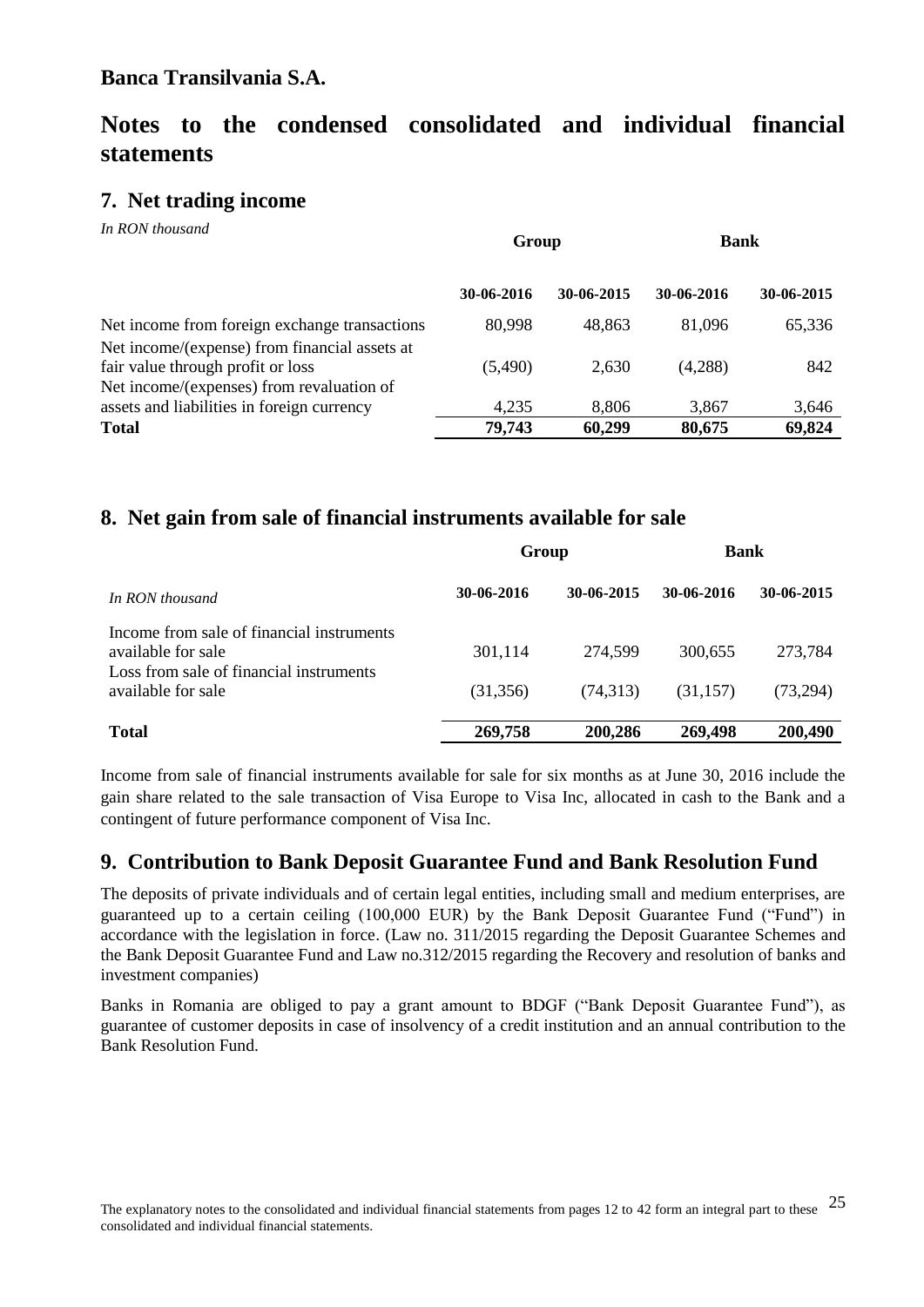**Banca Transilvania S.A.**

# Notes to the condensed consolidated and individual financial statements

## 7. Net trading income

*In RON thousand*

| | Group | | Bank | |
|---|---|---|---|---|
| | **30-06-2016** | **30-06-2015** | **30-06-2016** | **30-06-2015** |
| Net income from foreign exchange transactions | 80,998 | 48,863 | 81,096 | 65,336 |
| Net income/(expense) from financial assets at fair value through profit or loss | (5,490) | 2,630 | (4,288) | 842 |
| Net income/(expenses) from revaluation of assets and liabilities in foreign currency | 4,235 | 8,806 | 3,867 | 3,646 |
| **Total** | **79,743** | **60,299** | **80,675** | **69,824** |

## 8. Net gain from sale of financial instruments available for sale

| | Group | | Bank | |
|---|---|---|---|---|
| *In RON thousand* | **30-06-2016** | **30-06-2015** | **30-06-2016** | **30-06-2015** |
| Income from sale of financial instruments available for sale | 301,114 | 274,599 | 300,655 | 273,784 |
| Loss from sale of financial instruments available for sale | (31,356) | (74,313) | (31,157) | (73,294) |
| **Total** | **269,758** | **200,286** | **269,498** | **200,490** |

Income from sale of financial instruments available for sale for six months as at June 30, 2016 include the gain share related to the sale transaction of Visa Europe to Visa Inc, allocated in cash to the Bank and a contingent of future performance component of Visa Inc.

## 9. Contribution to Bank Deposit Guarantee Fund and Bank Resolution Fund

The deposits of private individuals and of certain legal entities, including small and medium enterprises, are guaranteed up to a certain ceiling (100,000 EUR) by the Bank Deposit Guarantee Fund ("Fund") in accordance with the legislation in force. (Law no. 311/2015 regarding the Deposit Guarantee Schemes and the Bank Deposit Guarantee Fund and Law no.312/2015 regarding the Recovery and resolution of banks and investment companies)

Banks in Romania are obliged to pay a grant amount to BDGF ("Bank Deposit Guarantee Fund"), as guarantee of customer deposits in case of insolvency of a credit institution and an annual contribution to the Bank Resolution Fund.

The explanatory notes to the consolidated and individual financial statements from pages 12 to 42 form an integral part to these consolidated and individual financial statements.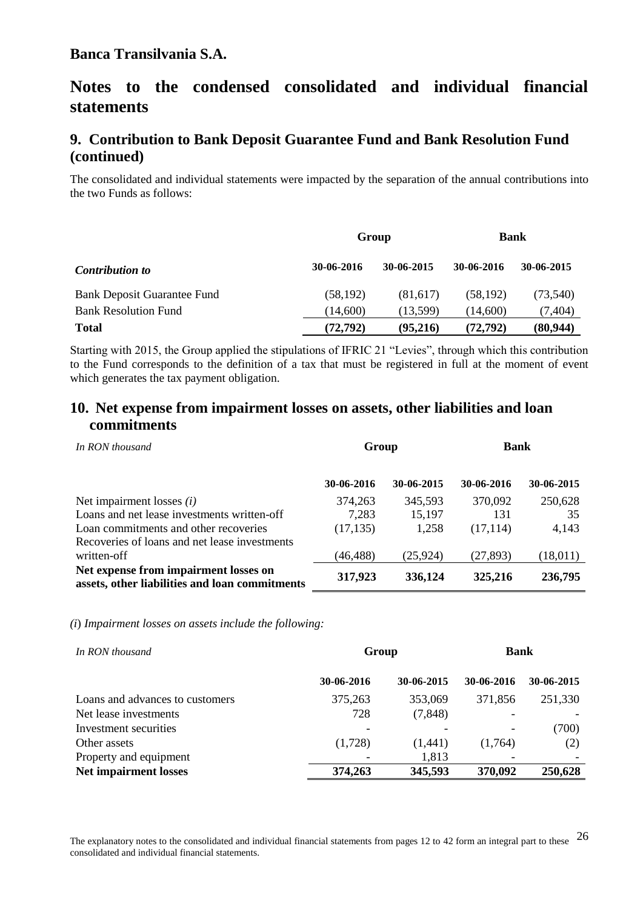# Banca Transilvania S.A.

# Notes to the condensed consolidated and individual financial statements

## 9. Contribution to Bank Deposit Guarantee Fund and Bank Resolution Fund (continued)

The consolidated and individual statements were impacted by the separation of the annual contributions into the two Funds as follows:

| | Group | | Bank | |
|---|---|---|---|---|
| ***Contribution to*** | **30-06-2016** | **30-06-2015** | **30-06-2016** | **30-06-2015** |
| Bank Deposit Guarantee Fund | (58,192) | (81,617) | (58,192) | (73,540) |
| Bank Resolution Fund | (14,600) | (13,599) | (14,600) | (7,404) |
| **Total** | **(72,792)** | **(95,216)** | **(72,792)** | **(80,944)** |

Starting with 2015, the Group applied the stipulations of IFRIC 21 "Levies", through which this contribution to the Fund corresponds to the definition of a tax that must be registered in full at the moment of event which generates the tax payment obligation.

## 10. Net expense from impairment losses on assets, other liabilities and loan commitments

| *In RON thousand* | Group | | Bank | |
|---|---|---|---|---|
| | **30-06-2016** | **30-06-2015** | **30-06-2016** | **30-06-2015** |
| Net impairment losses *(i)* | 374,263 | 345,593 | 370,092 | 250,628 |
| Loans and net lease investments written-off | 7,283 | 15,197 | 131 | 35 |
| Loan commitments and other recoveries | (17,135) | 1,258 | (17,114) | 4,143 |
| Recoveries of loans and net lease investments written-off | (46,488) | (25,924) | (27,893) | (18,011) |
| **Net expense from impairment losses on assets, other liabilities and loan commitments** | **317,923** | **336,124** | **325,216** | **236,795** |

*(i) Impairment losses on assets include the following:*

| *In RON thousand* | Group | | Bank | |
|---|---|---|---|---|
| | **30-06-2016** | **30-06-2015** | **30-06-2016** | **30-06-2015** |
| Loans and advances to customers | 375,263 | 353,069 | 371,856 | 251,330 |
| Net lease investments | 728 | (7,848) | - | - |
| Investment securities | - | - | - | (700) |
| Other assets | (1,728) | (1,441) | (1,764) | (2) |
| Property and equipment | - | 1,813 | - | - |
| **Net impairment losses** | **374,263** | **345,593** | **370,092** | **250,628** |

The explanatory notes to the consolidated and individual financial statements from pages 12 to 42 form an integral part to these consolidated and individual financial statements.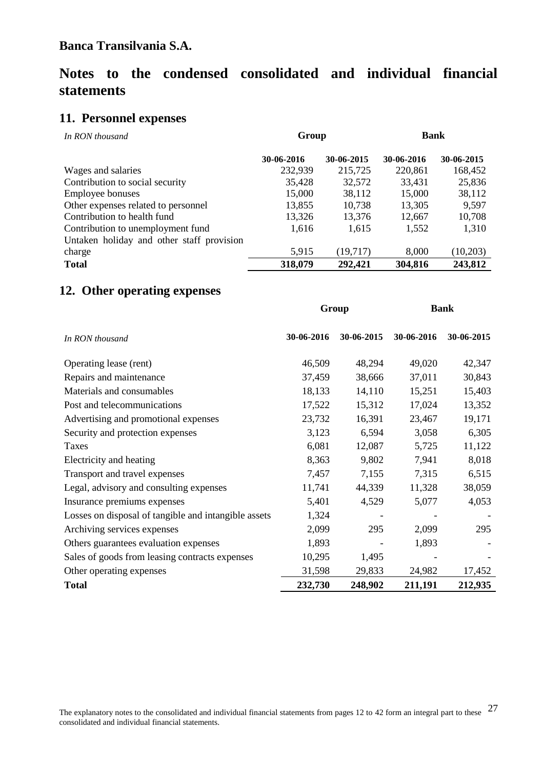**Banca Transilvania S.A.**

# Notes to the condensed consolidated and individual financial statements

## 11. Personnel expenses

| *In RON thousand* | Group | | Bank | |
|---|---|---|---|---|
| | **30-06-2016** | **30-06-2015** | **30-06-2016** | **30-06-2015** |
| Wages and salaries | 232,939 | 215,725 | 220,861 | 168,452 |
| Contribution to social security | 35,428 | 32,572 | 33,431 | 25,836 |
| Employee bonuses | 15,000 | 38,112 | 15,000 | 38,112 |
| Other expenses related to personnel | 13,855 | 10,738 | 13,305 | 9,597 |
| Contribution to health fund | 13,326 | 13,376 | 12,667 | 10,708 |
| Contribution to unemployment fund | 1,616 | 1,615 | 1,552 | 1,310 |
| Untaken holiday and other staff provision charge | 5,915 | (19,717) | 8,000 | (10,203) |
| **Total** | **318,079** | **292,421** | **304,816** | **243,812** |

## 12. Other operating expenses

| | Group | | Bank | |
|---|---|---|---|---|
| *In RON thousand* | **30-06-2016** | **30-06-2015** | **30-06-2016** | **30-06-2015** |
| Operating lease (rent) | 46,509 | 48,294 | 49,020 | 42,347 |
| Repairs and maintenance | 37,459 | 38,666 | 37,011 | 30,843 |
| Materials and consumables | 18,133 | 14,110 | 15,251 | 15,403 |
| Post and telecommunications | 17,522 | 15,312 | 17,024 | 13,352 |
| Advertising and promotional expenses | 23,732 | 16,391 | 23,467 | 19,171 |
| Security and protection expenses | 3,123 | 6,594 | 3,058 | 6,305 |
| Taxes | 6,081 | 12,087 | 5,725 | 11,122 |
| Electricity and heating | 8,363 | 9,802 | 7,941 | 8,018 |
| Transport and travel expenses | 7,457 | 7,155 | 7,315 | 6,515 |
| Legal, advisory and consulting expenses | 11,741 | 44,339 | 11,328 | 38,059 |
| Insurance premiums expenses | 5,401 | 4,529 | 5,077 | 4,053 |
| Losses on disposal of tangible and intangible assets | 1,324 | - | - | - |
| Archiving services expenses | 2,099 | 295 | 2,099 | 295 |
| Others guarantees evaluation expenses | 1,893 | - | 1,893 | - |
| Sales of goods from leasing contracts expenses | 10,295 | 1,495 | - | - |
| Other operating expenses | 31,598 | 29,833 | 24,982 | 17,452 |
| **Total** | **232,730** | **248,902** | **211,191** | **212,935** |

The explanatory notes to the consolidated and individual financial statements from pages 12 to 42 form an integral part to these consolidated and individual financial statements.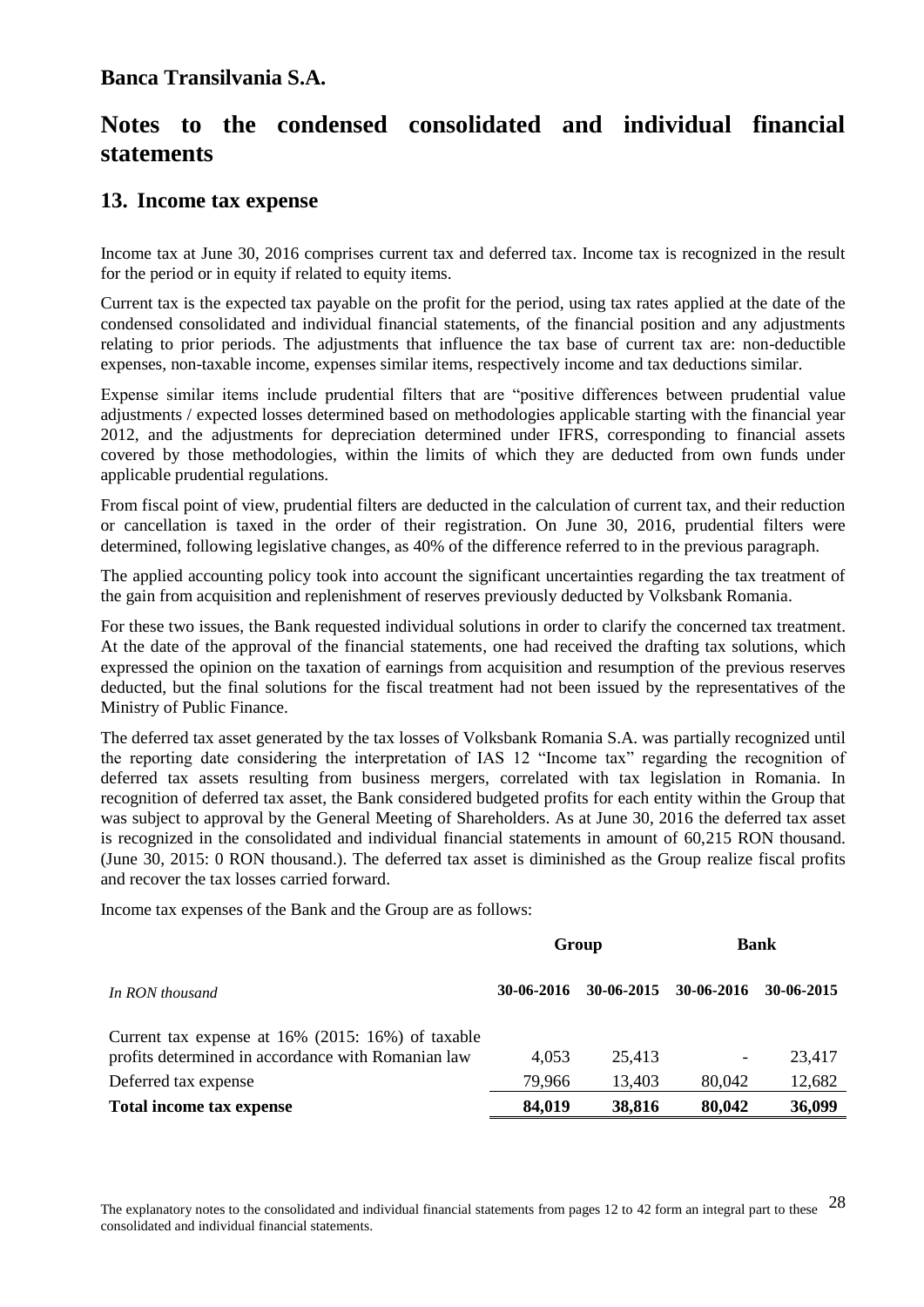**Banca Transilvania S.A.**

# Notes to the condensed consolidated and individual financial statements

## 13. Income tax expense

Income tax at June 30, 2016 comprises current tax and deferred tax. Income tax is recognized in the result for the period or in equity if related to equity items.

Current tax is the expected tax payable on the profit for the period, using tax rates applied at the date of the condensed consolidated and individual financial statements, of the financial position and any adjustments relating to prior periods. The adjustments that influence the tax base of current tax are: non-deductible expenses, non-taxable income, expenses similar items, respectively income and tax deductions similar.

Expense similar items include prudential filters that are "positive differences between prudential value adjustments / expected losses determined based on methodologies applicable starting with the financial year 2012, and the adjustments for depreciation determined under IFRS, corresponding to financial assets covered by those methodologies, within the limits of which they are deducted from own funds under applicable prudential regulations.

From fiscal point of view, prudential filters are deducted in the calculation of current tax, and their reduction or cancellation is taxed in the order of their registration. On June 30, 2016, prudential filters were determined, following legislative changes, as 40% of the difference referred to in the previous paragraph.

The applied accounting policy took into account the significant uncertainties regarding the tax treatment of the gain from acquisition and replenishment of reserves previously deducted by Volksbank Romania.

For these two issues, the Bank requested individual solutions in order to clarify the concerned tax treatment. At the date of the approval of the financial statements, one had received the drafting tax solutions, which expressed the opinion on the taxation of earnings from acquisition and resumption of the previous reserves deducted, but the final solutions for the fiscal treatment had not been issued by the representatives of the Ministry of Public Finance.

The deferred tax asset generated by the tax losses of Volksbank Romania S.A. was partially recognized until the reporting date considering the interpretation of IAS 12 "Income tax" regarding the recognition of deferred tax assets resulting from business mergers, correlated with tax legislation in Romania. In recognition of deferred tax asset, the Bank considered budgeted profits for each entity within the Group that was subject to approval by the General Meeting of Shareholders. As at June 30, 2016 the deferred tax asset is recognized in the consolidated and individual financial statements in amount of 60,215 RON thousand. (June 30, 2015: 0 RON thousand.). The deferred tax asset is diminished as the Group realize fiscal profits and recover the tax losses carried forward.

Income tax expenses of the Bank and the Group are as follows:

| | Group | | Bank | |
|---|---|---|---|---|
| *In RON thousand* | **30-06-2016** | **30-06-2015** | **30-06-2016** | **30-06-2015** |
| Current tax expense at 16% (2015: 16%) of taxable profits determined in accordance with Romanian law | 4,053 | 25,413 | - | 23,417 |
| Deferred tax expense | 79,966 | 13,403 | 80,042 | 12,682 |
| **Total income tax expense** | **84,019** | **38,816** | **80,042** | **36,099** |

The explanatory notes to the consolidated and individual financial statements from pages 12 to 42 form an integral part to these consolidated and individual financial statements.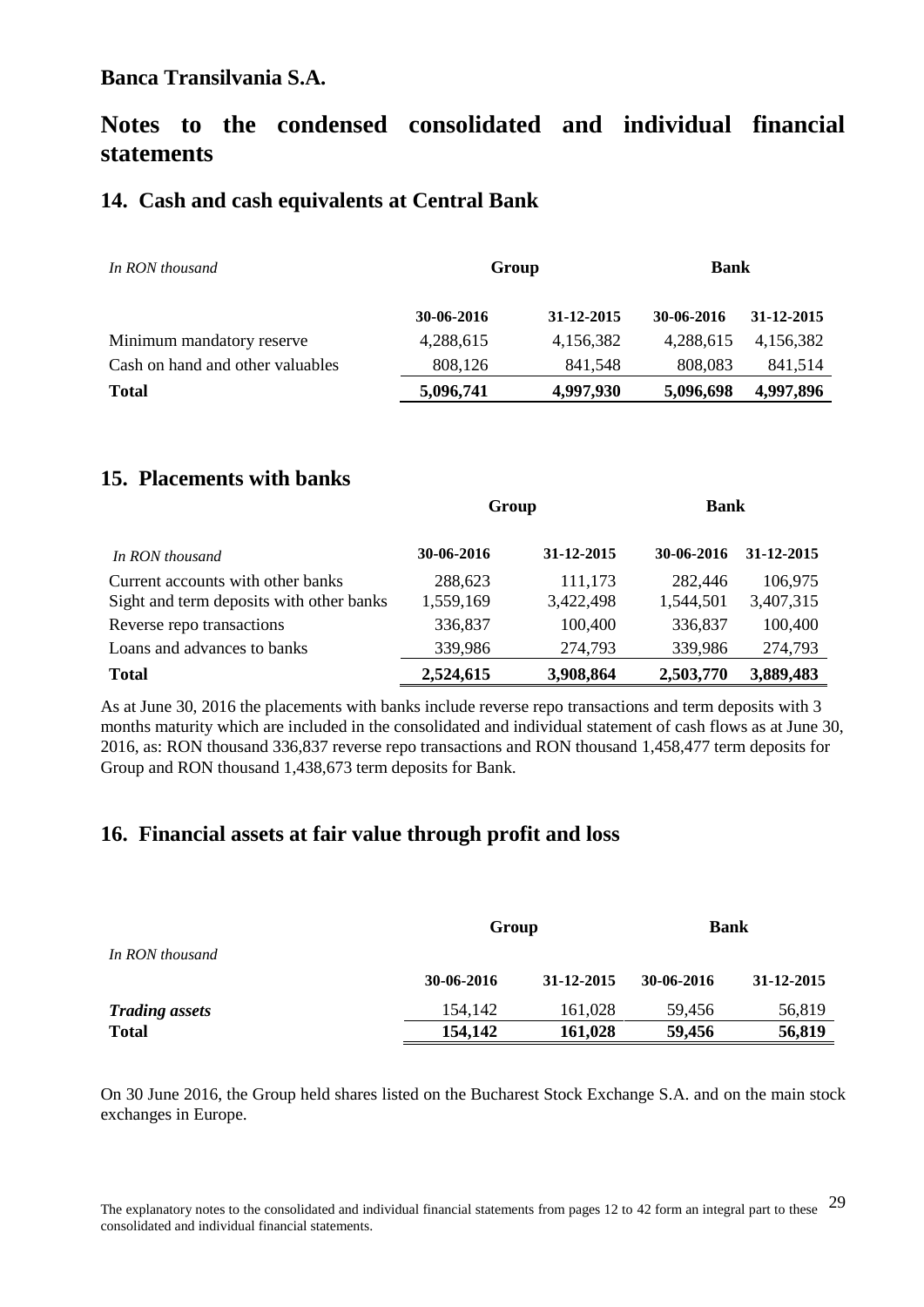Banca Transilvania S.A.

# Notes to the condensed consolidated and individual financial statements

## 14. Cash and cash equivalents at Central Bank

| *In RON thousand* | Group | | Bank | |
|---|---|---|---|---|
| | **30-06-2016** | **31-12-2015** | **30-06-2016** | **31-12-2015** |
| Minimum mandatory reserve | 4,288,615 | 4,156,382 | 4,288,615 | 4,156,382 |
| Cash on hand and other valuables | 808,126 | 841,548 | 808,083 | 841,514 |
| **Total** | **5,096,741** | **4,997,930** | **5,096,698** | **4,997,896** |

## 15. Placements with banks

| | Group | | Bank | |
|---|---|---|---|---|
| *In RON thousand* | **30-06-2016** | **31-12-2015** | **30-06-2016** | **31-12-2015** |
| Current accounts with other banks | 288,623 | 111,173 | 282,446 | 106,975 |
| Sight and term deposits with other banks | 1,559,169 | 3,422,498 | 1,544,501 | 3,407,315 |
| Reverse repo transactions | 336,837 | 100,400 | 336,837 | 100,400 |
| Loans and advances to banks | 339,986 | 274,793 | 339,986 | 274,793 |
| **Total** | **2,524,615** | **3,908,864** | **2,503,770** | **3,889,483** |

As at June 30, 2016 the placements with banks include reverse repo transactions and term deposits with 3 months maturity which are included in the consolidated and individual statement of cash flows as at June 30, 2016, as: RON thousand 336,837 reverse repo transactions and RON thousand 1,458,477 term deposits for Group and RON thousand 1,438,673 term deposits for Bank.

## 16. Financial assets at fair value through profit and loss

| | Group | | Bank | |
|---|---|---|---|---|
| *In RON thousand* | | | | |
| | **30-06-2016** | **31-12-2015** | **30-06-2016** | **31-12-2015** |
| ***Trading assets*** | 154,142 | 161,028 | 59,456 | 56,819 |
| **Total** | **154,142** | **161,028** | **59,456** | **56,819** |

On 30 June 2016, the Group held shares listed on the Bucharest Stock Exchange S.A. and on the main stock exchanges in Europe.

The explanatory notes to the consolidated and individual financial statements from pages 12 to 42 form an integral part to these consolidated and individual financial statements.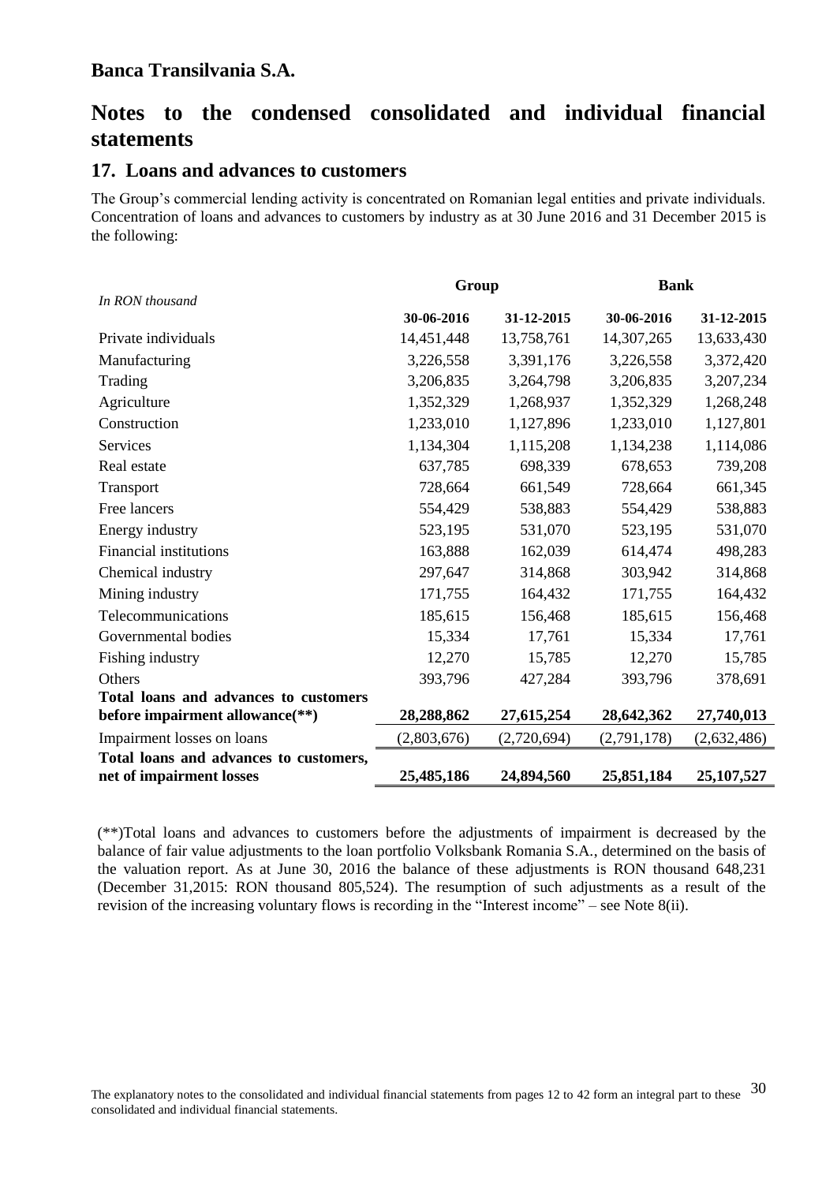**Banca Transilvania S.A.**

# Notes to the condensed consolidated and individual financial statements

## 17. Loans and advances to customers

The Group's commercial lending activity is concentrated on Romanian legal entities and private individuals. Concentration of loans and advances to customers by industry as at 30 June 2016 and 31 December 2015 is the following:

| *In RON thousand* | Group | | Bank | |
|---|---|---|---|---|
| | **30-06-2016** | **31-12-2015** | **30-06-2016** | **31-12-2015** |
| Private individuals | 14,451,448 | 13,758,761 | 14,307,265 | 13,633,430 |
| Manufacturing | 3,226,558 | 3,391,176 | 3,226,558 | 3,372,420 |
| Trading | 3,206,835 | 3,264,798 | 3,206,835 | 3,207,234 |
| Agriculture | 1,352,329 | 1,268,937 | 1,352,329 | 1,268,248 |
| Construction | 1,233,010 | 1,127,896 | 1,233,010 | 1,127,801 |
| Services | 1,134,304 | 1,115,208 | 1,134,238 | 1,114,086 |
| Real estate | 637,785 | 698,339 | 678,653 | 739,208 |
| Transport | 728,664 | 661,549 | 728,664 | 661,345 |
| Free lancers | 554,429 | 538,883 | 554,429 | 538,883 |
| Energy industry | 523,195 | 531,070 | 523,195 | 531,070 |
| Financial institutions | 163,888 | 162,039 | 614,474 | 498,283 |
| Chemical industry | 297,647 | 314,868 | 303,942 | 314,868 |
| Mining industry | 171,755 | 164,432 | 171,755 | 164,432 |
| Telecommunications | 185,615 | 156,468 | 185,615 | 156,468 |
| Governmental bodies | 15,334 | 17,761 | 15,334 | 17,761 |
| Fishing industry | 12,270 | 15,785 | 12,270 | 15,785 |
| Others | 393,796 | 427,284 | 393,796 | 378,691 |
| **Total loans and advances to customers before impairment allowance(**)** | **28,288,862** | **27,615,254** | **28,642,362** | **27,740,013** |
| Impairment losses on loans | (2,803,676) | (2,720,694) | (2,791,178) | (2,632,486) |
| **Total loans and advances to customers, net of impairment losses** | **25,485,186** | **24,894,560** | **25,851,184** | **25,107,527** |

(**)Total loans and advances to customers before the adjustments of impairment is decreased by the balance of fair value adjustments to the loan portfolio Volksbank Romania S.A., determined on the basis of the valuation report. As at June 30, 2016 the balance of these adjustments is RON thousand 648,231 (December 31,2015: RON thousand 805,524). The resumption of such adjustments as a result of the revision of the increasing voluntary flows is recording in the "Interest income" – see Note 8(ii).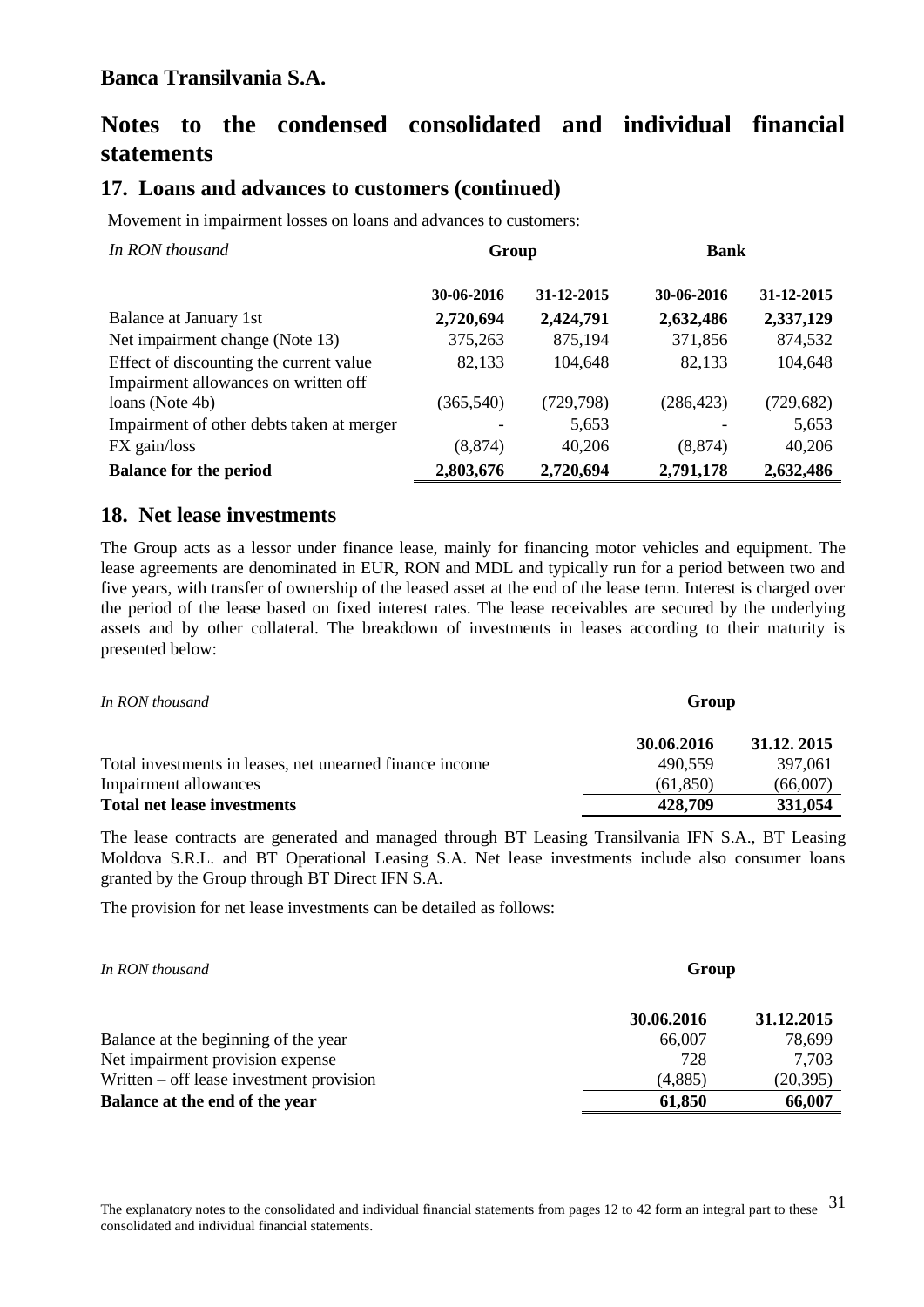## Banca Transilvania S.A.

# Notes to the condensed consolidated and individual financial statements

## 17. Loans and advances to customers (continued)

Movement in impairment losses on loans and advances to customers:

| *In RON thousand* | Group | | Bank | |
|---|---|---|---|---|
| | **30-06-2016** | **31-12-2015** | **30-06-2016** | **31-12-2015** |
| Balance at January 1st | **2,720,694** | **2,424,791** | **2,632,486** | **2,337,129** |
| Net impairment change (Note 13) | 375,263 | 875,194 | 371,856 | 874,532 |
| Effect of discounting the current value | 82,133 | 104,648 | 82,133 | 104,648 |
| Impairment allowances on written off loans (Note 4b) | (365,540) | (729,798) | (286,423) | (729,682) |
| Impairment of other debts taken at merger | - | 5,653 | - | 5,653 |
| FX gain/loss | (8,874) | 40,206 | (8,874) | 40,206 |
| **Balance for the period** | **2,803,676** | **2,720,694** | **2,791,178** | **2,632,486** |

## 18. Net lease investments

The Group acts as a lessor under finance lease, mainly for financing motor vehicles and equipment. The lease agreements are denominated in EUR, RON and MDL and typically run for a period between two and five years, with transfer of ownership of the leased asset at the end of the lease term. Interest is charged over the period of the lease based on fixed interest rates. The lease receivables are secured by the underlying assets and by other collateral. The breakdown of investments in leases according to their maturity is presented below:

| *In RON thousand* | Group | |
|---|---|---|
| | **30.06.2016** | **31.12. 2015** |
| Total investments in leases, net unearned finance income | 490,559 | 397,061 |
| Impairment allowances | (61,850) | (66,007) |
| **Total net lease investments** | **428,709** | **331,054** |

The lease contracts are generated and managed through BT Leasing Transilvania IFN S.A., BT Leasing Moldova S.R.L. and BT Operational Leasing S.A. Net lease investments include also consumer loans granted by the Group through BT Direct IFN S.A.

The provision for net lease investments can be detailed as follows:

| *In RON thousand* | Group | |
|---|---|---|
| | **30.06.2016** | **31.12.2015** |
| Balance at the beginning of the year | 66,007 | 78,699 |
| Net impairment provision expense | 728 | 7,703 |
| Written – off lease investment provision | (4,885) | (20,395) |
| **Balance at the end of the year** | **61,850** | **66,007** |

The explanatory notes to the consolidated and individual financial statements from pages 12 to 42 form an integral part to these consolidated and individual financial statements.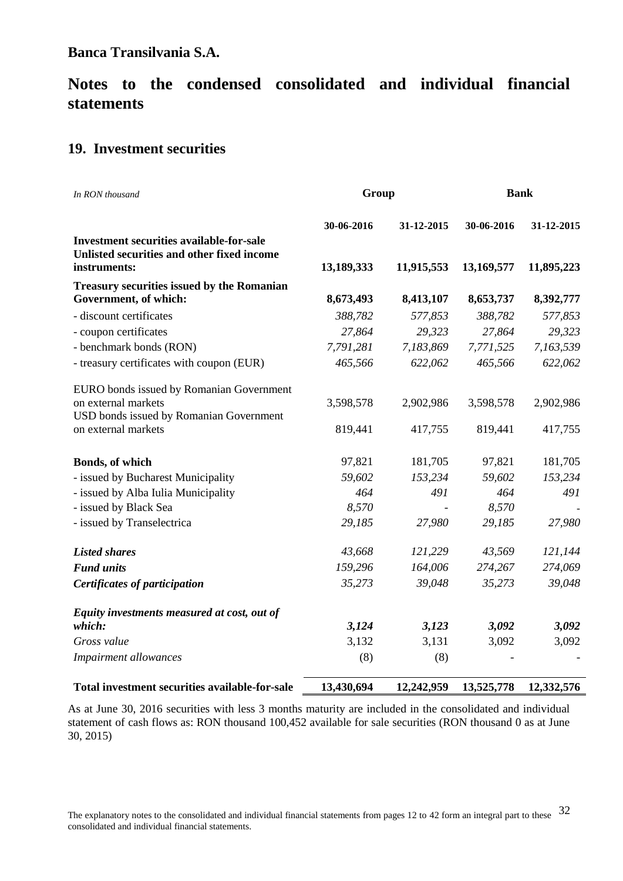## Banca Transilvania S.A.

# Notes to the condensed consolidated and individual financial statements

## 19. Investment securities

| *In RON thousand* | Group | | Bank | |
|---|---|---|---|---|
| | **30-06-2016** | **31-12-2015** | **30-06-2016** | **31-12-2015** |
| **Investment securities available-for-sale** | | | | |
| **Unlisted securities and other fixed income instruments:** | **13,189,333** | **11,915,553** | **13,169,577** | **11,895,223** |
| **Treasury securities issued by the Romanian Government, of which:** | **8,673,493** | **8,413,107** | **8,653,737** | **8,392,777** |
| - discount certificates | *388,782* | *577,853* | *388,782* | *577,853* |
| - coupon certificates | *27,864* | *29,323* | *27,864* | *29,323* |
| - benchmark bonds (RON) | *7,791,281* | *7,183,869* | *7,771,525* | *7,163,539* |
| - treasury certificates with coupon (EUR) | *465,566* | *622,062* | *465,566* | *622,062* |
| EURO bonds issued by Romanian Government on external markets | 3,598,578 | 2,902,986 | 3,598,578 | 2,902,986 |
| USD bonds issued by Romanian Government on external markets | 819,441 | 417,755 | 819,441 | 417,755 |
| **Bonds, of which** | 97,821 | 181,705 | 97,821 | 181,705 |
| - issued by Bucharest Municipality | *59,602* | *153,234* | *59,602* | *153,234* |
| - issued by Alba Iulia Municipality | *464* | *491* | *464* | *491* |
| - issued by Black Sea | *8,570* | - | *8,570* | - |
| - issued by Transelectrica | *29,185* | *27,980* | *29,185* | *27,980* |
| ***Listed shares*** | *43,668* | *121,229* | *43,569* | *121,144* |
| ***Fund units*** | *159,296* | *164,006* | *274,267* | *274,069* |
| ***Certificates of participation*** | *35,273* | *39,048* | *35,273* | *39,048* |
| ***Equity investments measured at cost, out of which:*** | ***3,124*** | ***3,123*** | ***3,092*** | ***3,092*** |
| *Gross value* | 3,132 | 3,131 | 3,092 | 3,092 |
| *Impairment allowances* | (8) | (8) | - | - |
| **Total investment securities available-for-sale** | **13,430,694** | **12,242,959** | **13,525,778** | **12,332,576** |

As at June 30, 2016 securities with less 3 months maturity are included in the consolidated and individual statement of cash flows as: RON thousand 100,452 available for sale securities (RON thousand 0 as at June 30, 2015)

The explanatory notes to the consolidated and individual financial statements from pages 12 to 42 form an integral part to these consolidated and individual financial statements.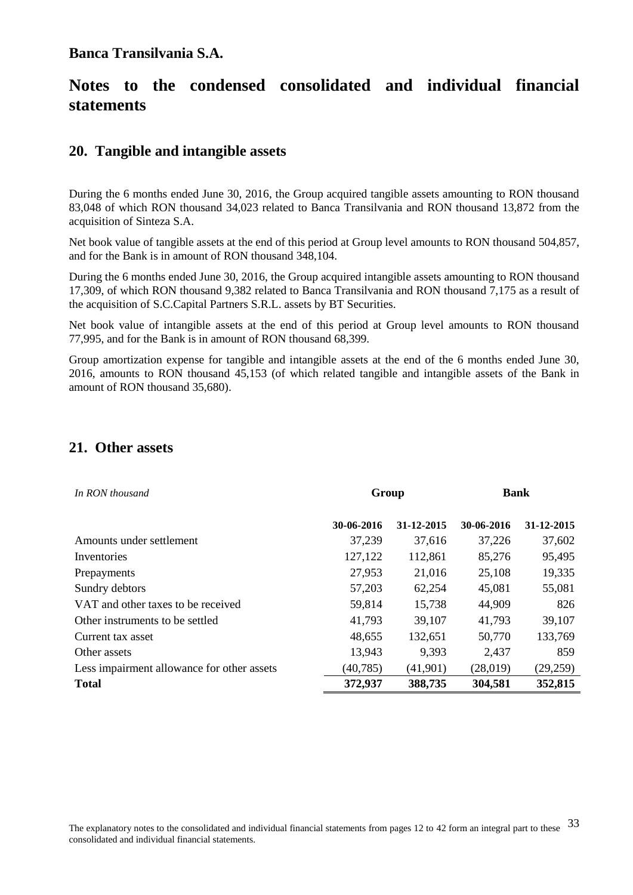**Banca Transilvania S.A.**

# Notes to the condensed consolidated and individual financial statements

## 20. Tangible and intangible assets

During the 6 months ended June 30, 2016, the Group acquired tangible assets amounting to RON thousand 83,048 of which RON thousand 34,023 related to Banca Transilvania and RON thousand 13,872 from the acquisition of Sinteza S.A.

Net book value of tangible assets at the end of this period at Group level amounts to RON thousand 504,857, and for the Bank is in amount of RON thousand 348,104.

During the 6 months ended June 30, 2016, the Group acquired intangible assets amounting to RON thousand 17,309, of which RON thousand 9,382 related to Banca Transilvania and RON thousand 7,175 as a result of the acquisition of S.C.Capital Partners S.R.L. assets by BT Securities.

Net book value of intangible assets at the end of this period at Group level amounts to RON thousand 77,995, and for the Bank is in amount of RON thousand 68,399.

Group amortization expense for tangible and intangible assets at the end of the 6 months ended June 30, 2016, amounts to RON thousand 45,153 (of which related tangible and intangible assets of the Bank in amount of RON thousand 35,680).

## 21. Other assets

| *In RON thousand* | **Group** | | **Bank** | |
|---|---|---|---|---|
| | **30-06-2016** | **31-12-2015** | **30-06-2016** | **31-12-2015** |
| Amounts under settlement | 37,239 | 37,616 | 37,226 | 37,602 |
| Inventories | 127,122 | 112,861 | 85,276 | 95,495 |
| Prepayments | 27,953 | 21,016 | 25,108 | 19,335 |
| Sundry debtors | 57,203 | 62,254 | 45,081 | 55,081 |
| VAT and other taxes to be received | 59,814 | 15,738 | 44,909 | 826 |
| Other instruments to be settled | 41,793 | 39,107 | 41,793 | 39,107 |
| Current tax asset | 48,655 | 132,651 | 50,770 | 133,769 |
| Other assets | 13,943 | 9,393 | 2,437 | 859 |
| Less impairment allowance for other assets | (40,785) | (41,901) | (28,019) | (29,259) |
| **Total** | **372,937** | **388,735** | **304,581** | **352,815** |

The explanatory notes to the consolidated and individual financial statements from pages 12 to 42 form an integral part to these consolidated and individual financial statements.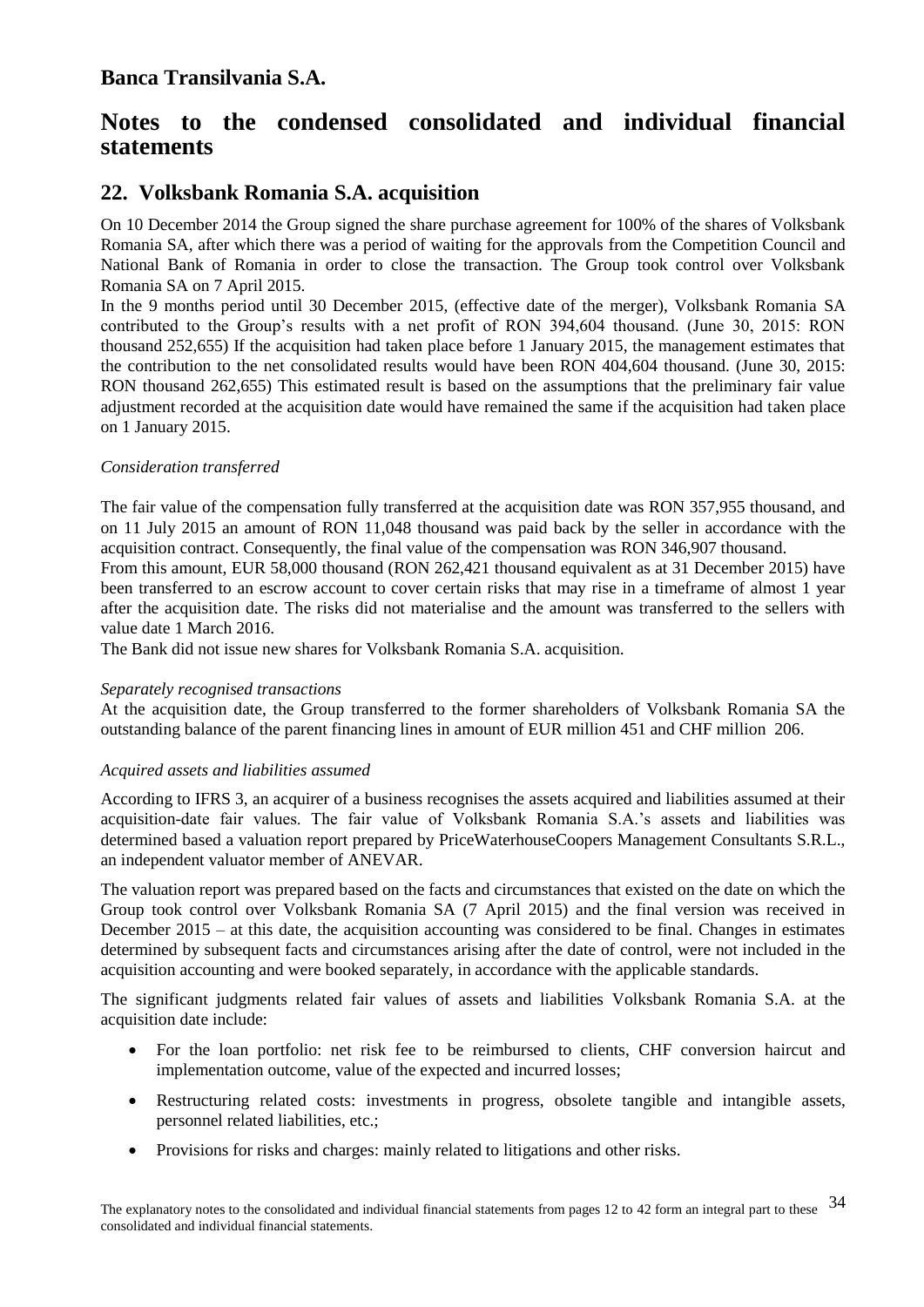# Notes to the condensed consolidated and individual financial statements

## 22. Volksbank Romania S.A. acquisition

On 10 December 2014 the Group signed the share purchase agreement for 100% of the shares of Volksbank Romania SA, after which there was a period of waiting for the approvals from the Competition Council and National Bank of Romania in order to close the transaction. The Group took control over Volksbank Romania SA on 7 April 2015.

In the 9 months period until 30 December 2015, (effective date of the merger), Volksbank Romania SA contributed to the Group's results with a net profit of RON 394,604 thousand. (June 30, 2015: RON thousand 252,655) If the acquisition had taken place before 1 January 2015, the management estimates that the contribution to the net consolidated results would have been RON 404,604 thousand. (June 30, 2015: RON thousand 262,655) This estimated result is based on the assumptions that the preliminary fair value adjustment recorded at the acquisition date would have remained the same if the acquisition had taken place on 1 January 2015.

*Consideration transferred*

The fair value of the compensation fully transferred at the acquisition date was RON 357,955 thousand, and on 11 July 2015 an amount of RON 11,048 thousand was paid back by the seller in accordance with the acquisition contract. Consequently, the final value of the compensation was RON 346,907 thousand.

From this amount, EUR 58,000 thousand (RON 262,421 thousand equivalent as at 31 December 2015) have been transferred to an escrow account to cover certain risks that may rise in a timeframe of almost 1 year after the acquisition date. The risks did not materialise and the amount was transferred to the sellers with value date 1 March 2016.

The Bank did not issue new shares for Volksbank Romania S.A. acquisition.

*Separately recognised transactions*

At the acquisition date, the Group transferred to the former shareholders of Volksbank Romania SA the outstanding balance of the parent financing lines in amount of EUR million 451 and CHF million 206.

*Acquired assets and liabilities assumed*

According to IFRS 3, an acquirer of a business recognises the assets acquired and liabilities assumed at their acquisition-date fair values. The fair value of Volksbank Romania S.A.'s assets and liabilities was determined based a valuation report prepared by PriceWaterhouseCoopers Management Consultants S.R.L., an independent valuator member of ANEVAR.

The valuation report was prepared based on the facts and circumstances that existed on the date on which the Group took control over Volksbank Romania SA (7 April 2015) and the final version was received in December 2015 – at this date, the acquisition accounting was considered to be final. Changes in estimates determined by subsequent facts and circumstances arising after the date of control, were not included in the acquisition accounting and were booked separately, in accordance with the applicable standards.

The significant judgments related fair values of assets and liabilities Volksbank Romania S.A. at the acquisition date include:

- For the loan portfolio: net risk fee to be reimbursed to clients, CHF conversion haircut and implementation outcome, value of the expected and incurred losses;
- Restructuring related costs: investments in progress, obsolete tangible and intangible assets, personnel related liabilities, etc.;
- Provisions for risks and charges: mainly related to litigations and other risks.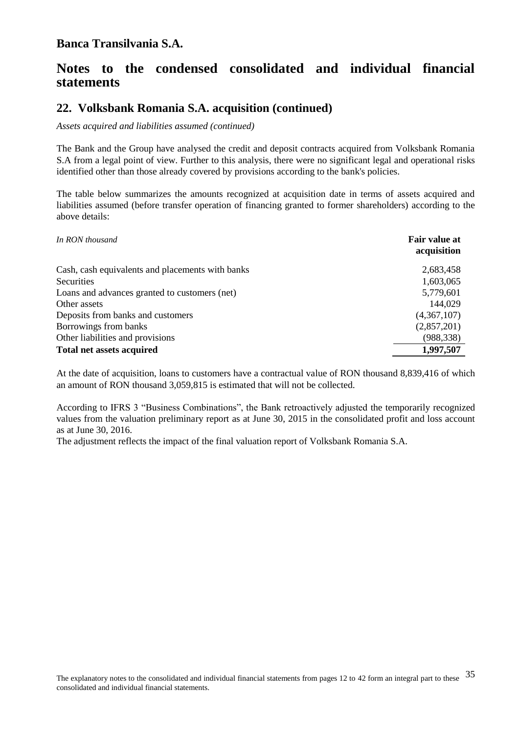# Banca Transilvania S.A.

# Notes to the condensed consolidated and individual financial statements

## 22. Volksbank Romania S.A. acquisition (continued)

*Assets acquired and liabilities assumed (continued)*

The Bank and the Group have analysed the credit and deposit contracts acquired from Volksbank Romania S.A from a legal point of view. Further to this analysis, there were no significant legal and operational risks identified other than those already covered by provisions according to the bank's policies.

The table below summarizes the amounts recognized at acquisition date in terms of assets acquired and liabilities assumed (before transfer operation of financing granted to former shareholders) according to the above details:

| *In RON thousand* | **Fair value at acquisition** |
|---|---|
| Cash, cash equivalents and placements with banks | 2,683,458 |
| Securities | 1,603,065 |
| Loans and advances granted to customers (net) | 5,779,601 |
| Other assets | 144,029 |
| Deposits from banks and customers | (4,367,107) |
| Borrowings from banks | (2,857,201) |
| Other liabilities and provisions | (988,338) |
| **Total net assets acquired** | **1,997,507** |

At the date of acquisition, loans to customers have a contractual value of RON thousand 8,839,416 of which an amount of RON thousand 3,059,815 is estimated that will not be collected.

According to IFRS 3 "Business Combinations", the Bank retroactively adjusted the temporarily recognized values from the valuation preliminary report as at June 30, 2015 in the consolidated profit and loss account as at June 30, 2016.

The adjustment reflects the impact of the final valuation report of Volksbank Romania S.A.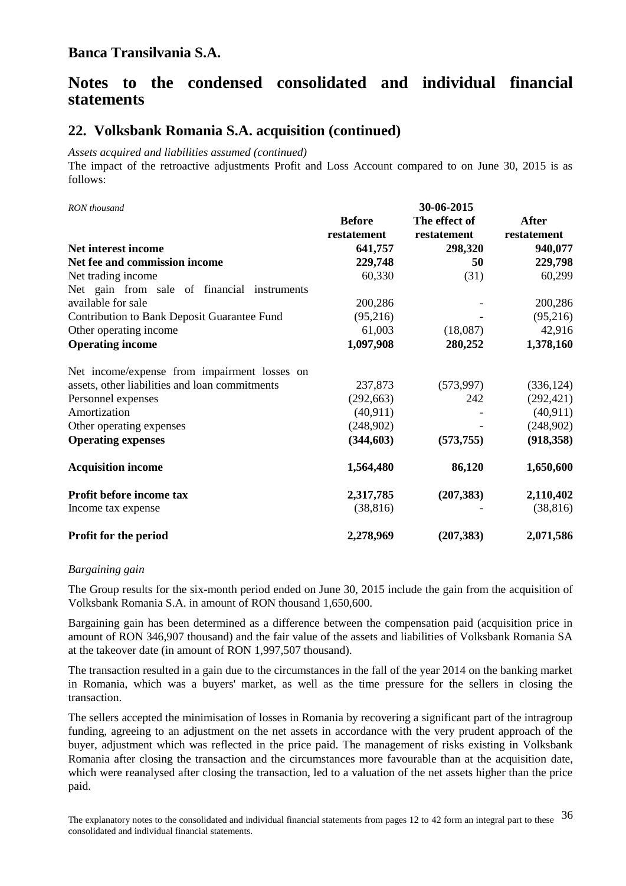# Banca Transilvania S.A.

# Notes to the condensed consolidated and individual financial statements

## 22. Volksbank Romania S.A. acquisition (continued)

*Assets acquired and liabilities assumed (continued)*

The impact of the retroactive adjustments Profit and Loss Account compared to on June 30, 2015 is as follows:

| *RON thousand* | 30-06-2015 | | |
|---|---|---|---|
| | **Before restatement** | **The effect of restatement** | **After restatement** |
| **Net interest income** | **641,757** | **298,320** | **940,077** |
| **Net fee and commission income** | **229,748** | **50** | **229,798** |
| Net trading income | 60,330 | (31) | 60,299 |
| Net gain from sale of financial instruments available for sale | 200,286 | - | 200,286 |
| Contribution to Bank Deposit Guarantee Fund | (95,216) | - | (95,216) |
| Other operating income | 61,003 | (18,087) | 42,916 |
| **Operating income** | **1,097,908** | **280,252** | **1,378,160** |
| Net income/expense from impairment losses on assets, other liabilities and loan commitments | 237,873 | (573,997) | (336,124) |
| Personnel expenses | (292,663) | 242 | (292,421) |
| Amortization | (40,911) | - | (40,911) |
| Other operating expenses | (248,902) | - | (248,902) |
| **Operating expenses** | **(344,603)** | **(573,755)** | **(918,358)** |
| **Acquisition income** | **1,564,480** | **86,120** | **1,650,600** |
| **Profit before income tax** | **2,317,785** | **(207,383)** | **2,110,402** |
| Income tax expense | (38,816) | - | (38,816) |
| **Profit for the period** | **2,278,969** | **(207,383)** | **2,071,586** |

*Bargaining gain*

The Group results for the six-month period ended on June 30, 2015 include the gain from the acquisition of Volksbank Romania S.A. in amount of RON thousand 1,650,600.

Bargaining gain has been determined as a difference between the compensation paid (acquisition price in amount of RON 346,907 thousand) and the fair value of the assets and liabilities of Volksbank Romania SA at the takeover date (in amount of RON 1,997,507 thousand).

The transaction resulted in a gain due to the circumstances in the fall of the year 2014 on the banking market in Romania, which was a buyers' market, as well as the time pressure for the sellers in closing the transaction.

The sellers accepted the minimisation of losses in Romania by recovering a significant part of the intragroup funding, agreeing to an adjustment on the net assets in accordance with the very prudent approach of the buyer, adjustment which was reflected in the price paid. The management of risks existing in Volksbank Romania after closing the transaction and the circumstances more favourable than at the acquisition date, which were reanalysed after closing the transaction, led to a valuation of the net assets higher than the price paid.

The explanatory notes to the consolidated and individual financial statements from pages 12 to 42 form an integral part to these consolidated and individual financial statements.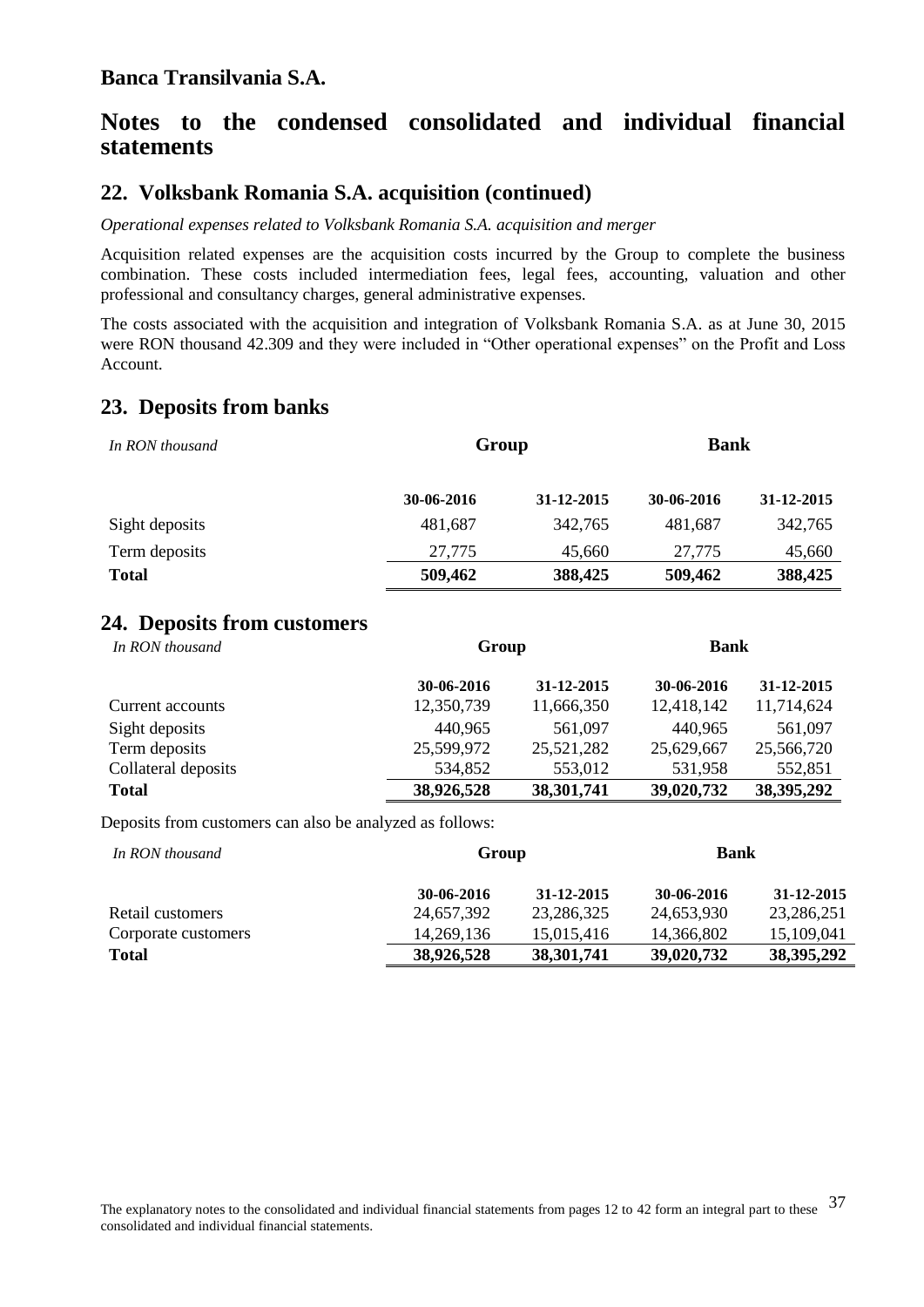## Banca Transilvania S.A.

# Notes to the condensed consolidated and individual financial statements

## 22. Volksbank Romania S.A. acquisition (continued)

*Operational expenses related to Volksbank Romania S.A. acquisition and merger*

Acquisition related expenses are the acquisition costs incurred by the Group to complete the business combination. These costs included intermediation fees, legal fees, accounting, valuation and other professional and consultancy charges, general administrative expenses.

The costs associated with the acquisition and integration of Volksbank Romania S.A. as at June 30, 2015 were RON thousand 42.309 and they were included in "Other operational expenses" on the Profit and Loss Account.

## 23. Deposits from banks

| *In RON thousand* | **Group** | | **Bank** | |
|---|---|---|---|---|
| | **30-06-2016** | **31-12-2015** | **30-06-2016** | **31-12-2015** |
| Sight deposits | 481,687 | 342,765 | 481,687 | 342,765 |
| Term deposits | 27,775 | 45,660 | 27,775 | 45,660 |
| **Total** | **509,462** | **388,425** | **509,462** | **388,425** |

## 24. Deposits from customers

| *In RON thousand* | **Group** | | **Bank** | |
|---|---|---|---|---|
| | **30-06-2016** | **31-12-2015** | **30-06-2016** | **31-12-2015** |
| Current accounts | 12,350,739 | 11,666,350 | 12,418,142 | 11,714,624 |
| Sight deposits | 440,965 | 561,097 | 440,965 | 561,097 |
| Term deposits | 25,599,972 | 25,521,282 | 25,629,667 | 25,566,720 |
| Collateral deposits | 534,852 | 553,012 | 531,958 | 552,851 |
| **Total** | **38,926,528** | **38,301,741** | **39,020,732** | **38,395,292** |

Deposits from customers can also be analyzed as follows:

| *In RON thousand* | **Group** | | **Bank** | |
|---|---|---|---|---|
| | **30-06-2016** | **31-12-2015** | **30-06-2016** | **31-12-2015** |
| Retail customers | 24,657,392 | 23,286,325 | 24,653,930 | 23,286,251 |
| Corporate customers | 14,269,136 | 15,015,416 | 14,366,802 | 15,109,041 |
| **Total** | **38,926,528** | **38,301,741** | **39,020,732** | **38,395,292** |

The explanatory notes to the consolidated and individual financial statements from pages 12 to 42 form an integral part to these consolidated and individual financial statements.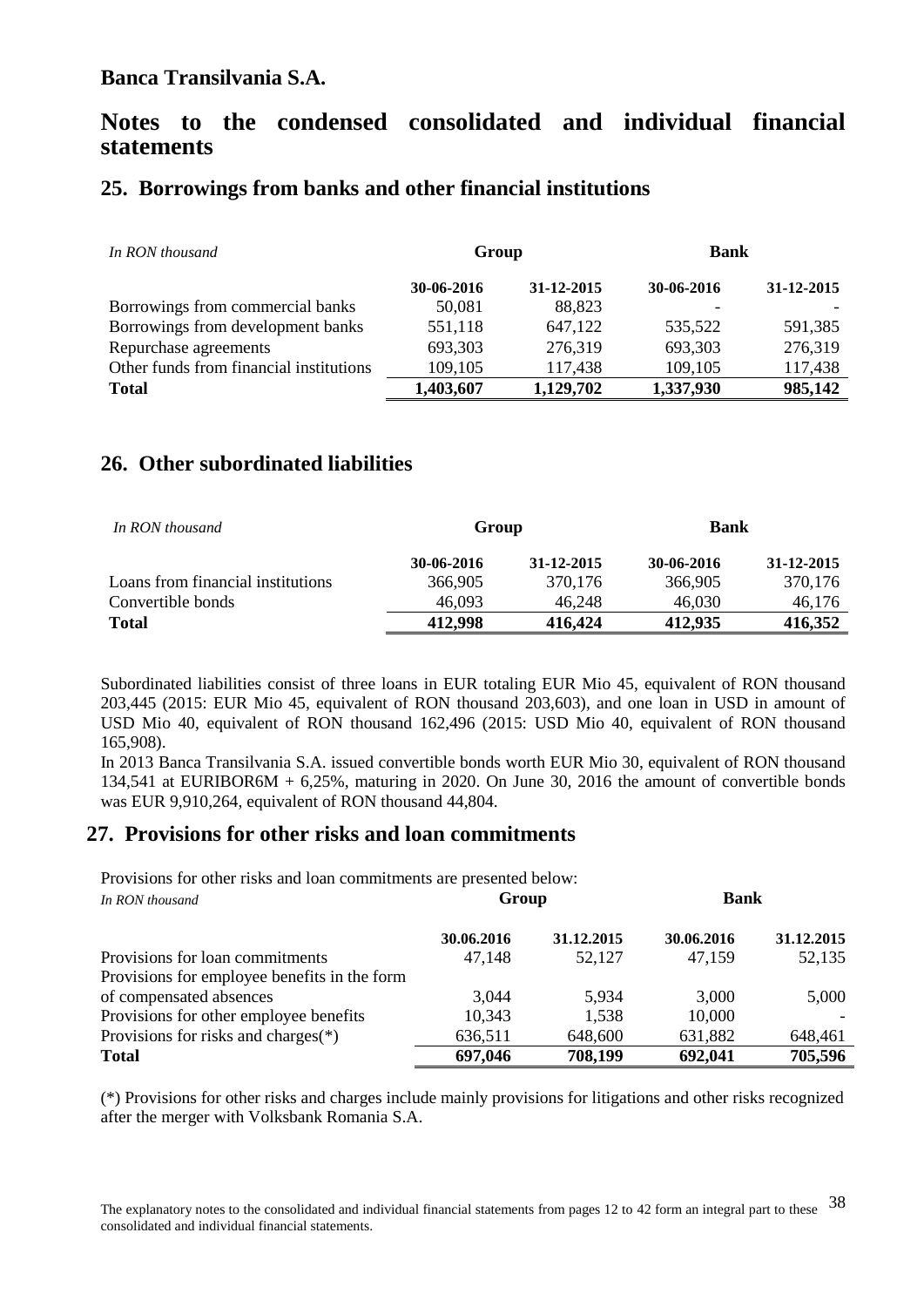# Banca Transilvania S.A.

# Notes to the condensed consolidated and individual financial statements

## 25. Borrowings from banks and other financial institutions

| *In RON thousand* | Group | | Bank | |
|---|---|---|---|---|
| | **30-06-2016** | **31-12-2015** | **30-06-2016** | **31-12-2015** |
| Borrowings from commercial banks | 50,081 | 88,823 | - | - |
| Borrowings from development banks | 551,118 | 647,122 | 535,522 | 591,385 |
| Repurchase agreements | 693,303 | 276,319 | 693,303 | 276,319 |
| Other funds from financial institutions | 109,105 | 117,438 | 109,105 | 117,438 |
| **Total** | **1,403,607** | **1,129,702** | **1,337,930** | **985,142** |

## 26. Other subordinated liabilities

| *In RON thousand* | Group | | Bank | |
|---|---|---|---|---|
| | **30-06-2016** | **31-12-2015** | **30-06-2016** | **31-12-2015** |
| Loans from financial institutions | 366,905 | 370,176 | 366,905 | 370,176 |
| Convertible bonds | 46,093 | 46,248 | 46,030 | 46,176 |
| **Total** | **412,998** | **416,424** | **412,935** | **416,352** |

Subordinated liabilities consist of three loans in EUR totaling EUR Mio 45, equivalent of RON thousand 203,445 (2015: EUR Mio 45, equivalent of RON thousand 203,603), and one loan in USD in amount of USD Mio 40, equivalent of RON thousand 162,496 (2015: USD Mio 40, equivalent of RON thousand 165,908).

In 2013 Banca Transilvania S.A. issued convertible bonds worth EUR Mio 30, equivalent of RON thousand 134,541 at EURIBOR6M + 6,25%, maturing in 2020. On June 30, 2016 the amount of convertible bonds was EUR 9,910,264, equivalent of RON thousand 44,804.

## 27. Provisions for other risks and loan commitments

Provisions for other risks and loan commitments are presented below:

| *In RON thousand* | Group | | Bank | |
|---|---|---|---|---|
| | **30.06.2016** | **31.12.2015** | **30.06.2016** | **31.12.2015** |
| Provisions for loan commitments | 47,148 | 52,127 | 47,159 | 52,135 |
| Provisions for employee benefits in the form of compensated absences | 3,044 | 5,934 | 3,000 | 5,000 |
| Provisions for other employee benefits | 10,343 | 1,538 | 10,000 | - |
| Provisions for risks and charges(*) | 636,511 | 648,600 | 631,882 | 648,461 |
| **Total** | **697,046** | **708,199** | **692,041** | **705,596** |

(*) Provisions for other risks and charges include mainly provisions for litigations and other risks recognized after the merger with Volksbank Romania S.A.

The explanatory notes to the consolidated and individual financial statements from pages 12 to 42 form an integral part to these consolidated and individual financial statements.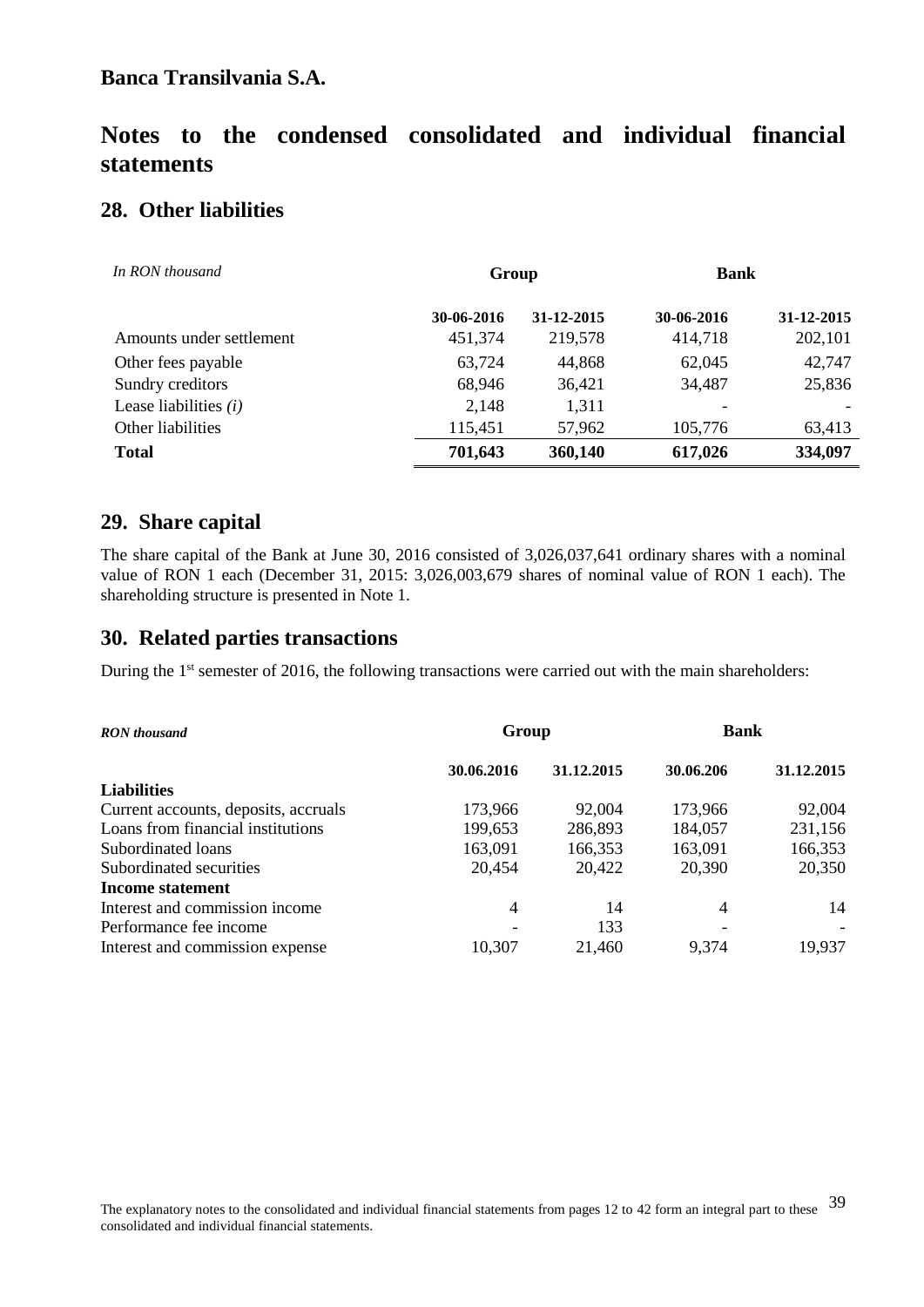**Banca Transilvania S.A.**

# Notes to the condensed consolidated and individual financial statements

## 28. Other liabilities

| *In RON thousand* | Group | | Bank | |
|---|---|---|---|---|
| | **30-06-2016** | **31-12-2015** | **30-06-2016** | **31-12-2015** |
| Amounts under settlement | 451,374 | 219,578 | 414,718 | 202,101 |
| Other fees payable | 63,724 | 44,868 | 62,045 | 42,747 |
| Sundry creditors | 68,946 | 36,421 | 34,487 | 25,836 |
| Lease liabilities *(i)* | 2,148 | 1,311 | - | - |
| Other liabilities | 115,451 | 57,962 | 105,776 | 63,413 |
| **Total** | **701,643** | **360,140** | **617,026** | **334,097** |

## 29. Share capital

The share capital of the Bank at June 30, 2016 consisted of 3,026,037,641 ordinary shares with a nominal value of RON 1 each (December 31, 2015: 3,026,003,679 shares of nominal value of RON 1 each). The shareholding structure is presented in Note 1.

## 30. Related parties transactions

During the 1st semester of 2016, the following transactions were carried out with the main shareholders:

| ***RON thousand*** | Group | | Bank | |
|---|---|---|---|---|
| | **30.06.2016** | **31.12.2015** | **30.06.206** | **31.12.2015** |
| **Liabilities** | | | | |
| Current accounts, deposits, accruals | 173,966 | 92,004 | 173,966 | 92,004 |
| Loans from financial institutions | 199,653 | 286,893 | 184,057 | 231,156 |
| Subordinated loans | 163,091 | 166,353 | 163,091 | 166,353 |
| Subordinated securities | 20,454 | 20,422 | 20,390 | 20,350 |
| **Income statement** | | | | |
| Interest and commission income | 4 | 14 | 4 | 14 |
| Performance fee income | - | 133 | - | - |
| Interest and commission expense | 10,307 | 21,460 | 9,374 | 19,937 |

The explanatory notes to the consolidated and individual financial statements from pages 12 to 42 form an integral part to these consolidated and individual financial statements.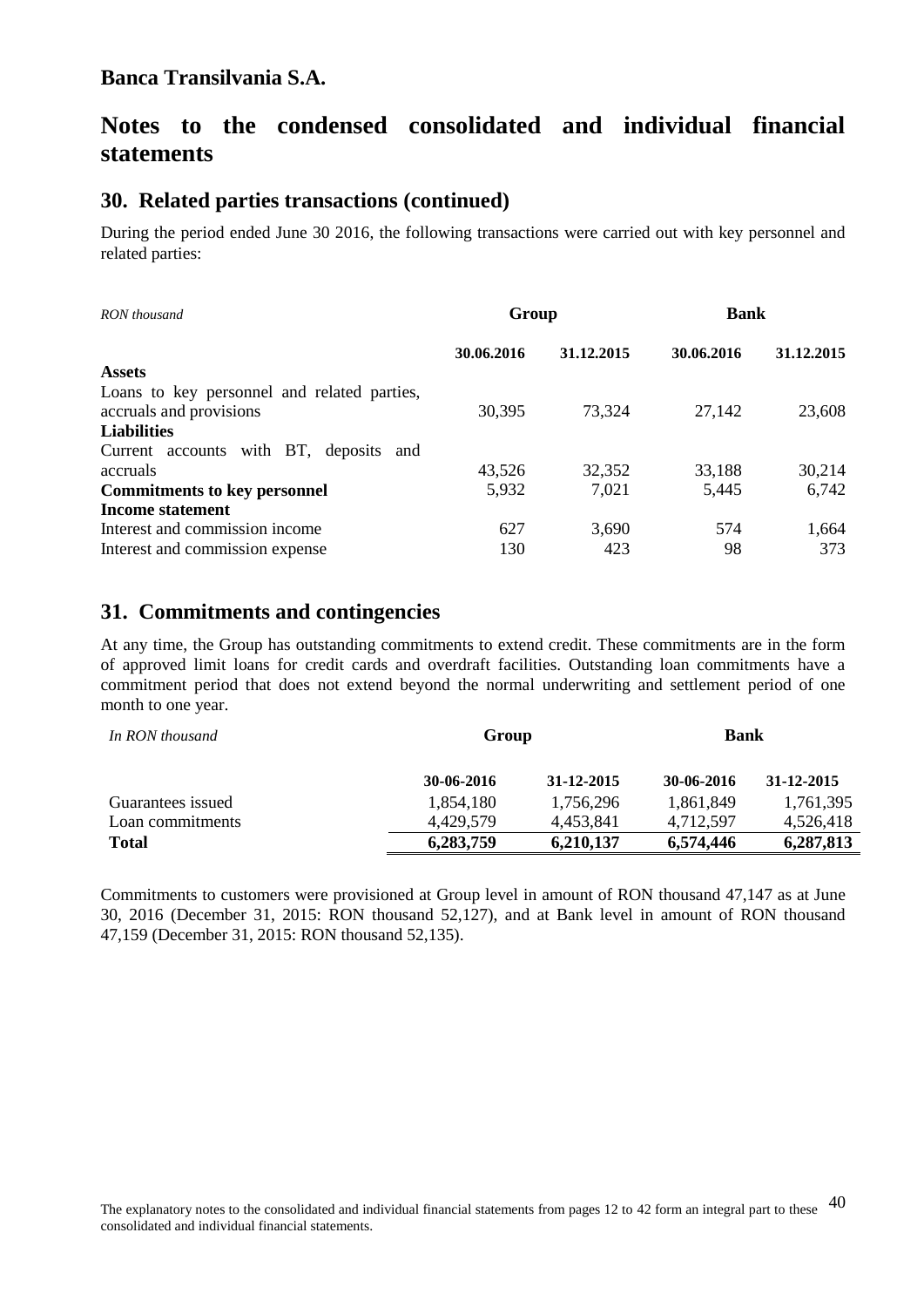**Banca Transilvania S.A.**

# Notes to the condensed consolidated and individual financial statements

## 30. Related parties transactions (continued)

During the period ended June 30 2016, the following transactions were carried out with key personnel and related parties:

| *RON thousand* | **Group** | | **Bank** | |
|---|---|---|---|---|
| | **30.06.2016** | **31.12.2015** | **30.06.2016** | **31.12.2015** |
| **Assets** | | | | |
| Loans to key personnel and related parties, accruals and provisions | 30,395 | 73,324 | 27,142 | 23,608 |
| **Liabilities** | | | | |
| Current accounts with BT, deposits and accruals | 43,526 | 32,352 | 33,188 | 30,214 |
| **Commitments to key personnel** | 5,932 | 7,021 | 5,445 | 6,742 |
| **Income statement** | | | | |
| Interest and commission income | 627 | 3,690 | 574 | 1,664 |
| Interest and commission expense | 130 | 423 | 98 | 373 |

## 31. Commitments and contingencies

At any time, the Group has outstanding commitments to extend credit. These commitments are in the form of approved limit loans for credit cards and overdraft facilities. Outstanding loan commitments have a commitment period that does not extend beyond the normal underwriting and settlement period of one month to one year.

| *In RON thousand* | **Group** | | **Bank** | |
|---|---|---|---|---|
| | **30-06-2016** | **31-12-2015** | **30-06-2016** | **31-12-2015** |
| Guarantees issued | 1,854,180 | 1,756,296 | 1,861,849 | 1,761,395 |
| Loan commitments | 4,429,579 | 4,453,841 | 4,712,597 | 4,526,418 |
| **Total** | **6,283,759** | **6,210,137** | **6,574,446** | **6,287,813** |

Commitments to customers were provisioned at Group level in amount of RON thousand 47,147 as at June 30, 2016 (December 31, 2015: RON thousand 52,127), and at Bank level in amount of RON thousand 47,159 (December 31, 2015: RON thousand 52,135).

The explanatory notes to the consolidated and individual financial statements from pages 12 to 42 form an integral part to these consolidated and individual financial statements.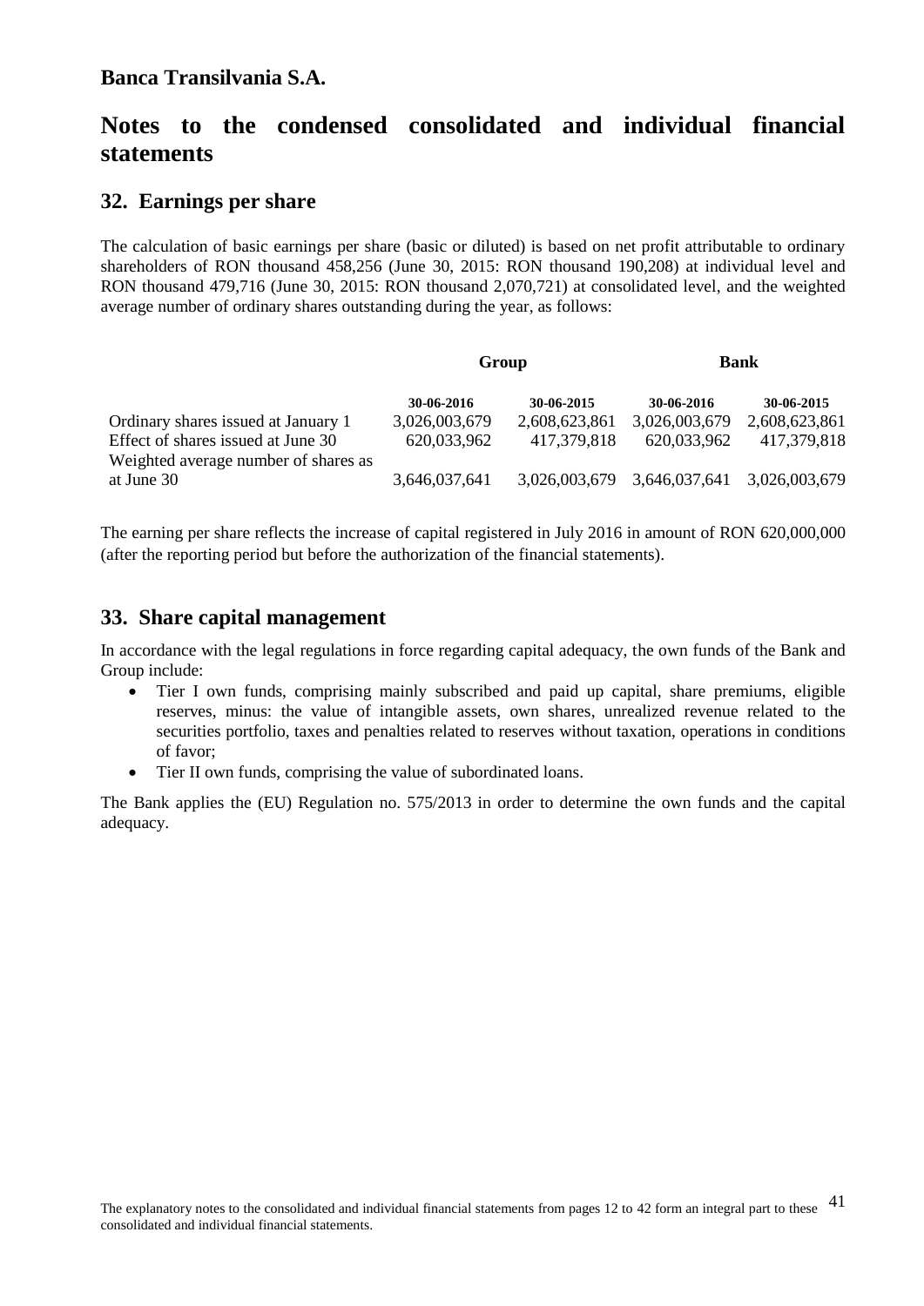**Banca Transilvania S.A.**

# Notes to the condensed consolidated and individual financial statements

## 32. Earnings per share

The calculation of basic earnings per share (basic or diluted) is based on net profit attributable to ordinary shareholders of RON thousand 458,256 (June 30, 2015: RON thousand 190,208) at individual level and RON thousand 479,716 (June 30, 2015: RON thousand 2,070,721) at consolidated level, and the weighted average number of ordinary shares outstanding during the year, as follows:

| | Group | | Bank | |
|---|---|---|---|---|
| | **30-06-2016** | **30-06-2015** | **30-06-2016** | **30-06-2015** |
| Ordinary shares issued at January 1 | 3,026,003,679 | 2,608,623,861 | 3,026,003,679 | 2,608,623,861 |
| Effect of shares issued at June 30 | 620,033,962 | 417,379,818 | 620,033,962 | 417,379,818 |
| Weighted average number of shares as at June 30 | 3,646,037,641 | 3,026,003,679 | 3,646,037,641 | 3,026,003,679 |

The earning per share reflects the increase of capital registered in July 2016 in amount of RON 620,000,000 (after the reporting period but before the authorization of the financial statements).

## 33. Share capital management

In accordance with the legal regulations in force regarding capital adequacy, the own funds of the Bank and Group include:

- Tier I own funds, comprising mainly subscribed and paid up capital, share premiums, eligible reserves, minus: the value of intangible assets, own shares, unrealized revenue related to the securities portfolio, taxes and penalties related to reserves without taxation, operations in conditions of favor;
- Tier II own funds, comprising the value of subordinated loans.

The Bank applies the (EU) Regulation no. 575/2013 in order to determine the own funds and the capital adequacy.

The explanatory notes to the consolidated and individual financial statements from pages 12 to 42 form an integral part to these consolidated and individual financial statements.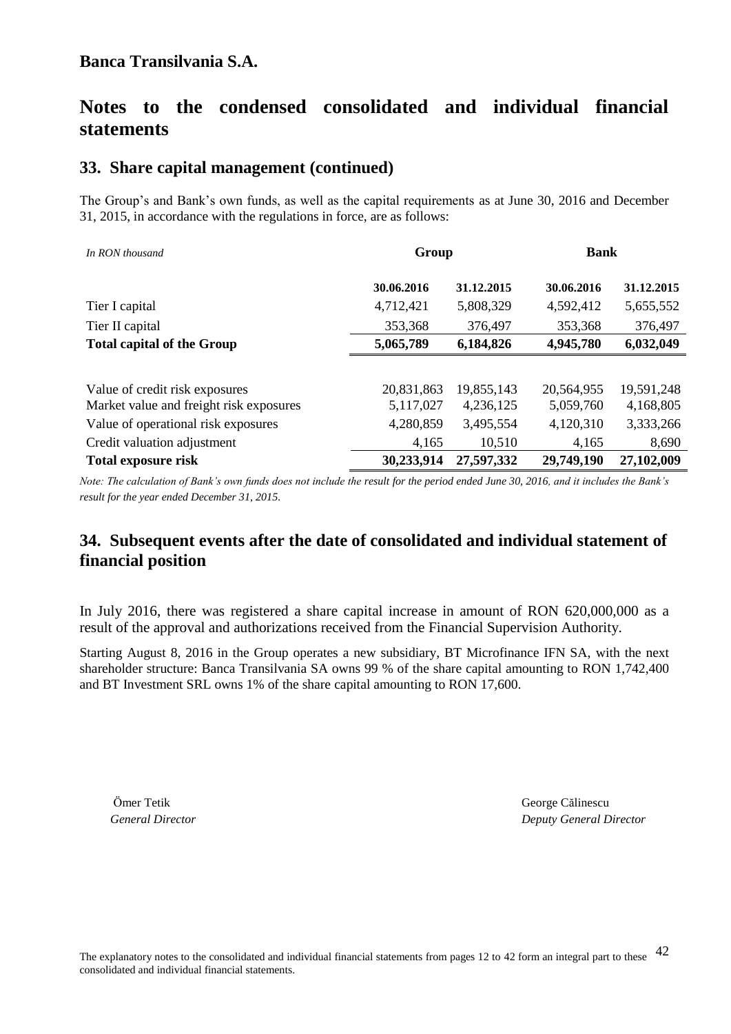# Banca Transilvania S.A.

# Notes to the condensed consolidated and individual financial statements

## 33. Share capital management (continued)

The Group's and Bank's own funds, as well as the capital requirements as at June 30, 2016 and December 31, 2015, in accordance with the regulations in force, are as follows:

| *In RON thousand* | Group | | Bank | |
|---|---|---|---|---|
| | **30.06.2016** | **31.12.2015** | **30.06.2016** | **31.12.2015** |
| Tier I capital | 4,712,421 | 5,808,329 | 4,592,412 | 5,655,552 |
| Tier II capital | 353,368 | 376,497 | 353,368 | 376,497 |
| **Total capital of the Group** | **5,065,789** | **6,184,826** | **4,945,780** | **6,032,049** |
| | | | | |
| Value of credit risk exposures | 20,831,863 | 19,855,143 | 20,564,955 | 19,591,248 |
| Market value and freight risk exposures | 5,117,027 | 4,236,125 | 5,059,760 | 4,168,805 |
| Value of operational risk exposures | 4,280,859 | 3,495,554 | 4,120,310 | 3,333,266 |
| Credit valuation adjustment | 4,165 | 10,510 | 4,165 | 8,690 |
| **Total exposure risk** | **30,233,914** | **27,597,332** | **29,749,190** | **27,102,009** |

*Note: The calculation of Bank's own funds does not include the result for the period ended June 30, 2016, and it includes the Bank's result for the year ended December 31, 2015.*

## 34. Subsequent events after the date of consolidated and individual statement of financial position

In July 2016, there was registered a share capital increase in amount of RON 620,000,000 as a result of the approval and authorizations received from the Financial Supervision Authority.

Starting August 8, 2016 in the Group operates a new subsidiary, BT Microfinance IFN SA, with the next shareholder structure: Banca Transilvania SA owns 99 % of the share capital amounting to RON 1,742,400 and BT Investment SRL owns 1% of the share capital amounting to RON 17,600.

Ömer Tetik
*General Director*

George Călinescu
*Deputy General Director*

The explanatory notes to the consolidated and individual financial statements from pages 12 to 42 form an integral part to these consolidated and individual financial statements.